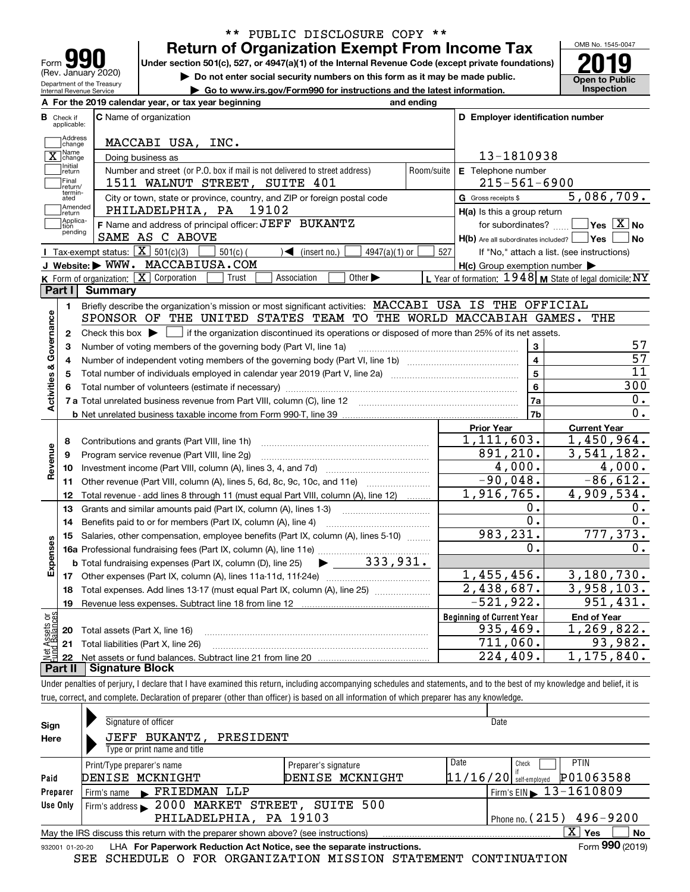\*\* PUBLIC DISCLOSURE COPY \*\*

# Form 990 — Return of Organization Exempt From Income Tax

Under section 501(c), 527, or 4947(a)(1) of the Internal Revenue Code (except private foundations)

▶ Do not enter social security numbers on this form as it may be made public.

▶ Go to www.irs.gov/Form990 for instructions and the latest information.

(Rev. January 2020) Department of the Treasury Internal Revenue Service

OMB No. 1545-0047 — **2019** — Open to Public Inspection

**A** For the 2019 calendar year, or tax year beginning and ending

**B** Check if applicable: Address change; [X] Name change; Initial return; Final return/terminated; Amended return; Application pending

**C** Name of organization: MACCABI USA, INC.

Doing business as

Number and street (or P.O. box if mail is not delivered to street address): 1511 WALNUT STREET, SUITE 401 — Room/suite

City or town, state or province, country, and ZIP or foreign postal code: PHILADELPHIA, PA 19102

**D** Employer identification number: 13-1810938

**E** Telephone number: 215-561-6900

**G** Gross receipts $ 5,086,709.

**F** Name and address of principal officer: JEFF BUKANTZ, SAME AS C ABOVE

**H(a)** Is this a group return for subordinates? Yes [X] No

**H(b)** Are all subordinates included? Yes No — If "No," attach a list. (see instructions)

**H(c)** Group exemption number ▶

**I** Tax-exempt status: [X] 501(c)(3) 501(c) ( ) ◀ (insert no.) 4947(a)(1) or 527

**J** Website: ▶ WWW. MACCABIUSA.COM

**K** Form of organization: [X] Corporation Trust Association Other ▶

**L** Year of formation: 1948 **M** State of legal domicile: NY

## Part I Summary

**Activities & Governance**

1. Briefly describe the organization's mission or most significant activities: MACCABI USA IS THE OFFICIAL SPONSOR OF THE UNITED STATES TEAM TO THE WORLD MACCABIAH GAMES. THE
2. Check this box ▶ if the organization discontinued its operations or disposed of more than 25% of its net assets.

| | | | |
|---|---|---|---|
| 3 | Number of voting members of the governing body (Part VI, line 1a) | 3 | 57 |
| 4 | Number of independent voting members of the governing body (Part VI, line 1b) | 4 | 57 |
| 5 | Total number of individuals employed in calendar year 2019 (Part V, line 2a) | 5 | 11 |
| 6 | Total number of volunteers (estimate if necessary) | 6 | 300 |
| 7a | Total unrelated business revenue from Part VIII, column (C), line 12 | 7a | 0. |
| b | Net unrelated business taxable income from Form 990-T, line 39 | 7b | 0. |

| | | Prior Year | Current Year |
|---|---|---|---|
| **Revenue** | | | |
| 8 | Contributions and grants (Part VIII, line 1h) | 1,111,603. | 1,450,964. |
| 9 | Program service revenue (Part VIII, line 2g) | 891,210. | 3,541,182. |
| 10 | Investment income (Part VIII, column (A), lines 3, 4, and 7d) | 4,000. | 4,000. |
| 11 | Other revenue (Part VIII, column (A), lines 5, 6d, 8c, 9c, 10c, and 11e) | -90,048. | -86,612. |
| 12 | Total revenue - add lines 8 through 11 (must equal Part VIII, column (A), line 12) | 1,916,765. | 4,909,534. |
| **Expenses** | | | |
| 13 | Grants and similar amounts paid (Part IX, column (A), lines 1-3) | 0. | 0. |
| 14 | Benefits paid to or for members (Part IX, column (A), line 4) | 0. | 0. |
| 15 | Salaries, other compensation, employee benefits (Part IX, column (A), lines 5-10) | 983,231. | 777,373. |
| 16a | Professional fundraising fees (Part IX, column (A), line 11e) | 0. | 0. |
| b | Total fundraising expenses (Part IX, column (D), line 25) ▶ 333,931. | | |
| 17 | Other expenses (Part IX, column (A), lines 11a-11d, 11f-24e) | 1,455,456. | 3,180,730. |
| 18 | Total expenses. Add lines 13-17 (must equal Part IX, column (A), line 25) | 2,438,687. | 3,958,103. |
| 19 | Revenue less expenses. Subtract line 18 from line 12 | -521,922. | 951,431. |

| **Net Assets or Fund Balances** | | Beginning of Current Year | End of Year |
|---|---|---|---|
| 20 | Total assets (Part X, line 16) | 935,469. | 1,269,822. |
| 21 | Total liabilities (Part X, line 26) | 711,060. | 93,982. |
| 22 | Net assets or fund balances. Subtract line 21 from line 20 | 224,409. | 1,175,840. |

## Part II Signature Block

Under penalties of perjury, I declare that I have examined this return, including accompanying schedules and statements, and to the best of my knowledge and belief, it is true, correct, and complete. Declaration of preparer (other than officer) is based on all information of which preparer has any knowledge.

**Sign Here**

Signature of officer — Date

JEFF BUKANTZ, PRESIDENT

Type or print name and title

**Paid Preparer Use Only**

| Print/Type preparer's name | Preparer's signature | Date | Check if self-employed | PTIN |
|---|---|---|---|---|
| DENISE MCKNIGHT | DENISE MCKNIGHT | 11/16/20 | | P01063588 |

Firm's name ▶ FRIEDMAN LLP — Firm's EIN ▶ 13-1610809

Firm's address ▶ 2000 MARKET STREET, SUITE 500, PHILADELPHIA, PA 19103 — Phone no. (215) 496-9200

May the IRS discuss this return with the preparer shown above? (see instructions) [X] Yes No

932001 01-20-20 LHA For Paperwork Reduction Act Notice, see the separate instructions. Form **990** (2019)

SEE SCHEDULE O FOR ORGANIZATION MISSION STATEMENT CONTINUATION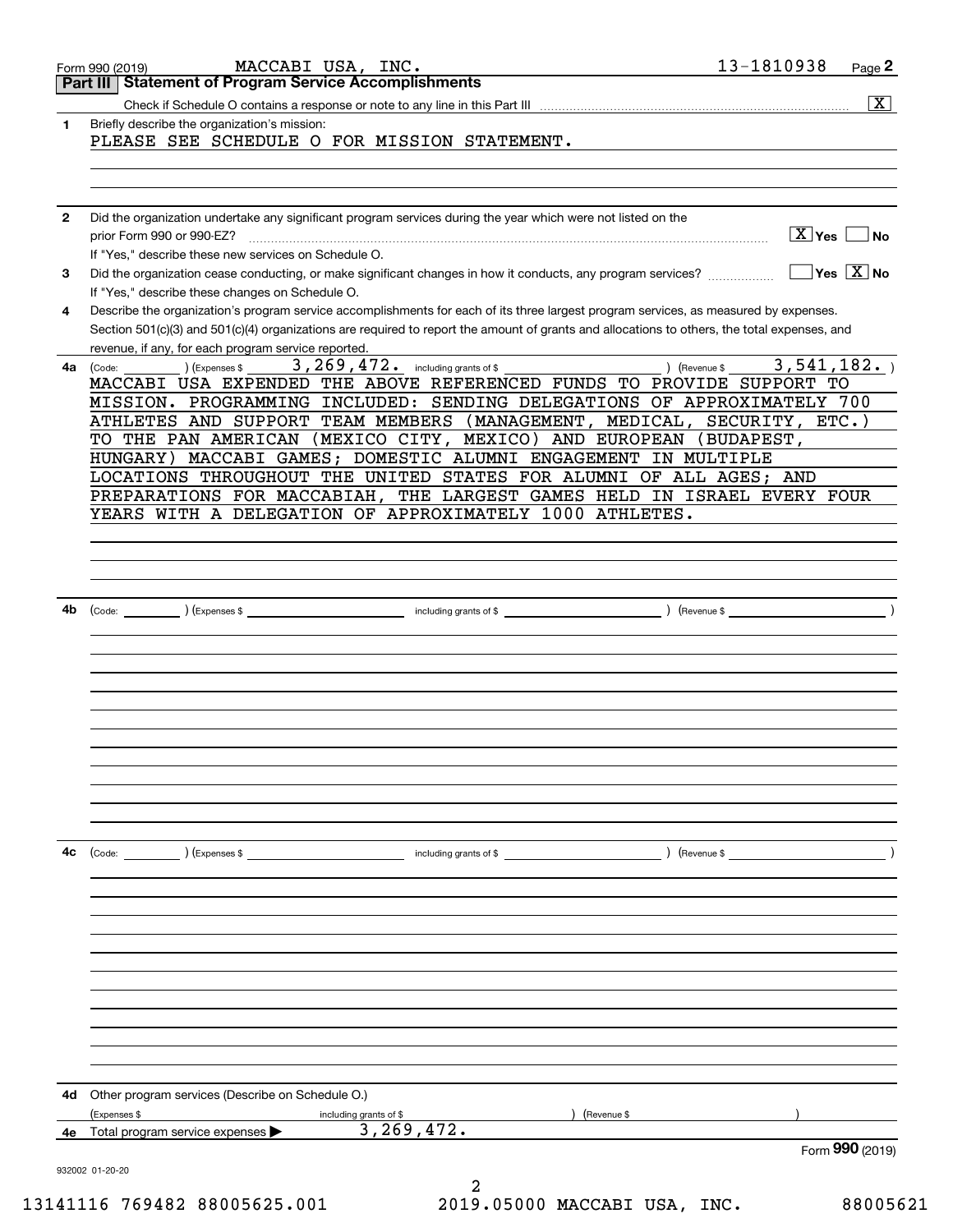Form 990 (2019) MACCABI USA, INC. 13-1810938 Page **2**

## Part III Statement of Program Service Accomplishments

Check if Schedule O contains a response or note to any line in this Part III .......... [X]

**1** Briefly describe the organization's mission:

PLEASE SEE SCHEDULE O FOR MISSION STATEMENT.

**2** Did the organization undertake any significant program services during the year which were not listed on the prior Form 990 or 990-EZ? .......... [X] Yes [ ] No

If "Yes," describe these new services on Schedule O.

**3** Did the organization cease conducting, or make significant changes in how it conducts, any program services? .......... [ ] Yes [X] No

If "Yes," describe these changes on Schedule O.

**4** Describe the organization's program service accomplishments for each of its three largest program services, as measured by expenses. Section 501(c)(3) and 501(c)(4) organizations are required to report the amount of grants and allocations to others, the total expenses, and revenue, if any, for each program service reported.

**4a** (Code: ) (Expenses $ 3,269,472. including grants of $ ) (Revenue $ 3,541,182. )

MACCABI USA EXPENDED THE ABOVE REFERENCED FUNDS TO PROVIDE SUPPORT TO MISSION. PROGRAMMING INCLUDED: SENDING DELEGATIONS OF APPROXIMATELY 700 ATHLETES AND SUPPORT TEAM MEMBERS (MANAGEMENT, MEDICAL, SECURITY, ETC.) TO THE PAN AMERICAN (MEXICO CITY, MEXICO) AND EUROPEAN (BUDAPEST, HUNGARY) MACCABI GAMES; DOMESTIC ALUMNI ENGAGEMENT IN MULTIPLE LOCATIONS THROUGHOUT THE UNITED STATES FOR ALUMNI OF ALL AGES; AND PREPARATIONS FOR MACCABIAH, THE LARGEST GAMES HELD IN ISRAEL EVERY FOUR YEARS WITH A DELEGATION OF APPROXIMATELY 1000 ATHLETES.

**4b** (Code: ) (Expenses $ including grants of $ ) (Revenue $ )

**4c** (Code: ) (Expenses $ including grants of $ ) (Revenue $ )

**4d** Other program services (Describe on Schedule O.)

(Expenses $ including grants of $ ) (Revenue $ )

**4e** Total program service expenses ▶ 3,269,472.

Form **990** (2019)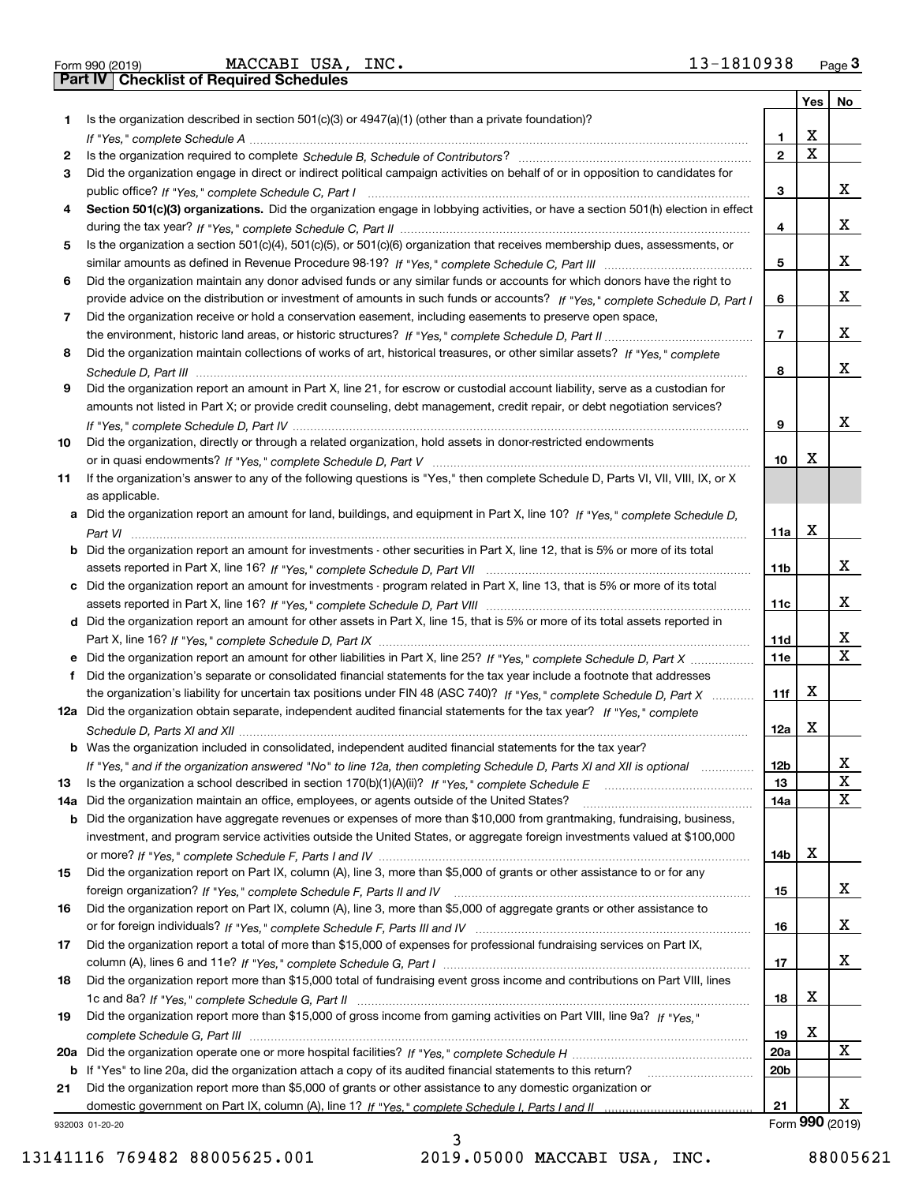Form 990 (2019) MACCABI USA, INC. 13-1810938 Page 3

## Part IV Checklist of Required Schedules

| | | | Yes | No |
|---|---|---|---|---|
| 1 | Is the organization described in section 501(c)(3) or 4947(a)(1) (other than a private foundation)? *If "Yes," complete Schedule A* | 1 | X | |
| 2 | Is the organization required to complete *Schedule B, Schedule of Contributors*? | 2 | X | |
| 3 | Did the organization engage in direct or indirect political campaign activities on behalf of or in opposition to candidates for public office? *If "Yes," complete Schedule C, Part I* | 3 | | X |
| 4 | **Section 501(c)(3) organizations.** Did the organization engage in lobbying activities, or have a section 501(h) election in effect during the tax year? *If "Yes," complete Schedule C, Part II* | 4 | | X |
| 5 | Is the organization a section 501(c)(4), 501(c)(5), or 501(c)(6) organization that receives membership dues, assessments, or similar amounts as defined in Revenue Procedure 98-19? *If "Yes," complete Schedule C, Part III* | 5 | | X |
| 6 | Did the organization maintain any donor advised funds or any similar funds or accounts for which donors have the right to provide advice on the distribution or investment of amounts in such funds or accounts? *If "Yes," complete Schedule D, Part I* | 6 | | X |
| 7 | Did the organization receive or hold a conservation easement, including easements to preserve open space, the environment, historic land areas, or historic structures? *If "Yes," complete Schedule D, Part II* | 7 | | X |
| 8 | Did the organization maintain collections of works of art, historical treasures, or other similar assets? *If "Yes," complete Schedule D, Part III* | 8 | | X |
| 9 | Did the organization report an amount in Part X, line 21, for escrow or custodial account liability, serve as a custodian for amounts not listed in Part X; or provide credit counseling, debt management, credit repair, or debt negotiation services? *If "Yes," complete Schedule D, Part IV* | 9 | | X |
| 10 | Did the organization, directly or through a related organization, hold assets in donor-restricted endowments or in quasi endowments? *If "Yes," complete Schedule D, Part V* | 10 | X | |
| 11 | If the organization's answer to any of the following questions is "Yes," then complete Schedule D, Parts VI, VII, VIII, IX, or X as applicable. | | | |
| a | Did the organization report an amount for land, buildings, and equipment in Part X, line 10? *If "Yes," complete Schedule D, Part VI* | 11a | X | |
| b | Did the organization report an amount for investments - other securities in Part X, line 12, that is 5% or more of its total assets reported in Part X, line 16? *If "Yes," complete Schedule D, Part VII* | 11b | | X |
| c | Did the organization report an amount for investments - program related in Part X, line 13, that is 5% or more of its total assets reported in Part X, line 16? *If "Yes," complete Schedule D, Part VIII* | 11c | | X |
| d | Did the organization report an amount for other assets in Part X, line 15, that is 5% or more of its total assets reported in Part X, line 16? *If "Yes," complete Schedule D, Part IX* | 11d | | X |
| e | Did the organization report an amount for other liabilities in Part X, line 25? *If "Yes," complete Schedule D, Part X* | 11e | | X |
| f | Did the organization's separate or consolidated financial statements for the tax year include a footnote that addresses the organization's liability for uncertain tax positions under FIN 48 (ASC 740)? *If "Yes," complete Schedule D, Part X* | 11f | X | |
| 12a | Did the organization obtain separate, independent audited financial statements for the tax year? *If "Yes," complete Schedule D, Parts XI and XII* | 12a | X | |
| b | Was the organization included in consolidated, independent audited financial statements for the tax year? *If "Yes," and if the organization answered "No" to line 12a, then completing Schedule D, Parts XI and XII is optional* | 12b | | X |
| 13 | Is the organization a school described in section 170(b)(1)(A)(ii)? *If "Yes," complete Schedule E* | 13 | | X |
| 14a | Did the organization maintain an office, employees, or agents outside of the United States? | 14a | | X |
| b | Did the organization have aggregate revenues or expenses of more than $10,000 from grantmaking, fundraising, business, investment, and program service activities outside the United States, or aggregate foreign investments valued at $100,000 or more? *If "Yes," complete Schedule F, Parts I and IV* | 14b | X | |
| 15 | Did the organization report on Part IX, column (A), line 3, more than $5,000 of grants or other assistance to or for any foreign organization? *If "Yes," complete Schedule F, Parts II and IV* | 15 | | X |
| 16 | Did the organization report on Part IX, column (A), line 3, more than $5,000 of aggregate grants or other assistance to or for foreign individuals? *If "Yes," complete Schedule F, Parts III and IV* | 16 | | X |
| 17 | Did the organization report a total of more than $15,000 of expenses for professional fundraising services on Part IX, column (A), lines 6 and 11e? *If "Yes," complete Schedule G, Part I* | 17 | | X |
| 18 | Did the organization report more than $15,000 total of fundraising event gross income and contributions on Part VIII, lines 1c and 8a? *If "Yes," complete Schedule G, Part II* | 18 | X | |
| 19 | Did the organization report more than $15,000 of gross income from gaming activities on Part VIII, line 9a? *If "Yes," complete Schedule G, Part III* | 19 | X | |
| 20a | Did the organization operate one or more hospital facilities? *If "Yes," complete Schedule H* | 20a | | X |
| b | If "Yes" to line 20a, did the organization attach a copy of its audited financial statements to this return? | 20b | | |
| 21 | Did the organization report more than $5,000 of grants or other assistance to any domestic organization or domestic government on Part IX, column (A), line 1? *If "Yes," complete Schedule I, Parts I and II* | 21 | | X |

932003 01-20-20 Form 990 (2019)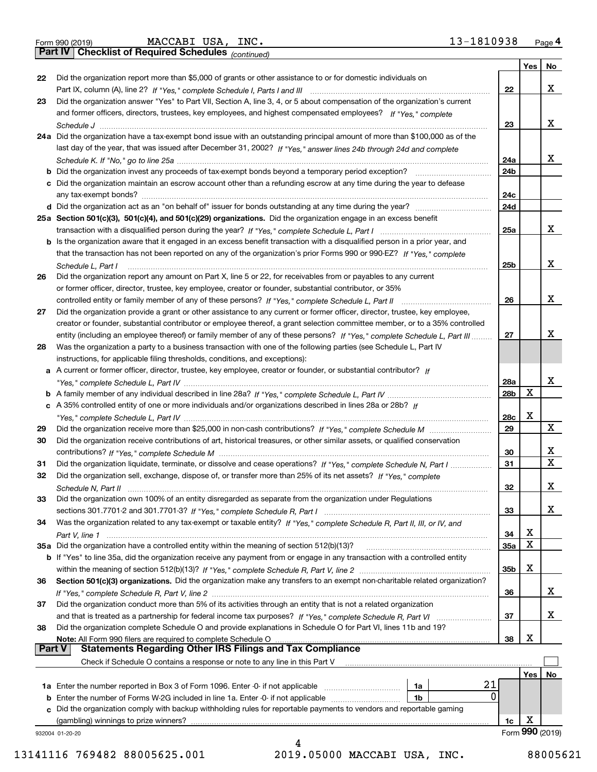Form 990 (2019) MACCABI USA, INC. 13-1810938 Page 4

**Part IV | Checklist of Required Schedules** *(continued)*

| | | | Yes | No |
|---|---|---|---|---|
| 22 | Did the organization report more than $5,000 of grants or other assistance to or for domestic individuals on Part IX, column (A), line 2? *If "Yes," complete Schedule I, Parts I and III* | 22 | | X |
| 23 | Did the organization answer "Yes" to Part VII, Section A, line 3, 4, or 5 about compensation of the organization's current and former officers, directors, trustees, key employees, and highest compensated employees? *If "Yes," complete Schedule J* | 23 | | X |
| 24a | Did the organization have a tax-exempt bond issue with an outstanding principal amount of more than $100,000 as of the last day of the year, that was issued after December 31, 2002? *If "Yes," answer lines 24b through 24d and complete Schedule K. If "No," go to line 25a* | 24a | | X |
| b | Did the organization invest any proceeds of tax-exempt bonds beyond a temporary period exception? | 24b | | |
| c | Did the organization maintain an escrow account other than a refunding escrow at any time during the year to defease any tax-exempt bonds? | 24c | | |
| d | Did the organization act as an "on behalf of" issuer for bonds outstanding at any time during the year? | 24d | | |
| 25a | **Section 501(c)(3), 501(c)(4), and 501(c)(29) organizations.** Did the organization engage in an excess benefit transaction with a disqualified person during the year? *If "Yes," complete Schedule L, Part I* | 25a | | X |
| b | Is the organization aware that it engaged in an excess benefit transaction with a disqualified person in a prior year, and that the transaction has not been reported on any of the organization's prior Forms 990 or 990-EZ? *If "Yes," complete Schedule L, Part I* | 25b | | X |
| 26 | Did the organization report any amount on Part X, line 5 or 22, for receivables from or payables to any current or former officer, director, trustee, key employee, creator or founder, substantial contributor, or 35% controlled entity or family member of any of these persons? *If "Yes," complete Schedule L, Part II* | 26 | | X |
| 27 | Did the organization provide a grant or other assistance to any current or former officer, director, trustee, key employee, creator or founder, substantial contributor or employee thereof, a grant selection committee member, or to a 35% controlled entity (including an employee thereof) or family member of any of these persons? *If "Yes," complete Schedule L, Part III* | 27 | | X |
| 28 | Was the organization a party to a business transaction with one of the following parties (see Schedule L, Part IV instructions, for applicable filing thresholds, conditions, and exceptions): | | | |
| a | A current or former officer, director, trustee, key employee, creator or founder, or substantial contributor? *If "Yes," complete Schedule L, Part IV* | 28a | | X |
| b | A family member of any individual described in line 28a? *If "Yes," complete Schedule L, Part IV* | 28b | X | |
| c | A 35% controlled entity of one or more individuals and/or organizations described in lines 28a or 28b? *If "Yes," complete Schedule L, Part IV* | 28c | X | |
| 29 | Did the organization receive more than $25,000 in non-cash contributions? *If "Yes," complete Schedule M* | 29 | | X |
| 30 | Did the organization receive contributions of art, historical treasures, or other similar assets, or qualified conservation contributions? *If "Yes," complete Schedule M* | 30 | | X |
| 31 | Did the organization liquidate, terminate, or dissolve and cease operations? *If "Yes," complete Schedule N, Part I* | 31 | | X |
| 32 | Did the organization sell, exchange, dispose of, or transfer more than 25% of its net assets? *If "Yes," complete Schedule N, Part II* | 32 | | X |
| 33 | Did the organization own 100% of an entity disregarded as separate from the organization under Regulations sections 301.7701-2 and 301.7701-3? *If "Yes," complete Schedule R, Part I* | 33 | | X |
| 34 | Was the organization related to any tax-exempt or taxable entity? *If "Yes," complete Schedule R, Part II, III, or IV, and Part V, line 1* | 34 | X | |
| 35a | Did the organization have a controlled entity within the meaning of section 512(b)(13)? | 35a | X | |
| b | If "Yes" to line 35a, did the organization receive any payment from or engage in any transaction with a controlled entity within the meaning of section 512(b)(13)? *If "Yes," complete Schedule R, Part V, line 2* | 35b | X | |
| 36 | **Section 501(c)(3) organizations.** Did the organization make any transfers to an exempt non-charitable related organization? *If "Yes," complete Schedule R, Part V, line 2* | 36 | | X |
| 37 | Did the organization conduct more than 5% of its activities through an entity that is not a related organization and that is treated as a partnership for federal income tax purposes? *If "Yes," complete Schedule R, Part VI* | 37 | | X |
| 38 | Did the organization complete Schedule O and provide explanations in Schedule O for Part VI, lines 11b and 19? **Note:** All Form 990 filers are required to complete Schedule O | 38 | X | |

**Part V | Statements Regarding Other IRS Filings and Tax Compliance**

Check if Schedule O contains a response or note to any line in this Part V ☐

| | | | | | Yes | No |
|---|---|---|---|---|---|---|
| 1a | Enter the number reported in Box 3 of Form 1096. Enter -0- if not applicable | 1a | 21 | | | |
| b | Enter the number of Forms W-2G included in line 1a. Enter -0- if not applicable | 1b | 0 | | | |
| c | Did the organization comply with backup withholding rules for reportable payments to vendors and reportable gaming (gambling) winnings to prize winners? | | | 1c | X | |

932004 01-20-20 Form **990** (2019)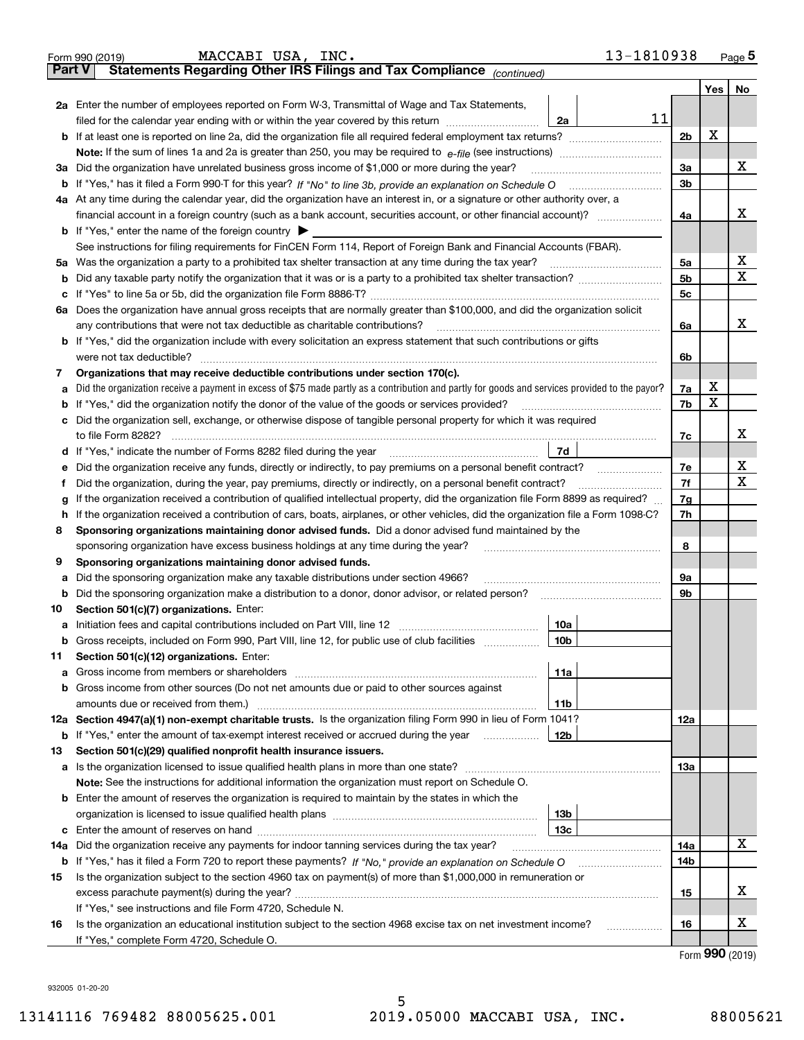Form 990 (2019) MACCABI USA, INC. 13-1810938 Page **5**

## Part V Statements Regarding Other IRS Filings and Tax Compliance *(continued)*

| | | | | Yes | No |
|---|---|---|---|---|---|
| **2a** | Enter the number of employees reported on Form W-3, Transmittal of Wage and Tax Statements, filed for the calendar year ending with or within the year covered by this return | 2a | 11 | | |
| **b** | If at least one is reported on line 2a, did the organization file all required federal employment tax returns? | | 2b | X | |
| | **Note:** If the sum of lines 1a and 2a is greater than 250, you may be required to *e-file* (see instructions) | | | | |
| **3a** | Did the organization have unrelated business gross income of $1,000 or more during the year? | | 3a | | X |
| **b** | If "Yes," has it filed a Form 990-T for this year? *If "No" to line 3b, provide an explanation on Schedule O* | | 3b | | |
| **4a** | At any time during the calendar year, did the organization have an interest in, or a signature or other authority over, a financial account in a foreign country (such as a bank account, securities account, or other financial account)? | | 4a | | X |
| **b** | If "Yes," enter the name of the foreign country ▶ | | | | |
| | See instructions for filing requirements for FinCEN Form 114, Report of Foreign Bank and Financial Accounts (FBAR). | | | | |
| **5a** | Was the organization a party to a prohibited tax shelter transaction at any time during the tax year? | | 5a | | X |
| **b** | Did any taxable party notify the organization that it was or is a party to a prohibited tax shelter transaction? | | 5b | | X |
| **c** | If "Yes" to line 5a or 5b, did the organization file Form 8886-T? | | 5c | | |
| **6a** | Does the organization have annual gross receipts that are normally greater than $100,000, and did the organization solicit any contributions that were not tax deductible as charitable contributions? | | 6a | | X |
| **b** | If "Yes," did the organization include with every solicitation an express statement that such contributions or gifts were not tax deductible? | | 6b | | |
| **7** | **Organizations that may receive deductible contributions under section 170(c).** | | | | |
| **a** | Did the organization receive a payment in excess of $75 made partly as a contribution and partly for goods and services provided to the payor? | | 7a | X | |
| **b** | If "Yes," did the organization notify the donor of the value of the goods or services provided? | | 7b | X | |
| **c** | Did the organization sell, exchange, or otherwise dispose of tangible personal property for which it was required to file Form 8282? | | 7c | | X |
| **d** | If "Yes," indicate the number of Forms 8282 filed during the year | 7d | | | |
| **e** | Did the organization receive any funds, directly or indirectly, to pay premiums on a personal benefit contract? | | 7e | | X |
| **f** | Did the organization, during the year, pay premiums, directly or indirectly, on a personal benefit contract? | | 7f | | X |
| **g** | If the organization received a contribution of qualified intellectual property, did the organization file Form 8899 as required? | | 7g | | |
| **h** | If the organization received a contribution of cars, boats, airplanes, or other vehicles, did the organization file a Form 1098-C? | | 7h | | |
| **8** | **Sponsoring organizations maintaining donor advised funds.** Did a donor advised fund maintained by the sponsoring organization have excess business holdings at any time during the year? | | 8 | | |
| **9** | **Sponsoring organizations maintaining donor advised funds.** | | | | |
| **a** | Did the sponsoring organization make any taxable distributions under section 4966? | | 9a | | |
| **b** | Did the sponsoring organization make a distribution to a donor, donor advisor, or related person? | | 9b | | |
| **10** | **Section 501(c)(7) organizations.** Enter: | | | | |
| **a** | Initiation fees and capital contributions included on Part VIII, line 12 | 10a | | | |
| **b** | Gross receipts, included on Form 990, Part VIII, line 12, for public use of club facilities | 10b | | | |
| **11** | **Section 501(c)(12) organizations.** Enter: | | | | |
| **a** | Gross income from members or shareholders | 11a | | | |
| **b** | Gross income from other sources (Do not net amounts due or paid to other sources against amounts due or received from them.) | 11b | | | |
| **12a** | **Section 4947(a)(1) non-exempt charitable trusts.** Is the organization filing Form 990 in lieu of Form 1041? | | 12a | | |
| **b** | If "Yes," enter the amount of tax-exempt interest received or accrued during the year | 12b | | | |
| **13** | **Section 501(c)(29) qualified nonprofit health insurance issuers.** | | | | |
| **a** | Is the organization licensed to issue qualified health plans in more than one state? | | 13a | | |
| | **Note:** See the instructions for additional information the organization must report on Schedule O. | | | | |
| **b** | Enter the amount of reserves the organization is required to maintain by the states in which the organization is licensed to issue qualified health plans | 13b | | | |
| **c** | Enter the amount of reserves on hand | 13c | | | |
| **14a** | Did the organization receive any payments for indoor tanning services during the tax year? | | 14a | | X |
| **b** | If "Yes," has it filed a Form 720 to report these payments? *If "No," provide an explanation on Schedule O* | | 14b | | |
| **15** | Is the organization subject to the section 4960 tax on payment(s) of more than $1,000,000 in remuneration or excess parachute payment(s) during the year? | | 15 | | X |
| | If "Yes," see instructions and file Form 4720, Schedule N. | | | | |
| **16** | Is the organization an educational institution subject to the section 4968 excise tax on net investment income? | | 16 | | X |
| | If "Yes," complete Form 4720, Schedule O. | | | | |

Form **990** (2019)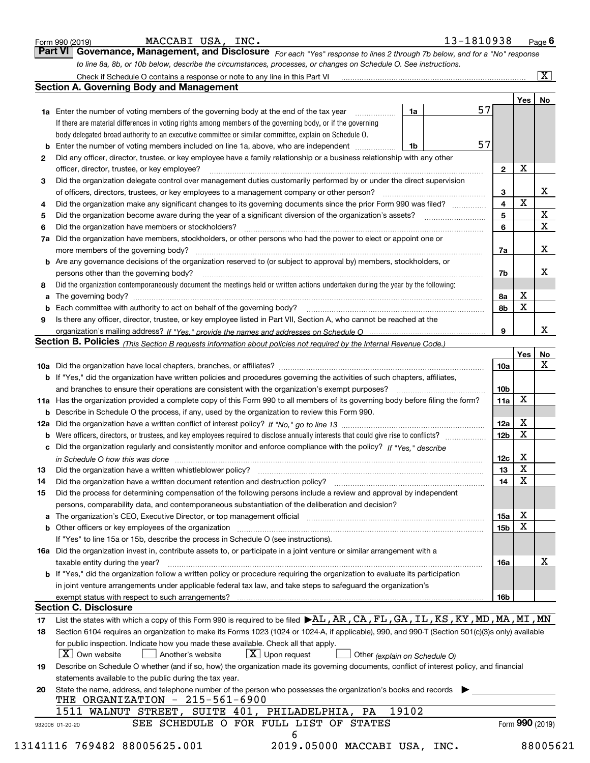Form 990 (2019) MACCABI USA, INC. 13-1810938 Page 6

## Part VI Governance, Management, and Disclosure

*For each "Yes" response to lines 2 through 7b below, and for a "No" response to line 8a, 8b, or 10b below, describe the circumstances, processes, or changes on Schedule O. See instructions.*

Check if Schedule O contains a response or note to any line in this Part VI [X]

### Section A. Governing Body and Management

| | | | | Yes | No |
|---|---|---|---|---|---|
| 1a | Enter the number of voting members of the governing body at the end of the tax year. If there are material differences in voting rights among members of the governing body, or if the governing body delegated broad authority to an executive committee or similar committee, explain on Schedule O. | 1a | 57 | | |
| b | Enter the number of voting members included on line 1a, above, who are independent | 1b | 57 | | |
| 2 | Did any officer, director, trustee, or key employee have a family relationship or a business relationship with any other officer, director, trustee, or key employee? | 2 | | X | |
| 3 | Did the organization delegate control over management duties customarily performed by or under the direct supervision of officers, directors, trustees, or key employees to a management company or other person? | 3 | | | X |
| 4 | Did the organization make any significant changes to its governing documents since the prior Form 990 was filed? | 4 | | X | |
| 5 | Did the organization become aware during the year of a significant diversion of the organization's assets? | 5 | | | X |
| 6 | Did the organization have members or stockholders? | 6 | | | X |
| 7a | Did the organization have members, stockholders, or other persons who had the power to elect or appoint one or more members of the governing body? | 7a | | | X |
| b | Are any governance decisions of the organization reserved to (or subject to approval by) members, stockholders, or persons other than the governing body? | 7b | | | X |
| 8 | Did the organization contemporaneously document the meetings held or written actions undertaken during the year by the following: | | | | |
| a | The governing body? | 8a | | X | |
| b | Each committee with authority to act on behalf of the governing body? | 8b | | X | |
| 9 | Is there any officer, director, trustee, or key employee listed in Part VII, Section A, who cannot be reached at the organization's mailing address? *If "Yes," provide the names and addresses on Schedule O* | 9 | | | X |

### Section B. Policies *(This Section B requests information about policies not required by the Internal Revenue Code.)*

| | | | Yes | No |
|---|---|---|---|---|
| 10a | Did the organization have local chapters, branches, or affiliates? | 10a | | X |
| b | If "Yes," did the organization have written policies and procedures governing the activities of such chapters, affiliates, and branches to ensure their operations are consistent with the organization's exempt purposes? | 10b | | |
| 11a | Has the organization provided a complete copy of this Form 990 to all members of its governing body before filing the form? | 11a | X | |
| b | Describe in Schedule O the process, if any, used by the organization to review this Form 990. | | | |
| 12a | Did the organization have a written conflict of interest policy? *If "No," go to line 13* | 12a | X | |
| b | Were officers, directors, or trustees, and key employees required to disclose annually interests that could give rise to conflicts? | 12b | X | |
| c | Did the organization regularly and consistently monitor and enforce compliance with the policy? *If "Yes," describe in Schedule O how this was done* | 12c | X | |
| 13 | Did the organization have a written whistleblower policy? | 13 | X | |
| 14 | Did the organization have a written document retention and destruction policy? | 14 | X | |
| 15 | Did the process for determining compensation of the following persons include a review and approval by independent persons, comparability data, and contemporaneous substantiation of the deliberation and decision? | | | |
| a | The organization's CEO, Executive Director, or top management official | 15a | X | |
| b | Other officers or key employees of the organization | 15b | X | |
| | If "Yes" to line 15a or 15b, describe the process in Schedule O (see instructions). | | | |
| 16a | Did the organization invest in, contribute assets to, or participate in a joint venture or similar arrangement with a taxable entity during the year? | 16a | | X |
| b | If "Yes," did the organization follow a written policy or procedure requiring the organization to evaluate its participation in joint venture arrangements under applicable federal tax law, and take steps to safeguard the organization's exempt status with respect to such arrangements? | 16b | | |

### Section C. Disclosure

17 List the states with which a copy of this Form 990 is required to be filed ▶AL,AR,CA,FL,GA,IL,KS,KY,MD,MA,MI,MN

18 Section 6104 requires an organization to make its Forms 1023 (1024 or 1024-A, if applicable), 990, and 990-T (Section 501(c)(3)s only) available for public inspection. Indicate how you made these available. Check all that apply.

[X] Own website [ ] Another's website [X] Upon request [ ] Other *(explain on Schedule O)*

19 Describe on Schedule O whether (and if so, how) the organization made its governing documents, conflict of interest policy, and financial statements available to the public during the tax year.

20 State the name, address, and telephone number of the person who possesses the organization's books and records ▶

THE ORGANIZATION - 215-561-6900
1511 WALNUT STREET, SUITE 401, PHILADELPHIA, PA 19102

SEE SCHEDULE O FOR FULL LIST OF STATES

Form **990** (2019)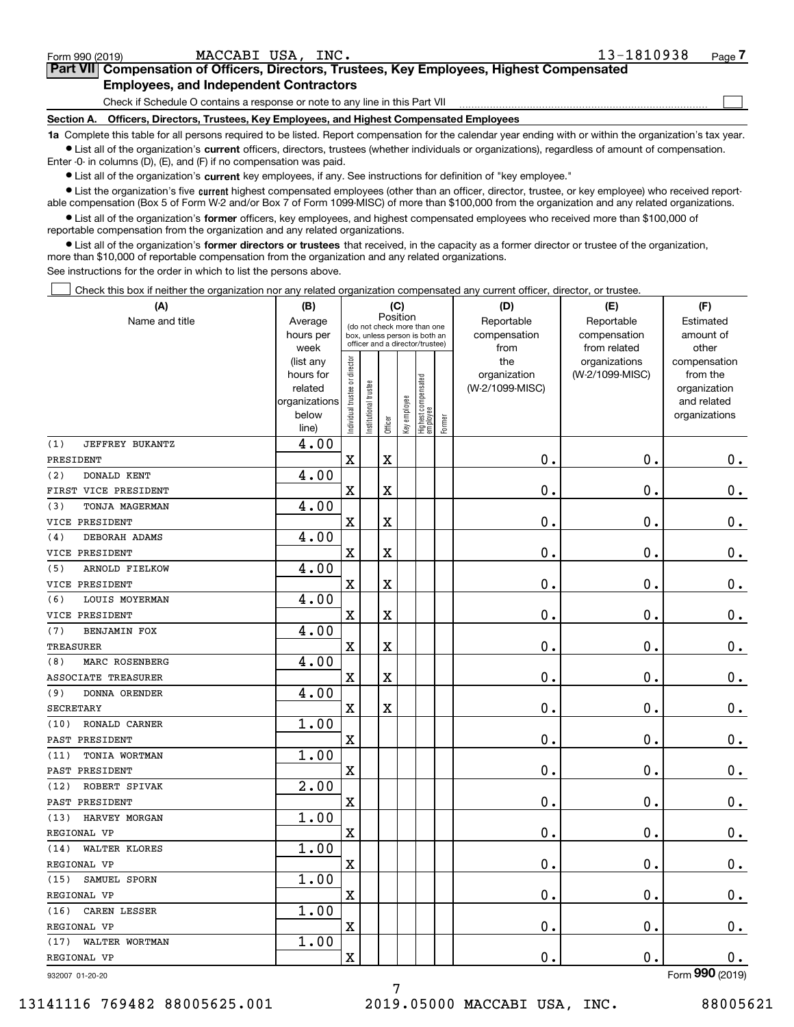Form 990 (2019) MACCABI USA, INC. 13-1810938 Page 7

**Part VII Compensation of Officers, Directors, Trustees, Key Employees, Highest Compensated Employees, and Independent Contractors**

Check if Schedule O contains a response or note to any line in this Part VII ☐

**Section A. Officers, Directors, Trustees, Key Employees, and Highest Compensated Employees**

**1a** Complete this table for all persons required to be listed. Report compensation for the calendar year ending with or within the organization's tax year.

- List all of the organization's **current** officers, directors, trustees (whether individuals or organizations), regardless of amount of compensation. Enter -0- in columns (D), (E), and (F) if no compensation was paid.
- List all of the organization's **current** key employees, if any. See instructions for definition of "key employee."
- List the organization's five **current** highest compensated employees (other than an officer, director, trustee, or key employee) who received reportable compensation (Box 5 of Form W-2 and/or Box 7 of Form 1099-MISC) of more than $100,000 from the organization and any related organizations.
- List all of the organization's **former** officers, key employees, and highest compensated employees who received more than $100,000 of reportable compensation from the organization and any related organizations.
- List all of the organization's **former directors or trustees** that received, in the capacity as a former director or trustee of the organization, more than $10,000 of reportable compensation from the organization and any related organizations.

See instructions for the order in which to list the persons above.

☐ Check this box if neither the organization nor any related organization compensated any current officer, director, or trustee.

| (A) Name and title | (B) Average hours per week (list any hours for related organizations below line) | (C) Position: Individual trustee or director | Institutional trustee | Officer | Key employee | Highest compensated employee | Former | (D) Reportable compensation from the organization (W-2/1099-MISC) | (E) Reportable compensation from related organizations (W-2/1099-MISC) | (F) Estimated amount of other compensation from the organization and related organizations |
|---|---|---|---|---|---|---|---|---|---|---|
| (1) JEFFREY BUKANTZ<br>PRESIDENT | 4.00 | X | | X | | | | 0. | 0. | 0. |
| (2) DONALD KENT<br>FIRST VICE PRESIDENT | 4.00 | X | | X | | | | 0. | 0. | 0. |
| (3) TONJA MAGERMAN<br>VICE PRESIDENT | 4.00 | X | | X | | | | 0. | 0. | 0. |
| (4) DEBORAH ADAMS<br>VICE PRESIDENT | 4.00 | X | | X | | | | 0. | 0. | 0. |
| (5) ARNOLD FIELKOW<br>VICE PRESIDENT | 4.00 | X | | X | | | | 0. | 0. | 0. |
| (6) LOUIS MOYERMAN<br>VICE PRESIDENT | 4.00 | X | | X | | | | 0. | 0. | 0. |
| (7) BENJAMIN FOX<br>TREASURER | 4.00 | X | | X | | | | 0. | 0. | 0. |
| (8) MARC ROSENBERG<br>ASSOCIATE TREASURER | 4.00 | X | | X | | | | 0. | 0. | 0. |
| (9) DONNA ORENDER<br>SECRETARY | 4.00 | X | | X | | | | 0. | 0. | 0. |
| (10) RONALD CARNER<br>PAST PRESIDENT | 1.00 | X | | | | | | 0. | 0. | 0. |
| (11) TONIA WORTMAN<br>PAST PRESIDENT | 1.00 | X | | | | | | 0. | 0. | 0. |
| (12) ROBERT SPIVAK<br>PAST PRESIDENT | 2.00 | X | | | | | | 0. | 0. | 0. |
| (13) HARVEY MORGAN<br>REGIONAL VP | 1.00 | X | | | | | | 0. | 0. | 0. |
| (14) WALTER KLORES<br>REGIONAL VP | 1.00 | X | | | | | | 0. | 0. | 0. |
| (15) SAMUEL SPORN<br>REGIONAL VP | 1.00 | X | | | | | | 0. | 0. | 0. |
| (16) CAREN LESSER<br>REGIONAL VP | 1.00 | X | | | | | | 0. | 0. | 0. |
| (17) WALTER WORTMAN<br>REGIONAL VP | 1.00 | X | | | | | | 0. | 0. | 0. |

932007 01-20-20 Form 990 (2019)

13141116 769482 88005625.001 2019.05000 MACCABI USA, INC. 88005621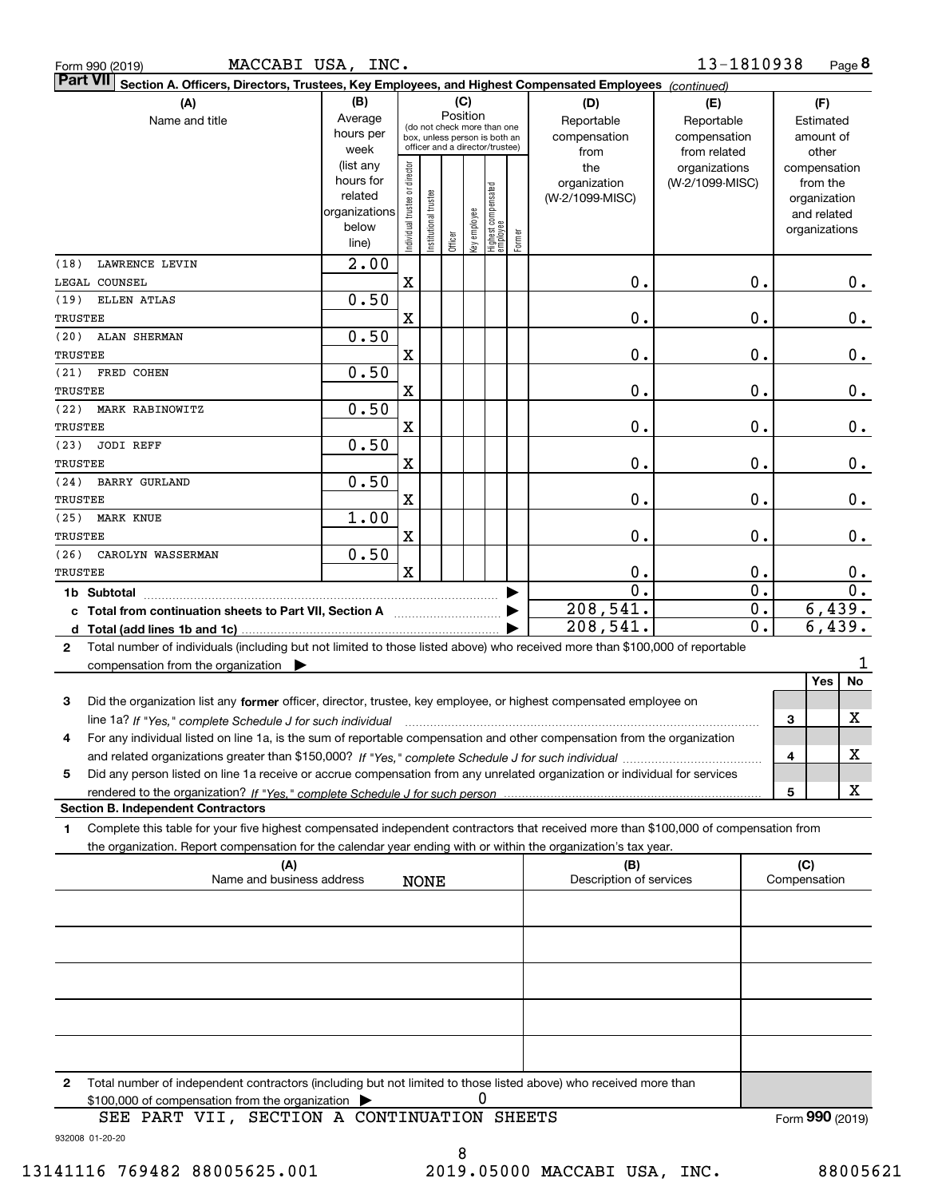Form 990 (2019) MACCABI USA, INC. 13-1810938 Page 8

**Part VII** **Section A. Officers, Directors, Trustees, Key Employees, and Highest Compensated Employees** *(continued)*

| (A) Name and title | (B) Average hours per week (list any hours for related organizations below line) | (C) Position: Individual trustee or director | Institutional trustee | Officer | Key employee | Highest compensated employee | Former | (D) Reportable compensation from the organization (W-2/1099-MISC) | (E) Reportable compensation from related organizations (W-2/1099-MISC) | (F) Estimated amount of other compensation from the organization and related organizations |
|---|---|---|---|---|---|---|---|---|---|---|
| (18) LAWRENCE LEVIN<br>LEGAL COUNSEL | 2.00 | X | | | | | | 0. | 0. | 0. |
| (19) ELLEN ATLAS<br>TRUSTEE | 0.50 | X | | | | | | 0. | 0. | 0. |
| (20) ALAN SHERMAN<br>TRUSTEE | 0.50 | X | | | | | | 0. | 0. | 0. |
| (21) FRED COHEN<br>TRUSTEE | 0.50 | X | | | | | | 0. | 0. | 0. |
| (22) MARK RABINOWITZ<br>TRUSTEE | 0.50 | X | | | | | | 0. | 0. | 0. |
| (23) JODI REFF<br>TRUSTEE | 0.50 | X | | | | | | 0. | 0. | 0. |
| (24) BARRY GURLAND<br>TRUSTEE | 0.50 | X | | | | | | 0. | 0. | 0. |
| (25) MARK KNUE<br>TRUSTEE | 1.00 | X | | | | | | 0. | 0. | 0. |
| (26) CAROLYN WASSERMAN<br>TRUSTEE | 0.50 | X | | | | | | 0. | 0. | 0. |
| **1b Subtotal** | | | | | | | | 0. | 0. | 0. |
| **c Total from continuation sheets to Part VII, Section A** | | | | | | | | 208,541. | 0. | 6,439. |
| **d Total (add lines 1b and 1c)** | | | | | | | | 208,541. | 0. | 6,439. |

**2** Total number of individuals (including but not limited to those listed above) who received more than $100,000 of reportable compensation from the organization ▶ 1

| | | | Yes | No |
|---|---|---|---|---|
| **3** | Did the organization list any **former** officer, director, trustee, key employee, or highest compensated employee on line 1a? *If "Yes," complete Schedule J for such individual* | 3 | | X |
| **4** | For any individual listed on line 1a, is the sum of reportable compensation and other compensation from the organization and related organizations greater than $150,000? *If "Yes," complete Schedule J for such individual* | 4 | | X |
| **5** | Did any person listed on line 1a receive or accrue compensation from any unrelated organization or individual for services rendered to the organization? *If "Yes," complete Schedule J for such person* | 5 | | X |

**Section B. Independent Contractors**

**1** Complete this table for your five highest compensated independent contractors that received more than $100,000 of compensation from the organization. Report compensation for the calendar year ending with or within the organization's tax year.

| (A) Name and business address | (B) Description of services | (C) Compensation |
|---|---|---|
| NONE | | |
| | | |
| | | |
| | | |
| | | |

**2** Total number of independent contractors (including but not limited to those listed above) who received more than $100,000 of compensation from the organization ▶ 0

SEE PART VII, SECTION A CONTINUATION SHEETS

Form **990** (2019)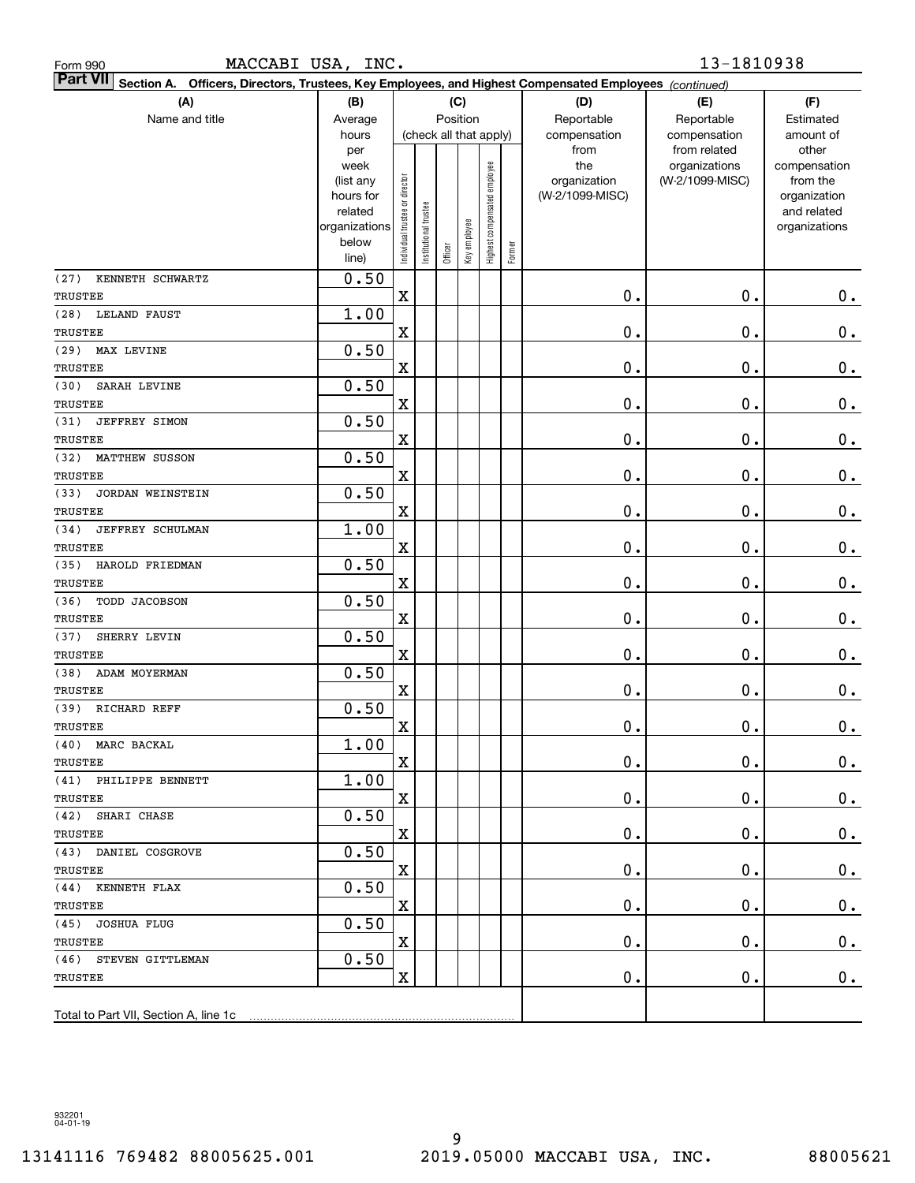Form 990 MACCABI USA, INC. 13-1810938

**Part VII** **Section A. Officers, Directors, Trustees, Key Employees, and Highest Compensated Employees** *(continued)*

| (A) Name and title | (B) Average hours per week (list any hours for related organizations below line) | (C) Position (check all that apply) Individual trustee or director | Institutional trustee | Officer | Key employee | Highest compensated employee | Former | (D) Reportable compensation from the organization (W-2/1099-MISC) | (E) Reportable compensation from related organizations (W-2/1099-MISC) | (F) Estimated amount of other compensation from the organization and related organizations |
|---|---|---|---|---|---|---|---|---|---|---|
| (27) KENNETH SCHWARTZ TRUSTEE | 0.50 | X | | | | | | 0. | 0. | 0. |
| (28) LELAND FAUST TRUSTEE | 1.00 | X | | | | | | 0. | 0. | 0. |
| (29) MAX LEVINE TRUSTEE | 0.50 | X | | | | | | 0. | 0. | 0. |
| (30) SARAH LEVINE TRUSTEE | 0.50 | X | | | | | | 0. | 0. | 0. |
| (31) JEFFREY SIMON TRUSTEE | 0.50 | X | | | | | | 0. | 0. | 0. |
| (32) MATTHEW SUSSON TRUSTEE | 0.50 | X | | | | | | 0. | 0. | 0. |
| (33) JORDAN WEINSTEIN TRUSTEE | 0.50 | X | | | | | | 0. | 0. | 0. |
| (34) JEFFREY SCHULMAN TRUSTEE | 1.00 | X | | | | | | 0. | 0. | 0. |
| (35) HAROLD FRIEDMAN TRUSTEE | 0.50 | X | | | | | | 0. | 0. | 0. |
| (36) TODD JACOBSON TRUSTEE | 0.50 | X | | | | | | 0. | 0. | 0. |
| (37) SHERRY LEVIN TRUSTEE | 0.50 | X | | | | | | 0. | 0. | 0. |
| (38) ADAM MOYERMAN TRUSTEE | 0.50 | X | | | | | | 0. | 0. | 0. |
| (39) RICHARD REFF TRUSTEE | 0.50 | X | | | | | | 0. | 0. | 0. |
| (40) MARC BACKAL TRUSTEE | 1.00 | X | | | | | | 0. | 0. | 0. |
| (41) PHILIPPE BENNETT TRUSTEE | 1.00 | X | | | | | | 0. | 0. | 0. |
| (42) SHARI CHASE TRUSTEE | 0.50 | X | | | | | | 0. | 0. | 0. |
| (43) DANIEL COSGROVE TRUSTEE | 0.50 | X | | | | | | 0. | 0. | 0. |
| (44) KENNETH FLAX TRUSTEE | 0.50 | X | | | | | | 0. | 0. | 0. |
| (45) JOSHUA FLUG TRUSTEE | 0.50 | X | | | | | | 0. | 0. | 0. |
| (46) STEVEN GITTLEMAN TRUSTEE | 0.50 | X | | | | | | 0. | 0. | 0. |
| Total to Part VII, Section A, line 1c | | | | | | | | | | |

932201 04-01-19

13141116 769482 88005625.001 2019.05000 MACCABI USA, INC. 88005621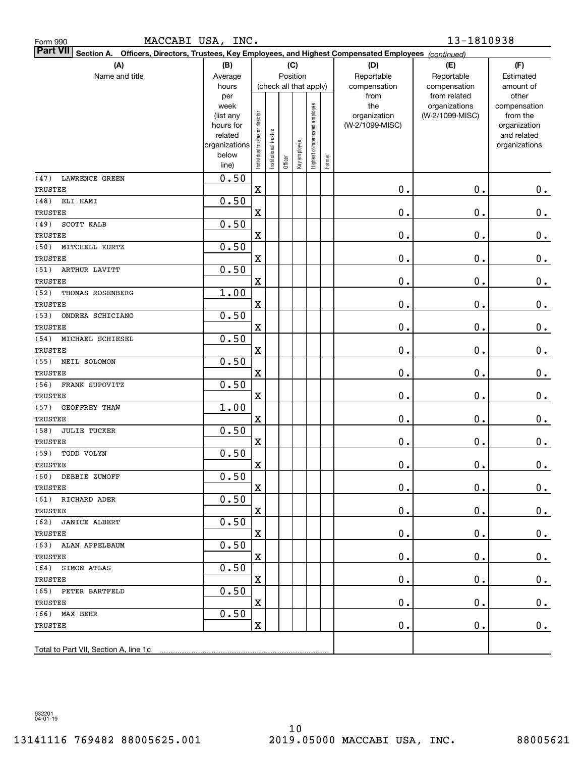Form 990 MACCABI USA, INC. 13-1810938

**Part VII Section A. Officers, Directors, Trustees, Key Employees, and Highest Compensated Employees** *(continued)*

| (A) Name and title | (B) Average hours per week (list any hours for related organizations below line) | (C) Individual trustee or director | Institutional trustee | Officer | Key employee | Highest compensated employee | Former | (D) Reportable compensation from the organization (W-2/1099-MISC) | (E) Reportable compensation from related organizations (W-2/1099-MISC) | (F) Estimated amount of other compensation from the organization and related organizations |
|---|---|---|---|---|---|---|---|---|---|---|
| (47) LAWRENCE GREEN<br>TRUSTEE | 0.50 | X | | | | | | 0. | 0. | 0. |
| (48) ELI HAMI<br>TRUSTEE | 0.50 | X | | | | | | 0. | 0. | 0. |
| (49) SCOTT KALB<br>TRUSTEE | 0.50 | X | | | | | | 0. | 0. | 0. |
| (50) MITCHELL KURTZ<br>TRUSTEE | 0.50 | X | | | | | | 0. | 0. | 0. |
| (51) ARTHUR LAVITT<br>TRUSTEE | 0.50 | X | | | | | | 0. | 0. | 0. |
| (52) THOMAS ROSENBERG<br>TRUSTEE | 1.00 | X | | | | | | 0. | 0. | 0. |
| (53) ONDREA SCHICIANO<br>TRUSTEE | 0.50 | X | | | | | | 0. | 0. | 0. |
| (54) MICHAEL SCHIESEL<br>TRUSTEE | 0.50 | X | | | | | | 0. | 0. | 0. |
| (55) NEIL SOLOMON<br>TRUSTEE | 0.50 | X | | | | | | 0. | 0. | 0. |
| (56) FRANK SUPOVITZ<br>TRUSTEE | 0.50 | X | | | | | | 0. | 0. | 0. |
| (57) GEOFFREY THAW<br>TRUSTEE | 1.00 | X | | | | | | 0. | 0. | 0. |
| (58) JULIE TUCKER<br>TRUSTEE | 0.50 | X | | | | | | 0. | 0. | 0. |
| (59) TODD VOLYN<br>TRUSTEE | 0.50 | X | | | | | | 0. | 0. | 0. |
| (60) DEBBIE ZUMOFF<br>TRUSTEE | 0.50 | X | | | | | | 0. | 0. | 0. |
| (61) RICHARD ADER<br>TRUSTEE | 0.50 | X | | | | | | 0. | 0. | 0. |
| (62) JANICE ALBERT<br>TRUSTEE | 0.50 | X | | | | | | 0. | 0. | 0. |
| (63) ALAN APPELBAUM<br>TRUSTEE | 0.50 | X | | | | | | 0. | 0. | 0. |
| (64) SIMON ATLAS<br>TRUSTEE | 0.50 | X | | | | | | 0. | 0. | 0. |
| (65) PETER BARTFELD<br>TRUSTEE | 0.50 | X | | | | | | 0. | 0. | 0. |
| (66) MAX BEHR<br>TRUSTEE | 0.50 | X | | | | | | 0. | 0. | 0. |
| Total to Part VII, Section A, line 1c | | | | | | | | | | |

932201
04-01-19

13141116 769482 88005625.001 2019.05000 MACCABI USA, INC. 88005621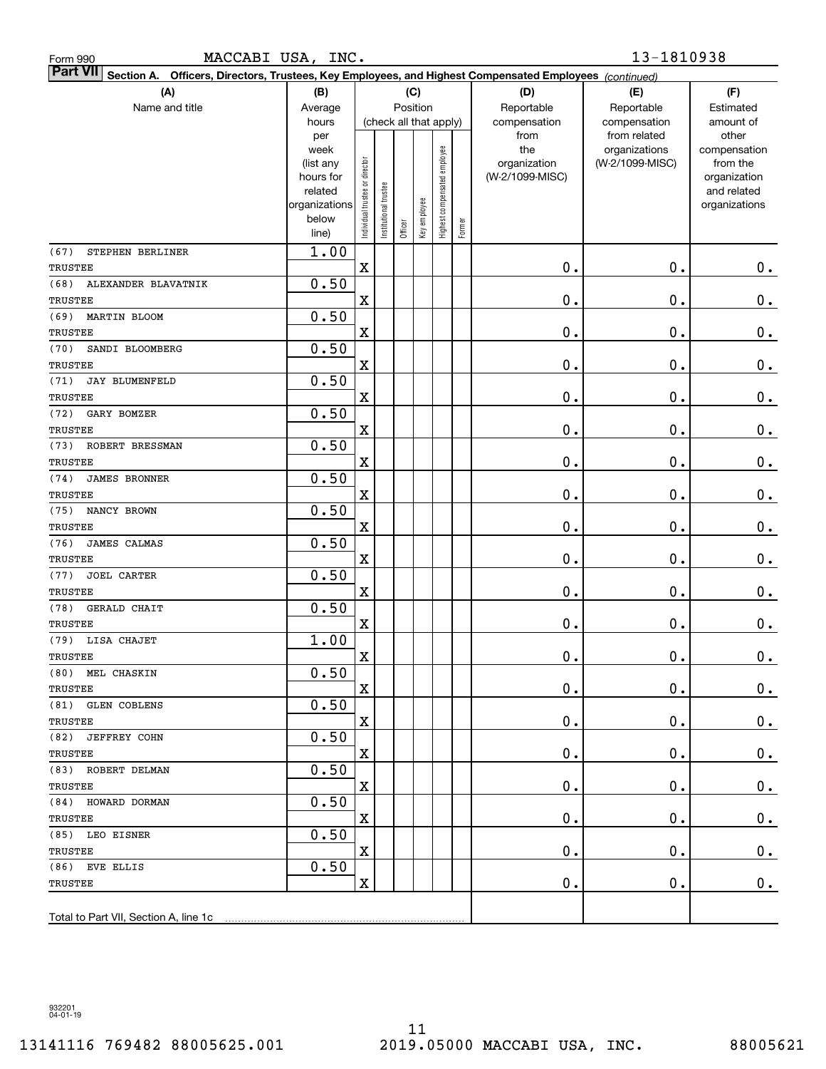Form 990 MACCABI USA, INC. 13-1810938

**Part VII Section A. Officers, Directors, Trustees, Key Employees, and Highest Compensated Employees** *(continued)*

| (A) Name and title | (B) Average hours per week (list any hours for related organizations below line) | (C) Position (check all that apply): Individual trustee or director | Institutional trustee | Officer | Key employee | Highest compensated employee | Former | (D) Reportable compensation from the organization (W-2/1099-MISC) | (E) Reportable compensation from related organizations (W-2/1099-MISC) | (F) Estimated amount of other compensation from the organization and related organizations |
|---|---|---|---|---|---|---|---|---|---|---|
| (67) STEPHEN BERLINER<br>TRUSTEE | 1.00 | X | | | | | | 0. | 0. | 0. |
| (68) ALEXANDER BLAVATNIK<br>TRUSTEE | 0.50 | X | | | | | | 0. | 0. | 0. |
| (69) MARTIN BLOOM<br>TRUSTEE | 0.50 | X | | | | | | 0. | 0. | 0. |
| (70) SANDI BLOOMBERG<br>TRUSTEE | 0.50 | X | | | | | | 0. | 0. | 0. |
| (71) JAY BLUMENFELD<br>TRUSTEE | 0.50 | X | | | | | | 0. | 0. | 0. |
| (72) GARY BOMZER<br>TRUSTEE | 0.50 | X | | | | | | 0. | 0. | 0. |
| (73) ROBERT BRESSMAN<br>TRUSTEE | 0.50 | X | | | | | | 0. | 0. | 0. |
| (74) JAMES BRONNER<br>TRUSTEE | 0.50 | X | | | | | | 0. | 0. | 0. |
| (75) NANCY BROWN<br>TRUSTEE | 0.50 | X | | | | | | 0. | 0. | 0. |
| (76) JAMES CALMAS<br>TRUSTEE | 0.50 | X | | | | | | 0. | 0. | 0. |
| (77) JOEL CARTER<br>TRUSTEE | 0.50 | X | | | | | | 0. | 0. | 0. |
| (78) GERALD CHAIT<br>TRUSTEE | 0.50 | X | | | | | | 0. | 0. | 0. |
| (79) LISA CHAJET<br>TRUSTEE | 1.00 | X | | | | | | 0. | 0. | 0. |
| (80) MEL CHASKIN<br>TRUSTEE | 0.50 | X | | | | | | 0. | 0. | 0. |
| (81) GLEN COBLENS<br>TRUSTEE | 0.50 | X | | | | | | 0. | 0. | 0. |
| (82) JEFFREY COHN<br>TRUSTEE | 0.50 | X | | | | | | 0. | 0. | 0. |
| (83) ROBERT DELMAN<br>TRUSTEE | 0.50 | X | | | | | | 0. | 0. | 0. |
| (84) HOWARD DORMAN<br>TRUSTEE | 0.50 | X | | | | | | 0. | 0. | 0. |
| (85) LEO EISNER<br>TRUSTEE | 0.50 | X | | | | | | 0. | 0. | 0. |
| (86) EVE ELLIS<br>TRUSTEE | 0.50 | X | | | | | | 0. | 0. | 0. |
| Total to Part VII, Section A, line 1c | | | | | | | | | | |

932201 04-01-19

13141116 769482 88005625.001 2019.05000 MACCABI USA, INC. 88005621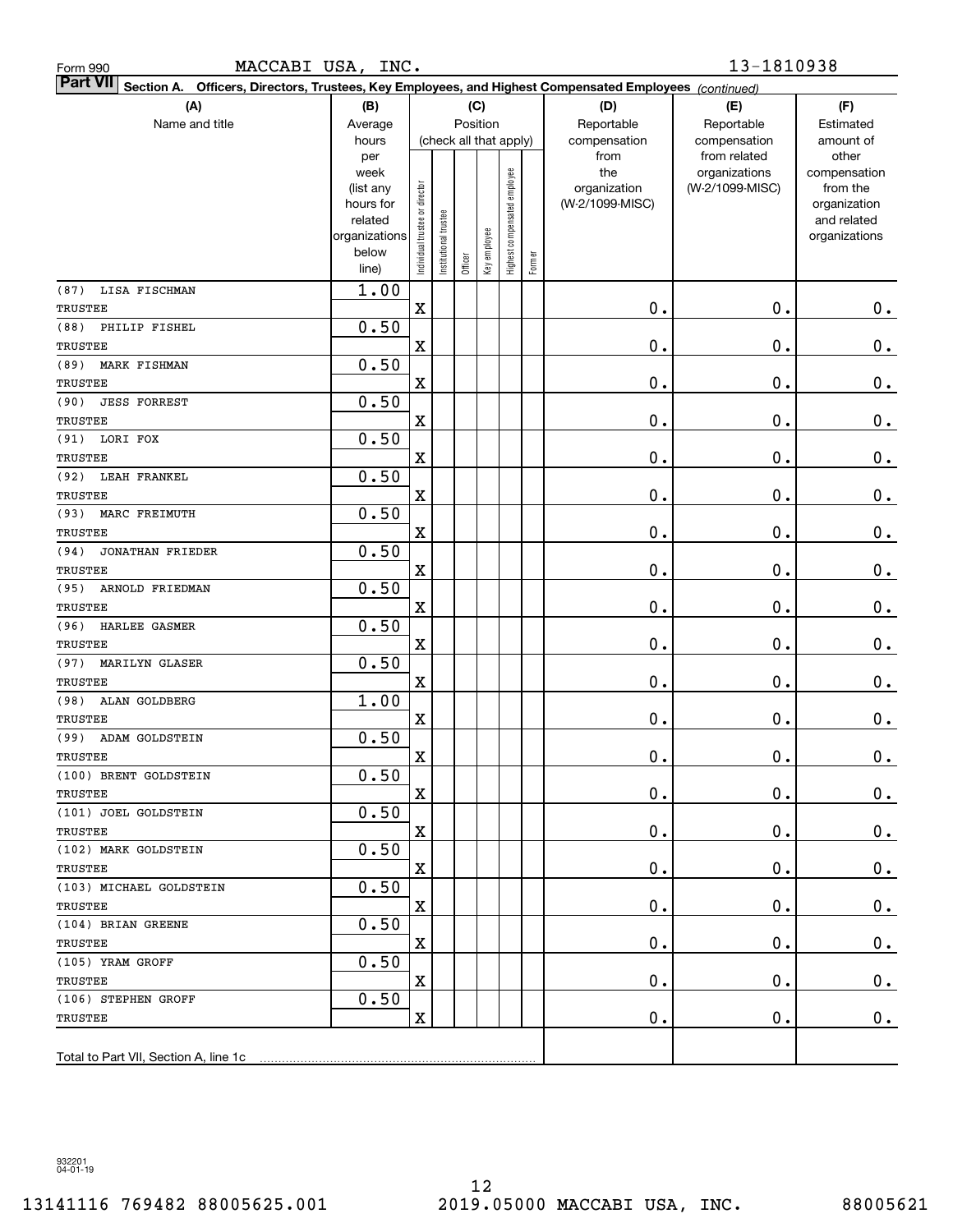Form 990 MACCABI USA, INC. 13-1810938

**Part VII** Section A. Officers, Directors, Trustees, Key Employees, and Highest Compensated Employees *(continued)*

| (A) Name and title | (B) Average hours per week (list any hours for related organizations below line) | (C) Position (check all that apply) Individual trustee or director | Institutional trustee | Officer | Key employee | Highest compensated employee | Former | (D) Reportable compensation from the organization (W-2/1099-MISC) | (E) Reportable compensation from related organizations (W-2/1099-MISC) | (F) Estimated amount of other compensation from the organization and related organizations |
|---|---|---|---|---|---|---|---|---|---|---|
| (87) LISA FISCHMAN TRUSTEE | 1.00 | X | | | | | | 0. | 0. | 0. |
| (88) PHILIP FISHEL TRUSTEE | 0.50 | X | | | | | | 0. | 0. | 0. |
| (89) MARK FISHMAN TRUSTEE | 0.50 | X | | | | | | 0. | 0. | 0. |
| (90) JESS FORREST TRUSTEE | 0.50 | X | | | | | | 0. | 0. | 0. |
| (91) LORI FOX TRUSTEE | 0.50 | X | | | | | | 0. | 0. | 0. |
| (92) LEAH FRANKEL TRUSTEE | 0.50 | X | | | | | | 0. | 0. | 0. |
| (93) MARC FREIMUTH TRUSTEE | 0.50 | X | | | | | | 0. | 0. | 0. |
| (94) JONATHAN FRIEDER TRUSTEE | 0.50 | X | | | | | | 0. | 0. | 0. |
| (95) ARNOLD FRIEDMAN TRUSTEE | 0.50 | X | | | | | | 0. | 0. | 0. |
| (96) HARLEE GASMER TRUSTEE | 0.50 | X | | | | | | 0. | 0. | 0. |
| (97) MARILYN GLASER TRUSTEE | 0.50 | X | | | | | | 0. | 0. | 0. |
| (98) ALAN GOLDBERG TRUSTEE | 1.00 | X | | | | | | 0. | 0. | 0. |
| (99) ADAM GOLDSTEIN TRUSTEE | 0.50 | X | | | | | | 0. | 0. | 0. |
| (100) BRENT GOLDSTEIN TRUSTEE | 0.50 | X | | | | | | 0. | 0. | 0. |
| (101) JOEL GOLDSTEIN TRUSTEE | 0.50 | X | | | | | | 0. | 0. | 0. |
| (102) MARK GOLDSTEIN TRUSTEE | 0.50 | X | | | | | | 0. | 0. | 0. |
| (103) MICHAEL GOLDSTEIN TRUSTEE | 0.50 | X | | | | | | 0. | 0. | 0. |
| (104) BRIAN GREENE TRUSTEE | 0.50 | X | | | | | | 0. | 0. | 0. |
| (105) YRAM GROFF TRUSTEE | 0.50 | X | | | | | | 0. | 0. | 0. |
| (106) STEPHEN GROFF TRUSTEE | 0.50 | X | | | | | | 0. | 0. | 0. |
| Total to Part VII, Section A, line 1c | | | | | | | | | | |

932201 04-01-19

13141116 769482 88005625.001 2019.05000 MACCABI USA, INC. 88005621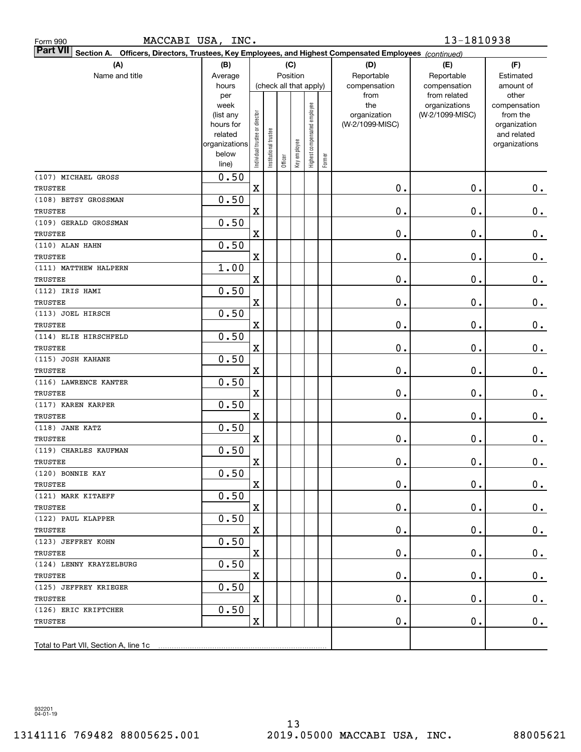Form 990 MACCABI USA, INC. 13-1810938

**Part VII** Section A. Officers, Directors, Trustees, Key Employees, and Highest Compensated Employees *(continued)*

| (A) Name and title | (B) Average hours per week (list any hours for related organizations below line) | (C) Position (check all that apply): Individual trustee or director | Institutional trustee | Officer | Key employee | Highest compensated employee | Former | (D) Reportable compensation from the organization (W-2/1099-MISC) | (E) Reportable compensation from related organizations (W-2/1099-MISC) | (F) Estimated amount of other compensation from the organization and related organizations |
|---|---|---|---|---|---|---|---|---|---|---|
| (107) MICHAEL GROSS<br>TRUSTEE | 0.50 | X | | | | | | 0. | 0. | 0. |
| (108) BETSY GROSSMAN<br>TRUSTEE | 0.50 | X | | | | | | 0. | 0. | 0. |
| (109) GERALD GROSSMAN<br>TRUSTEE | 0.50 | X | | | | | | 0. | 0. | 0. |
| (110) ALAN HAHN<br>TRUSTEE | 0.50 | X | | | | | | 0. | 0. | 0. |
| (111) MATTHEW HALPERN<br>TRUSTEE | 1.00 | X | | | | | | 0. | 0. | 0. |
| (112) IRIS HAMI<br>TRUSTEE | 0.50 | X | | | | | | 0. | 0. | 0. |
| (113) JOEL HIRSCH<br>TRUSTEE | 0.50 | X | | | | | | 0. | 0. | 0. |
| (114) ELIE HIRSCHFELD<br>TRUSTEE | 0.50 | X | | | | | | 0. | 0. | 0. |
| (115) JOSH KAHANE<br>TRUSTEE | 0.50 | X | | | | | | 0. | 0. | 0. |
| (116) LAWRENCE KANTER<br>TRUSTEE | 0.50 | X | | | | | | 0. | 0. | 0. |
| (117) KAREN KARPER<br>TRUSTEE | 0.50 | X | | | | | | 0. | 0. | 0. |
| (118) JANE KATZ<br>TRUSTEE | 0.50 | X | | | | | | 0. | 0. | 0. |
| (119) CHARLES KAUFMAN<br>TRUSTEE | 0.50 | X | | | | | | 0. | 0. | 0. |
| (120) BONNIE KAY<br>TRUSTEE | 0.50 | X | | | | | | 0. | 0. | 0. |
| (121) MARK KITAEFF<br>TRUSTEE | 0.50 | X | | | | | | 0. | 0. | 0. |
| (122) PAUL KLAPPER<br>TRUSTEE | 0.50 | X | | | | | | 0. | 0. | 0. |
| (123) JEFFREY KOHN<br>TRUSTEE | 0.50 | X | | | | | | 0. | 0. | 0. |
| (124) LENNY KRAYZELBURG<br>TRUSTEE | 0.50 | X | | | | | | 0. | 0. | 0. |
| (125) JEFFREY KRIEGER<br>TRUSTEE | 0.50 | X | | | | | | 0. | 0. | 0. |
| (126) ERIC KRIFTCHER<br>TRUSTEE | 0.50 | X | | | | | | 0. | 0. | 0. |
| Total to Part VII, Section A, line 1c | | | | | | | | | | |

932201 04-01-19

13141116 769482 88005625.001 2019.05000 MACCABI USA, INC. 88005621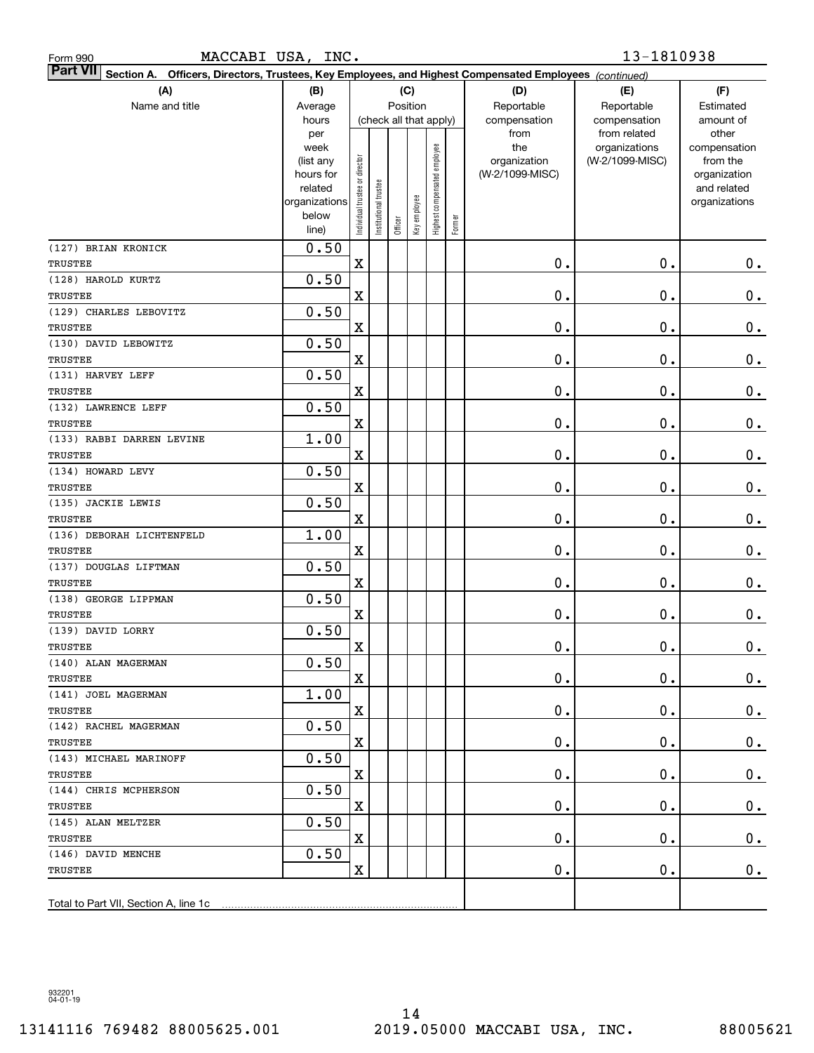Form 990 MACCABI USA, INC. 13-1810938

**Part VII Section A. Officers, Directors, Trustees, Key Employees, and Highest Compensated Employees** *(continued)*

| (A) Name and title | (B) Average hours per week (list any hours for related organizations below line) | (C) Position: Individual trustee or director | Institutional trustee | Officer | Key employee | Highest compensated employee | Former | (D) Reportable compensation from the organization (W-2/1099-MISC) | (E) Reportable compensation from related organizations (W-2/1099-MISC) | (F) Estimated amount of other compensation from the organization and related organizations |
|---|---|---|---|---|---|---|---|---|---|---|
| (127) BRIAN KRONICK<br>TRUSTEE | 0.50 | X | | | | | | 0. | 0. | 0. |
| (128) HAROLD KURTZ<br>TRUSTEE | 0.50 | X | | | | | | 0. | 0. | 0. |
| (129) CHARLES LEBOVITZ<br>TRUSTEE | 0.50 | X | | | | | | 0. | 0. | 0. |
| (130) DAVID LEBOWITZ<br>TRUSTEE | 0.50 | X | | | | | | 0. | 0. | 0. |
| (131) HARVEY LEFF<br>TRUSTEE | 0.50 | X | | | | | | 0. | 0. | 0. |
| (132) LAWRENCE LEFF<br>TRUSTEE | 0.50 | X | | | | | | 0. | 0. | 0. |
| (133) RABBI DARREN LEVINE<br>TRUSTEE | 1.00 | X | | | | | | 0. | 0. | 0. |
| (134) HOWARD LEVY<br>TRUSTEE | 0.50 | X | | | | | | 0. | 0. | 0. |
| (135) JACKIE LEWIS<br>TRUSTEE | 0.50 | X | | | | | | 0. | 0. | 0. |
| (136) DEBORAH LICHTENFELD<br>TRUSTEE | 1.00 | X | | | | | | 0. | 0. | 0. |
| (137) DOUGLAS LIFTMAN<br>TRUSTEE | 0.50 | X | | | | | | 0. | 0. | 0. |
| (138) GEORGE LIPPMAN<br>TRUSTEE | 0.50 | X | | | | | | 0. | 0. | 0. |
| (139) DAVID LORRY<br>TRUSTEE | 0.50 | X | | | | | | 0. | 0. | 0. |
| (140) ALAN MAGERMAN<br>TRUSTEE | 0.50 | X | | | | | | 0. | 0. | 0. |
| (141) JOEL MAGERMAN<br>TRUSTEE | 1.00 | X | | | | | | 0. | 0. | 0. |
| (142) RACHEL MAGERMAN<br>TRUSTEE | 0.50 | X | | | | | | 0. | 0. | 0. |
| (143) MICHAEL MARINOFF<br>TRUSTEE | 0.50 | X | | | | | | 0. | 0. | 0. |
| (144) CHRIS MCPHERSON<br>TRUSTEE | 0.50 | X | | | | | | 0. | 0. | 0. |
| (145) ALAN MELTZER<br>TRUSTEE | 0.50 | X | | | | | | 0. | 0. | 0. |
| (146) DAVID MENCHE<br>TRUSTEE | 0.50 | X | | | | | | 0. | 0. | 0. |
| Total to Part VII, Section A, line 1c | | | | | | | | | | |

932201 04-01-19

13141116 769482 88005625.001 2019.05000 MACCABI USA, INC. 88005621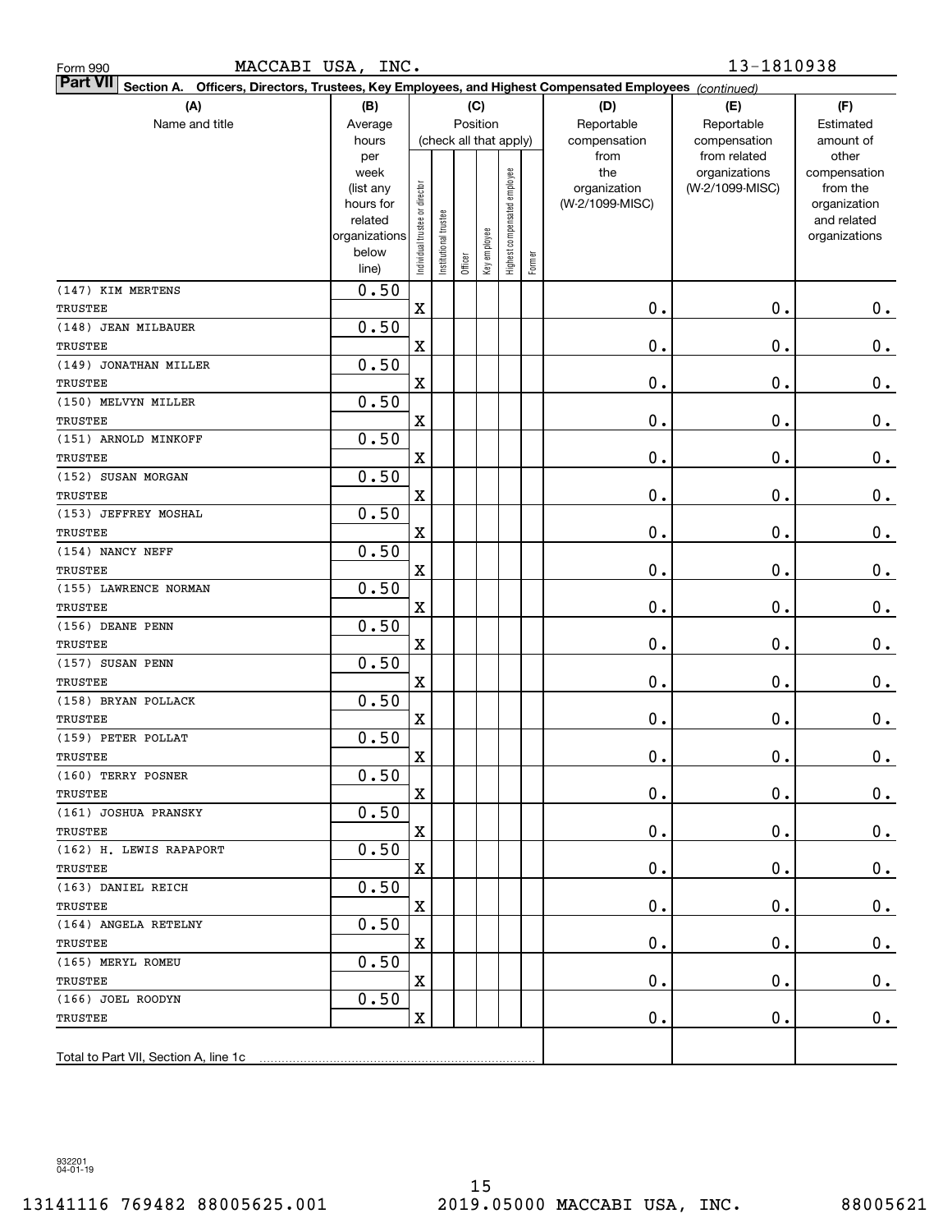Form 990 MACCABI USA, INC. 13-1810938

**Part VII** Section A. Officers, Directors, Trustees, Key Employees, and Highest Compensated Employees *(continued)*

| (A) Name and title | (B) Average hours per week (list any hours for related organizations below line) | (C) Position: Individual trustee or director | Institutional trustee | Officer | Key employee | Highest compensated employee | Former | (D) Reportable compensation from the organization (W-2/1099-MISC) | (E) Reportable compensation from related organizations (W-2/1099-MISC) | (F) Estimated amount of other compensation from the organization and related organizations |
|---|---|---|---|---|---|---|---|---|---|---|
| (147) KIM MERTENS<br>TRUSTEE | 0.50 | X | | | | | | 0. | 0. | 0. |
| (148) JEAN MILBAUER<br>TRUSTEE | 0.50 | X | | | | | | 0. | 0. | 0. |
| (149) JONATHAN MILLER<br>TRUSTEE | 0.50 | X | | | | | | 0. | 0. | 0. |
| (150) MELVYN MILLER<br>TRUSTEE | 0.50 | X | | | | | | 0. | 0. | 0. |
| (151) ARNOLD MINKOFF<br>TRUSTEE | 0.50 | X | | | | | | 0. | 0. | 0. |
| (152) SUSAN MORGAN<br>TRUSTEE | 0.50 | X | | | | | | 0. | 0. | 0. |
| (153) JEFFREY MOSHAL<br>TRUSTEE | 0.50 | X | | | | | | 0. | 0. | 0. |
| (154) NANCY NEFF<br>TRUSTEE | 0.50 | X | | | | | | 0. | 0. | 0. |
| (155) LAWRENCE NORMAN<br>TRUSTEE | 0.50 | X | | | | | | 0. | 0. | 0. |
| (156) DEANE PENN<br>TRUSTEE | 0.50 | X | | | | | | 0. | 0. | 0. |
| (157) SUSAN PENN<br>TRUSTEE | 0.50 | X | | | | | | 0. | 0. | 0. |
| (158) BRYAN POLLACK<br>TRUSTEE | 0.50 | X | | | | | | 0. | 0. | 0. |
| (159) PETER POLLAT<br>TRUSTEE | 0.50 | X | | | | | | 0. | 0. | 0. |
| (160) TERRY POSNER<br>TRUSTEE | 0.50 | X | | | | | | 0. | 0. | 0. |
| (161) JOSHUA PRANSKY<br>TRUSTEE | 0.50 | X | | | | | | 0. | 0. | 0. |
| (162) H. LEWIS RAPAPORT<br>TRUSTEE | 0.50 | X | | | | | | 0. | 0. | 0. |
| (163) DANIEL REICH<br>TRUSTEE | 0.50 | X | | | | | | 0. | 0. | 0. |
| (164) ANGELA RETELNY<br>TRUSTEE | 0.50 | X | | | | | | 0. | 0. | 0. |
| (165) MERYL ROMEU<br>TRUSTEE | 0.50 | X | | | | | | 0. | 0. | 0. |
| (166) JOEL ROODYN<br>TRUSTEE | 0.50 | X | | | | | | 0. | 0. | 0. |
| Total to Part VII, Section A, line 1c | | | | | | | | | | |

932201 04-01-19

13141116 769482 88005625.001 2019.05000 MACCABI USA, INC. 88005621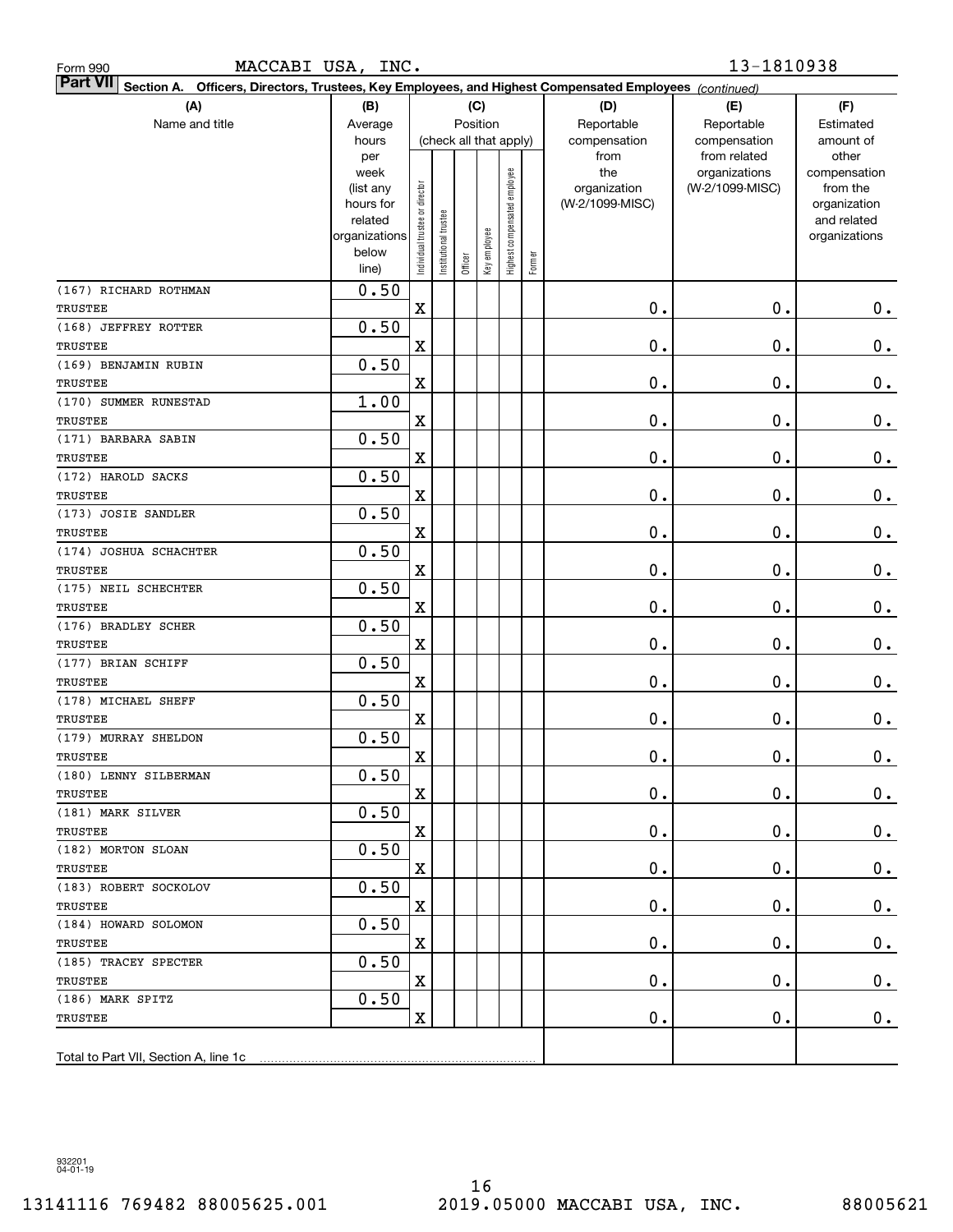Form 990 MACCABI USA, INC. 13-1810938

**Part VII Section A. Officers, Directors, Trustees, Key Employees, and Highest Compensated Employees** *(continued)*

| (A) Name and title | (B) Average hours per week (list any hours for related organizations below line) | (C) Individual trustee or director | Institutional trustee | Officer | Key employee | Highest compensated employee | Former | (D) Reportable compensation from the organization (W-2/1099-MISC) | (E) Reportable compensation from related organizations (W-2/1099-MISC) | (F) Estimated amount of other compensation from the organization and related organizations |
|---|---|---|---|---|---|---|---|---|---|---|
| (167) RICHARD ROTHMAN<br>TRUSTEE | 0.50 | X | | | | | | 0. | 0. | 0. |
| (168) JEFFREY ROTTER<br>TRUSTEE | 0.50 | X | | | | | | 0. | 0. | 0. |
| (169) BENJAMIN RUBIN<br>TRUSTEE | 0.50 | X | | | | | | 0. | 0. | 0. |
| (170) SUMMER RUNESTAD<br>TRUSTEE | 1.00 | X | | | | | | 0. | 0. | 0. |
| (171) BARBARA SABIN<br>TRUSTEE | 0.50 | X | | | | | | 0. | 0. | 0. |
| (172) HAROLD SACKS<br>TRUSTEE | 0.50 | X | | | | | | 0. | 0. | 0. |
| (173) JOSIE SANDLER<br>TRUSTEE | 0.50 | X | | | | | | 0. | 0. | 0. |
| (174) JOSHUA SCHACHTER<br>TRUSTEE | 0.50 | X | | | | | | 0. | 0. | 0. |
| (175) NEIL SCHECHTER<br>TRUSTEE | 0.50 | X | | | | | | 0. | 0. | 0. |
| (176) BRADLEY SCHER<br>TRUSTEE | 0.50 | X | | | | | | 0. | 0. | 0. |
| (177) BRIAN SCHIFF<br>TRUSTEE | 0.50 | X | | | | | | 0. | 0. | 0. |
| (178) MICHAEL SHEFF<br>TRUSTEE | 0.50 | X | | | | | | 0. | 0. | 0. |
| (179) MURRAY SHELDON<br>TRUSTEE | 0.50 | X | | | | | | 0. | 0. | 0. |
| (180) LENNY SILBERMAN<br>TRUSTEE | 0.50 | X | | | | | | 0. | 0. | 0. |
| (181) MARK SILVER<br>TRUSTEE | 0.50 | X | | | | | | 0. | 0. | 0. |
| (182) MORTON SLOAN<br>TRUSTEE | 0.50 | X | | | | | | 0. | 0. | 0. |
| (183) ROBERT SOCKOLOV<br>TRUSTEE | 0.50 | X | | | | | | 0. | 0. | 0. |
| (184) HOWARD SOLOMON<br>TRUSTEE | 0.50 | X | | | | | | 0. | 0. | 0. |
| (185) TRACEY SPECTER<br>TRUSTEE | 0.50 | X | | | | | | 0. | 0. | 0. |
| (186) MARK SPITZ<br>TRUSTEE | 0.50 | X | | | | | | 0. | 0. | 0. |
| Total to Part VII, Section A, line 1c | | | | | | | | | | |

932201 04-01-19

13141116 769482 88005625.001 2019.05000 MACCABI USA, INC. 88005621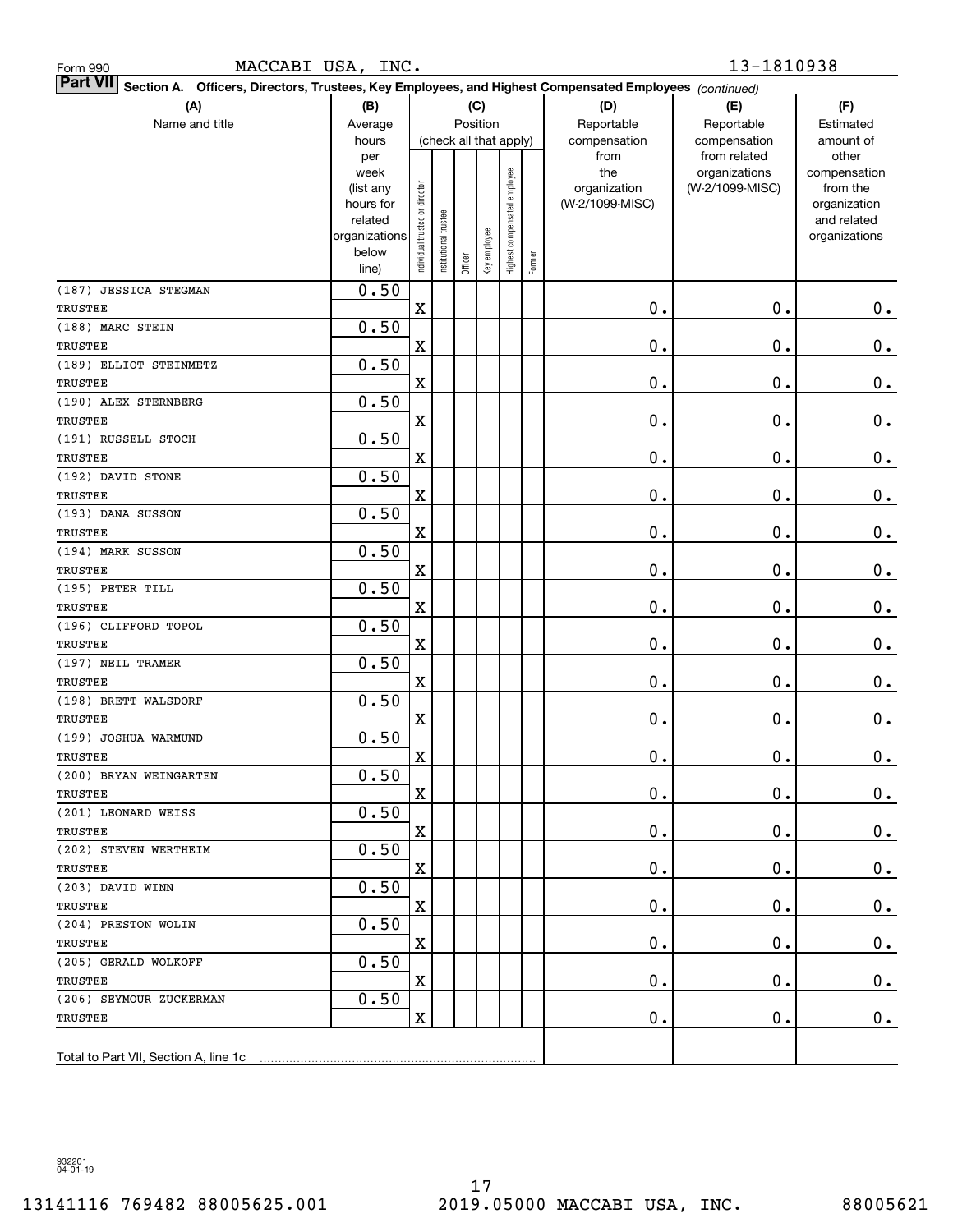Form 990 MACCABI USA, INC. 13-1810938

**Part VII Section A. Officers, Directors, Trustees, Key Employees, and Highest Compensated Employees** *(continued)*

| (A) Name and title | (B) Average hours per week (list any hours for related organizations below line) | (C) Position: Individual trustee or director | Institutional trustee | Officer | Key employee | Highest compensated employee | Former | (D) Reportable compensation from the organization (W-2/1099-MISC) | (E) Reportable compensation from related organizations (W-2/1099-MISC) | (F) Estimated amount of other compensation from the organization and related organizations |
|---|---|---|---|---|---|---|---|---|---|---|
| (187) JESSICA STEGMAN<br>TRUSTEE | 0.50 | X | | | | | | 0. | 0. | 0. |
| (188) MARC STEIN<br>TRUSTEE | 0.50 | X | | | | | | 0. | 0. | 0. |
| (189) ELLIOT STEINMETZ<br>TRUSTEE | 0.50 | X | | | | | | 0. | 0. | 0. |
| (190) ALEX STERNBERG<br>TRUSTEE | 0.50 | X | | | | | | 0. | 0. | 0. |
| (191) RUSSELL STOCH<br>TRUSTEE | 0.50 | X | | | | | | 0. | 0. | 0. |
| (192) DAVID STONE<br>TRUSTEE | 0.50 | X | | | | | | 0. | 0. | 0. |
| (193) DANA SUSSON<br>TRUSTEE | 0.50 | X | | | | | | 0. | 0. | 0. |
| (194) MARK SUSSON<br>TRUSTEE | 0.50 | X | | | | | | 0. | 0. | 0. |
| (195) PETER TILL<br>TRUSTEE | 0.50 | X | | | | | | 0. | 0. | 0. |
| (196) CLIFFORD TOPOL<br>TRUSTEE | 0.50 | X | | | | | | 0. | 0. | 0. |
| (197) NEIL TRAMER<br>TRUSTEE | 0.50 | X | | | | | | 0. | 0. | 0. |
| (198) BRETT WALSDORF<br>TRUSTEE | 0.50 | X | | | | | | 0. | 0. | 0. |
| (199) JOSHUA WARMUND<br>TRUSTEE | 0.50 | X | | | | | | 0. | 0. | 0. |
| (200) BRYAN WEINGARTEN<br>TRUSTEE | 0.50 | X | | | | | | 0. | 0. | 0. |
| (201) LEONARD WEISS<br>TRUSTEE | 0.50 | X | | | | | | 0. | 0. | 0. |
| (202) STEVEN WERTHEIM<br>TRUSTEE | 0.50 | X | | | | | | 0. | 0. | 0. |
| (203) DAVID WINN<br>TRUSTEE | 0.50 | X | | | | | | 0. | 0. | 0. |
| (204) PRESTON WOLIN<br>TRUSTEE | 0.50 | X | | | | | | 0. | 0. | 0. |
| (205) GERALD WOLKOFF<br>TRUSTEE | 0.50 | X | | | | | | 0. | 0. | 0. |
| (206) SEYMOUR ZUCKERMAN<br>TRUSTEE | 0.50 | X | | | | | | 0. | 0. | 0. |
| Total to Part VII, Section A, line 1c | | | | | | | | | | |

932201
04-01-19

13141116 769482 88005625.001 2019.05000 MACCABI USA, INC. 88005621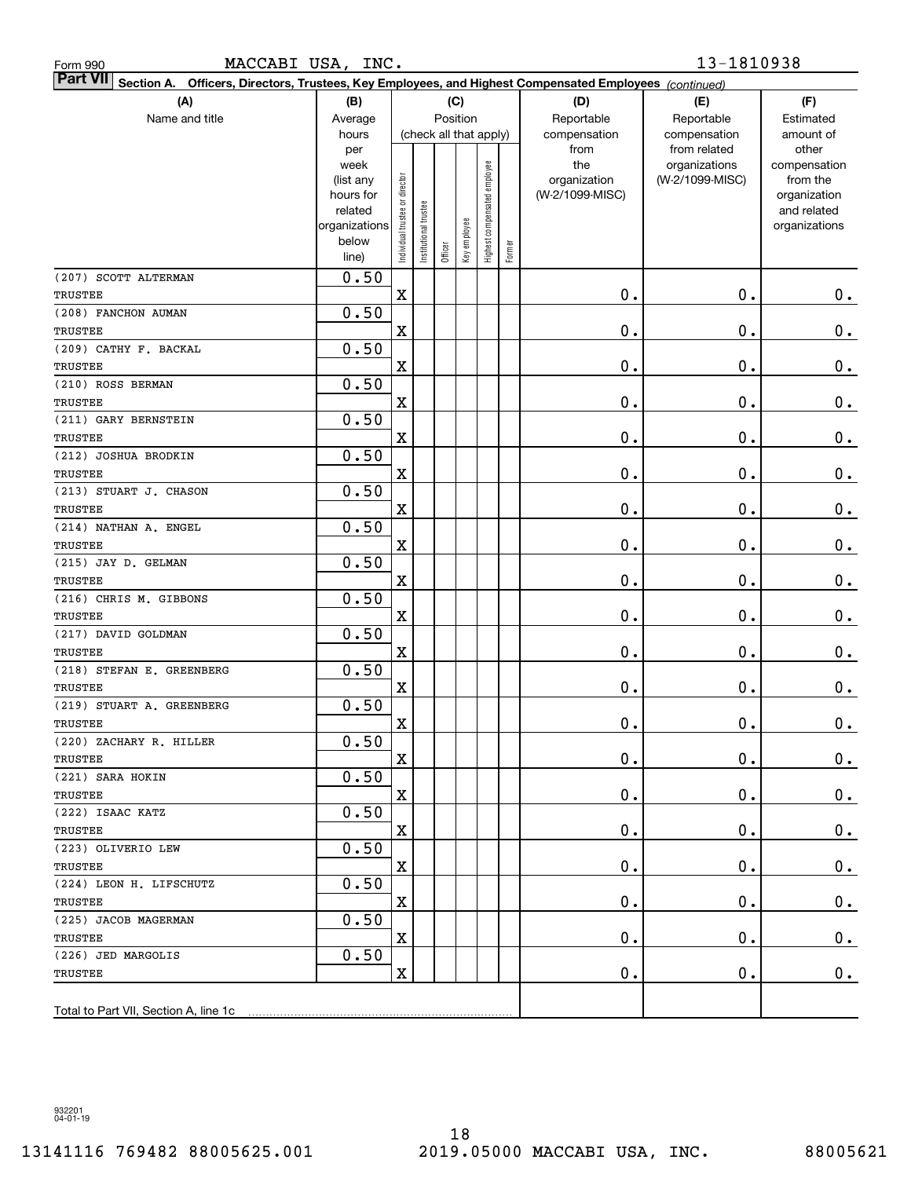Form 990 MACCABI USA, INC. 13-1810938

**Part VII** **Section A. Officers, Directors, Trustees, Key Employees, and Highest Compensated Employees** *(continued)*

| (A) Name and title | (B) Average hours per week (list any hours for related organizations below line) | (C) Position (check all that apply): Individual trustee or director | Institutional trustee | Officer | Key employee | Highest compensated employee | Former | (D) Reportable compensation from the organization (W-2/1099-MISC) | (E) Reportable compensation from related organizations (W-2/1099-MISC) | (F) Estimated amount of other compensation from the organization and related organizations |
|---|---|---|---|---|---|---|---|---|---|---|
| (207) SCOTT ALTERMAN<br>TRUSTEE | 0.50 | X | | | | | | 0. | 0. | 0. |
| (208) FANCHON AUMAN<br>TRUSTEE | 0.50 | X | | | | | | 0. | 0. | 0. |
| (209) CATHY F. BACKAL<br>TRUSTEE | 0.50 | X | | | | | | 0. | 0. | 0. |
| (210) ROSS BERMAN<br>TRUSTEE | 0.50 | X | | | | | | 0. | 0. | 0. |
| (211) GARY BERNSTEIN<br>TRUSTEE | 0.50 | X | | | | | | 0. | 0. | 0. |
| (212) JOSHUA BRODKIN<br>TRUSTEE | 0.50 | X | | | | | | 0. | 0. | 0. |
| (213) STUART J. CHASON<br>TRUSTEE | 0.50 | X | | | | | | 0. | 0. | 0. |
| (214) NATHAN A. ENGEL<br>TRUSTEE | 0.50 | X | | | | | | 0. | 0. | 0. |
| (215) JAY D. GELMAN<br>TRUSTEE | 0.50 | X | | | | | | 0. | 0. | 0. |
| (216) CHRIS M. GIBBONS<br>TRUSTEE | 0.50 | X | | | | | | 0. | 0. | 0. |
| (217) DAVID GOLDMAN<br>TRUSTEE | 0.50 | X | | | | | | 0. | 0. | 0. |
| (218) STEFAN E. GREENBERG<br>TRUSTEE | 0.50 | X | | | | | | 0. | 0. | 0. |
| (219) STUART A. GREENBERG<br>TRUSTEE | 0.50 | X | | | | | | 0. | 0. | 0. |
| (220) ZACHARY R. HILLER<br>TRUSTEE | 0.50 | X | | | | | | 0. | 0. | 0. |
| (221) SARA HOKIN<br>TRUSTEE | 0.50 | X | | | | | | 0. | 0. | 0. |
| (222) ISAAC KATZ<br>TRUSTEE | 0.50 | X | | | | | | 0. | 0. | 0. |
| (223) OLIVERIO LEW<br>TRUSTEE | 0.50 | X | | | | | | 0. | 0. | 0. |
| (224) LEON H. LIFSCHUTZ<br>TRUSTEE | 0.50 | X | | | | | | 0. | 0. | 0. |
| (225) JACOB MAGERMAN<br>TRUSTEE | 0.50 | X | | | | | | 0. | 0. | 0. |
| (226) JED MARGOLIS<br>TRUSTEE | 0.50 | X | | | | | | 0. | 0. | 0. |
| Total to Part VII, Section A, line 1c | | | | | | | | | | |

932201 04-01-19

13141116 769482 88005625.001 2019.05000 MACCABI USA, INC. 88005621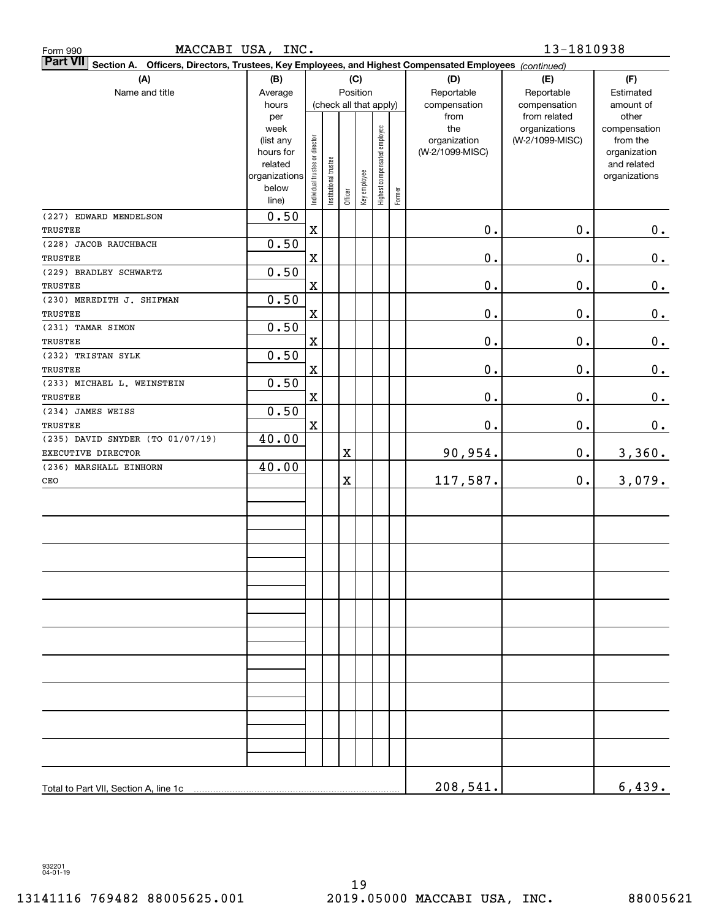Form 990 MACCABI USA, INC. 13-1810938

**Part VII Section A. Officers, Directors, Trustees, Key Employees, and Highest Compensated Employees** *(continued)*

| (A) Name and title | (B) Average hours per week (list any hours for related organizations below line) | (C) Position: Individual trustee or director | Institutional trustee | Officer | Key employee | Highest compensated employee | Former | (D) Reportable compensation from the organization (W-2/1099-MISC) | (E) Reportable compensation from related organizations (W-2/1099-MISC) | (F) Estimated amount of other compensation from the organization and related organizations |
|---|---|---|---|---|---|---|---|---|---|---|
| (227) EDWARD MENDELSON<br>TRUSTEE | 0.50 | X | | | | | | 0. | 0. | 0. |
| (228) JACOB RAUCHBACH<br>TRUSTEE | 0.50 | X | | | | | | 0. | 0. | 0. |
| (229) BRADLEY SCHWARTZ<br>TRUSTEE | 0.50 | X | | | | | | 0. | 0. | 0. |
| (230) MEREDITH J. SHIFMAN<br>TRUSTEE | 0.50 | X | | | | | | 0. | 0. | 0. |
| (231) TAMAR SIMON<br>TRUSTEE | 0.50 | X | | | | | | 0. | 0. | 0. |
| (232) TRISTAN SYLK<br>TRUSTEE | 0.50 | X | | | | | | 0. | 0. | 0. |
| (233) MICHAEL L. WEINSTEIN<br>TRUSTEE | 0.50 | X | | | | | | 0. | 0. | 0. |
| (234) JAMES WEISS<br>TRUSTEE | 0.50 | X | | | | | | 0. | 0. | 0. |
| (235) DAVID SNYDER (TO 01/07/19)<br>EXECUTIVE DIRECTOR | 40.00 | | | X | | | | 90,954. | 0. | 3,360. |
| (236) MARSHALL EINHORN<br>CEO | 40.00 | | | X | | | | 117,587. | 0. | 3,079. |
| Total to Part VII, Section A, line 1c | | | | | | | | 208,541. | | 6,439. |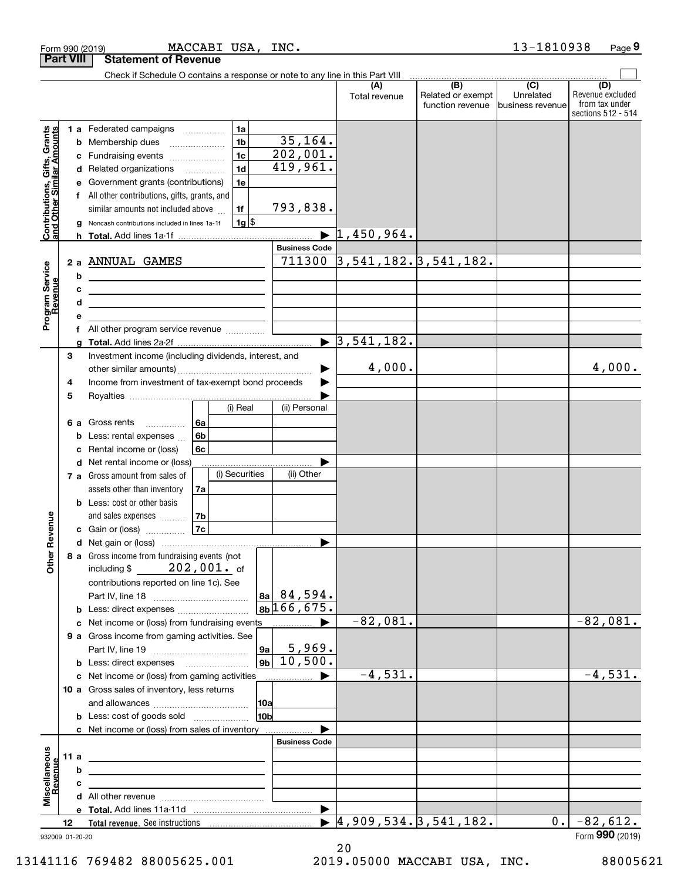Form 990 (2019) MACCABI USA, INC. 13-1810938 Page **9**

**Part VIII Statement of Revenue**

Check if Schedule O contains a response or note to any line in this Part VIII

| | | | | (A) Total revenue | (B) Related or exempt function revenue | (C) Unrelated business revenue | (D) Revenue excluded from tax under sections 512 - 514 |
|---|---|---|---|---|---|---|---|
| **Contributions, Gifts, Grants and Other Similar Amounts** | 1 a Federated campaigns | 1a | | | | | |
| | b Membership dues | 1b | 35,164. | | | | |
| | c Fundraising events | 1c | 202,001. | | | | |
| | d Related organizations | 1d | 419,961. | | | | |
| | e Government grants (contributions) | 1e | | | | | |
| | f All other contributions, gifts, grants, and similar amounts not included above | 1f | 793,838. | | | | |
| | g Noncash contributions included in lines 1a-1f | 1g | $ | | | | |
| | h **Total.** Add lines 1a-1f | | ▶ | 1,450,964. | | | |
| **Program Service Revenue** | | | **Business Code** | | | | |
| | 2 a ANNUAL GAMES | | 711300 | 3,541,182. | 3,541,182. | | |
| | b | | | | | | |
| | c | | | | | | |
| | d | | | | | | |
| | e | | | | | | |
| | f All other program service revenue | | | | | | |
| | g **Total.** Add lines 2a-2f | | ▶ | 3,541,182. | | | |
| **Other Revenue** | 3 Investment income (including dividends, interest, and other similar amounts) | | ▶ | 4,000. | | | 4,000. |
| | 4 Income from investment of tax-exempt bond proceeds | | ▶ | | | | |
| | 5 Royalties | | ▶ | | | | |
| | | (i) Real | (ii) Personal | | | | |
| | 6 a Gross rents — 6a | | | | | | |
| | b Less: rental expenses — 6b | | | | | | |
| | c Rental income or (loss) — 6c | | | | | | |
| | d Net rental income or (loss) | | ▶ | | | | |
| | | (i) Securities | (ii) Other | | | | |
| | 7 a Gross amount from sales of assets other than inventory — 7a | | | | | | |
| | b Less: cost or other basis and sales expenses — 7b | | | | | | |
| | c Gain or (loss) — 7c | | | | | | |
| | d Net gain or (loss) | | ▶ | | | | |
| | 8 a Gross income from fundraising events (not including $ 202,001. of contributions reported on line 1c). See Part IV, line 18 | 8a | 84,594. | | | | |
| | b Less: direct expenses | 8b | 166,675. | | | | |
| | c Net income or (loss) from fundraising events | | ▶ | -82,081. | | | -82,081. |
| | 9 a Gross income from gaming activities. See Part IV, line 19 | 9a | 5,969. | | | | |
| | b Less: direct expenses | 9b | 10,500. | | | | |
| | c Net income or (loss) from gaming activities | | ▶ | -4,531. | | | -4,531. |
| | 10 a Gross sales of inventory, less returns and allowances | 10a | | | | | |
| | b Less: cost of goods sold | 10b | | | | | |
| | c Net income or (loss) from sales of inventory | | ▶ | | | | |
| **Miscellaneous Revenue** | | | **Business Code** | | | | |
| | 11 a | | | | | | |
| | b | | | | | | |
| | c | | | | | | |
| | d All other revenue | | | | | | |
| | e **Total.** Add lines 11a-11d | | ▶ | | | | |
| | 12 **Total revenue.** See instructions | | ▶ | 4,909,534. | 3,541,182. | 0. | -82,612. |

932009 01-20-20 Form **990** (2019)

13141116 769482 88005625.001 2019.05000 MACCABI USA, INC. 88005621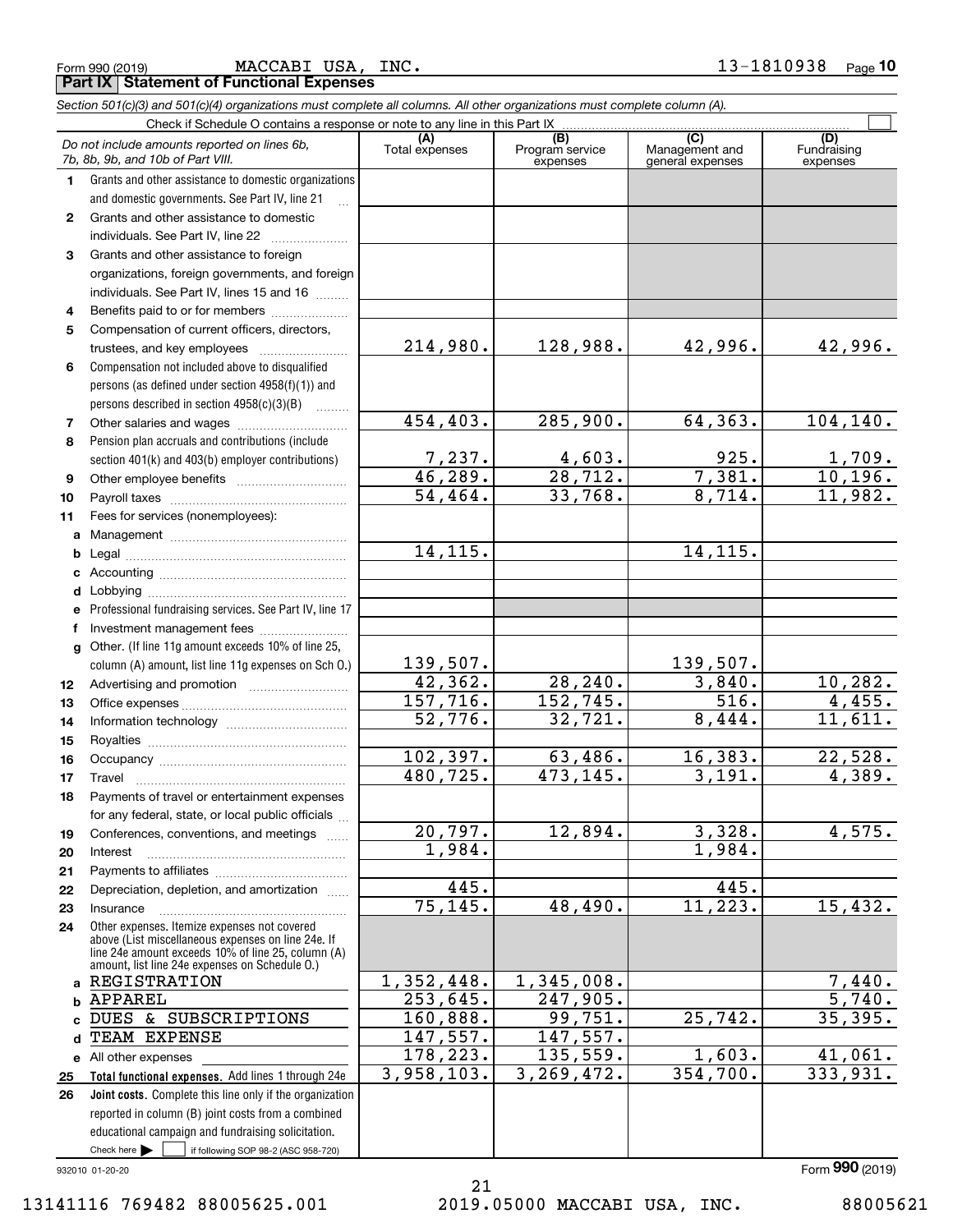Form 990 (2019) MACCABI USA, INC. 13-1810938 Page **10**

## Part IX Statement of Functional Expenses

*Section 501(c)(3) and 501(c)(4) organizations must complete all columns. All other organizations must complete column (A).*

Check if Schedule O contains a response or note to any line in this Part IX ☐

| | *Do not include amounts reported on lines 6b, 7b, 8b, 9b, and 10b of Part VIII.* | (A) Total expenses | (B) Program service expenses | (C) Management and general expenses | (D) Fundraising expenses |
|---|---|---|---|---|---|
| 1 | Grants and other assistance to domestic organizations and domestic governments. See Part IV, line 21 | | | | |
| 2 | Grants and other assistance to domestic individuals. See Part IV, line 22 | | | | |
| 3 | Grants and other assistance to foreign organizations, foreign governments, and foreign individuals. See Part IV, lines 15 and 16 | | | | |
| 4 | Benefits paid to or for members | | | | |
| 5 | Compensation of current officers, directors, trustees, and key employees | 214,980. | 128,988. | 42,996. | 42,996. |
| 6 | Compensation not included above to disqualified persons (as defined under section 4958(f)(1)) and persons described in section 4958(c)(3)(B) | | | | |
| 7 | Other salaries and wages | 454,403. | 285,900. | 64,363. | 104,140. |
| 8 | Pension plan accruals and contributions (include section 401(k) and 403(b) employer contributions) | 7,237. | 4,603. | 925. | 1,709. |
| 9 | Other employee benefits | 46,289. | 28,712. | 7,381. | 10,196. |
| 10 | Payroll taxes | 54,464. | 33,768. | 8,714. | 11,982. |
| 11 | Fees for services (nonemployees): | | | | |
| a | Management | | | | |
| b | Legal | 14,115. | | 14,115. | |
| c | Accounting | | | | |
| d | Lobbying | | | | |
| e | Professional fundraising services. See Part IV, line 17 | | | | |
| f | Investment management fees | | | | |
| g | Other. (If line 11g amount exceeds 10% of line 25, column (A) amount, list line 11g expenses on Sch O.) | 139,507. | | 139,507. | |
| 12 | Advertising and promotion | 42,362. | 28,240. | 3,840. | 10,282. |
| 13 | Office expenses | 157,716. | 152,745. | 516. | 4,455. |
| 14 | Information technology | 52,776. | 32,721. | 8,444. | 11,611. |
| 15 | Royalties | | | | |
| 16 | Occupancy | 102,397. | 63,486. | 16,383. | 22,528. |
| 17 | Travel | 480,725. | 473,145. | 3,191. | 4,389. |
| 18 | Payments of travel or entertainment expenses for any federal, state, or local public officials | | | | |
| 19 | Conferences, conventions, and meetings | 20,797. | 12,894. | 3,328. | 4,575. |
| 20 | Interest | 1,984. | | 1,984. | |
| 21 | Payments to affiliates | | | | |
| 22 | Depreciation, depletion, and amortization | 445. | | 445. | |
| 23 | Insurance | 75,145. | 48,490. | 11,223. | 15,432. |
| 24 | Other expenses. Itemize expenses not covered above (List miscellaneous expenses on line 24e. If line 24e amount exceeds 10% of line 25, column (A) amount, list line 24e expenses on Schedule O.) | | | | |
| a | REGISTRATION | 1,352,448. | 1,345,008. | | 7,440. |
| b | APPAREL | 253,645. | 247,905. | | 5,740. |
| c | DUES & SUBSCRIPTIONS | 160,888. | 99,751. | 25,742. | 35,395. |
| d | TEAM EXPENSE | 147,557. | 147,557. | | |
| e | All other expenses | 178,223. | 135,559. | 1,603. | 41,061. |
| 25 | **Total functional expenses.** Add lines 1 through 24e | 3,958,103. | 3,269,472. | 354,700. | 333,931. |
| 26 | **Joint costs.** Complete this line only if the organization reported in column (B) joint costs from a combined educational campaign and fundraising solicitation. Check here ☐ if following SOP 98-2 (ASC 958-720) | | | | |

932010 01-20-20 Form **990** (2019)

13141116 769482 88005625.001 2019.05000 MACCABI USA, INC. 88005621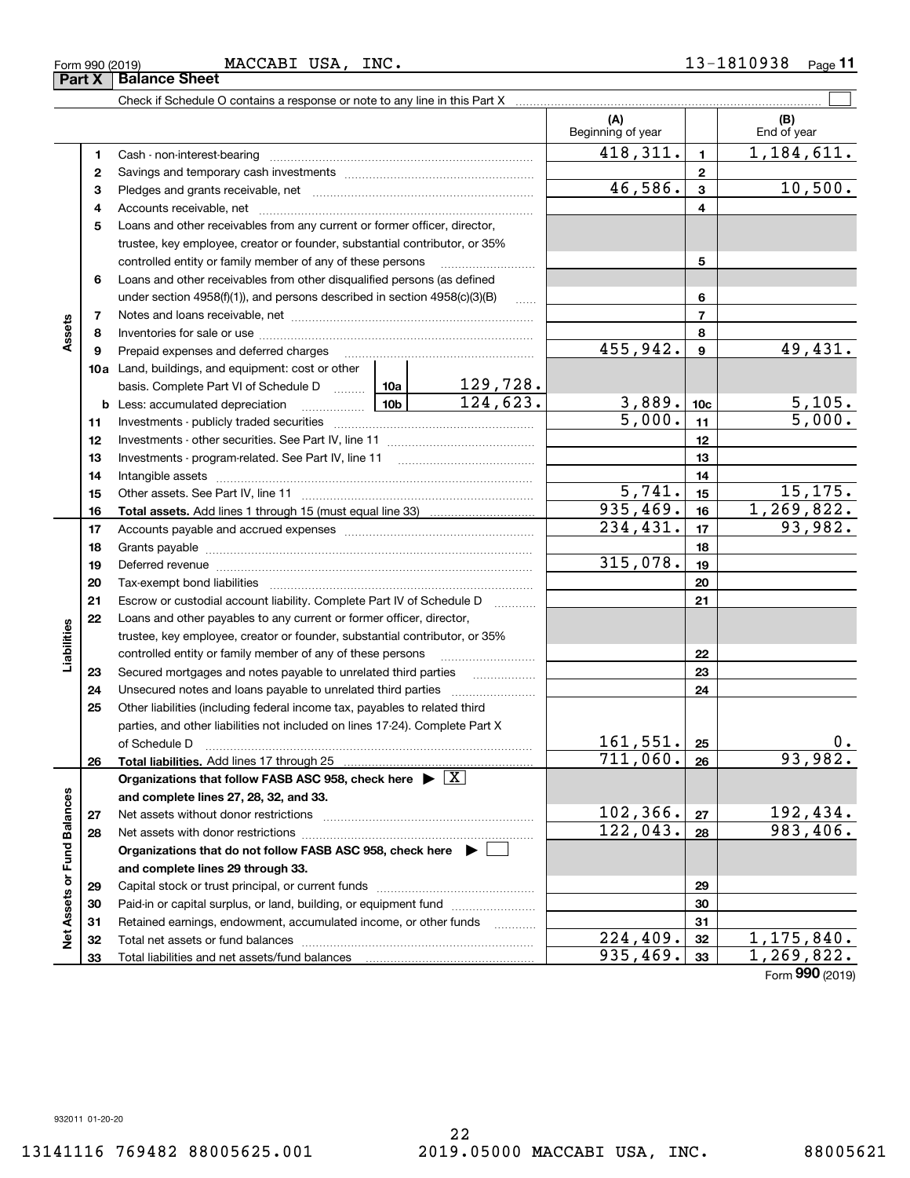Form 990 (2019) MACCABI USA, INC. 13-1810938 Page 11

**Part X Balance Sheet**

Check if Schedule O contains a response or note to any line in this Part X

| | | | | (A) Beginning of year | | (B) End of year |
|---|---|---|---|---|---|---|
| Assets | 1 | Cash - non-interest-bearing | | 418,311. | 1 | 1,184,611. |
| | 2 | Savings and temporary cash investments | | | 2 | |
| | 3 | Pledges and grants receivable, net | | 46,586. | 3 | 10,500. |
| | 4 | Accounts receivable, net | | | 4 | |
| | 5 | Loans and other receivables from any current or former officer, director, trustee, key employee, creator or founder, substantial contributor, or 35% controlled entity or family member of any of these persons | | | 5 | |
| | 6 | Loans and other receivables from other disqualified persons (as defined under section 4958(f)(1)), and persons described in section 4958(c)(3)(B) | | | 6 | |
| | 7 | Notes and loans receivable, net | | | 7 | |
| | 8 | Inventories for sale or use | | | 8 | |
| | 9 | Prepaid expenses and deferred charges | | 455,942. | 9 | 49,431. |
| | 10a | Land, buildings, and equipment: cost or other basis. Complete Part VI of Schedule D | 10a 129,728. | | | |
| | b | Less: accumulated depreciation | 10b 124,623. | 3,889. | 10c | 5,105. |
| | 11 | Investments - publicly traded securities | | 5,000. | 11 | 5,000. |
| | 12 | Investments - other securities. See Part IV, line 11 | | | 12 | |
| | 13 | Investments - program-related. See Part IV, line 11 | | | 13 | |
| | 14 | Intangible assets | | | 14 | |
| | 15 | Other assets. See Part IV, line 11 | | 5,741. | 15 | 15,175. |
| | 16 | **Total assets.** Add lines 1 through 15 (must equal line 33) | | 935,469. | 16 | 1,269,822. |
| Liabilities | 17 | Accounts payable and accrued expenses | | 234,431. | 17 | 93,982. |
| | 18 | Grants payable | | | 18 | |
| | 19 | Deferred revenue | | 315,078. | 19 | |
| | 20 | Tax-exempt bond liabilities | | | 20 | |
| | 21 | Escrow or custodial account liability. Complete Part IV of Schedule D | | | 21 | |
| | 22 | Loans and other payables to any current or former officer, director, trustee, key employee, creator or founder, substantial contributor, or 35% controlled entity or family member of any of these persons | | | 22 | |
| | 23 | Secured mortgages and notes payable to unrelated third parties | | | 23 | |
| | 24 | Unsecured notes and loans payable to unrelated third parties | | | 24 | |
| | 25 | Other liabilities (including federal income tax, payables to related third parties, and other liabilities not included on lines 17-24). Complete Part X of Schedule D | | 161,551. | 25 | 0. |
| | 26 | **Total liabilities.** Add lines 17 through 25 | | 711,060. | 26 | 93,982. |
| Net Assets or Fund Balances | | **Organizations that follow FASB ASC 958, check here ▶ [X] and complete lines 27, 28, 32, and 33.** | | | | |
| | 27 | Net assets without donor restrictions | | 102,366. | 27 | 192,434. |
| | 28 | Net assets with donor restrictions | | 122,043. | 28 | 983,406. |
| | | **Organizations that do not follow FASB ASC 958, check here ▶ [ ] and complete lines 29 through 33.** | | | | |
| | 29 | Capital stock or trust principal, or current funds | | | 29 | |
| | 30 | Paid-in or capital surplus, or land, building, or equipment fund | | | 30 | |
| | 31 | Retained earnings, endowment, accumulated income, or other funds | | | 31 | |
| | 32 | Total net assets or fund balances | | 224,409. | 32 | 1,175,840. |
| | 33 | Total liabilities and net assets/fund balances | | 935,469. | 33 | 1,269,822. |

Form **990** (2019)

932011 01-20-20

13141116 769482 88005625.001 2019.05000 MACCABI USA, INC. 88005621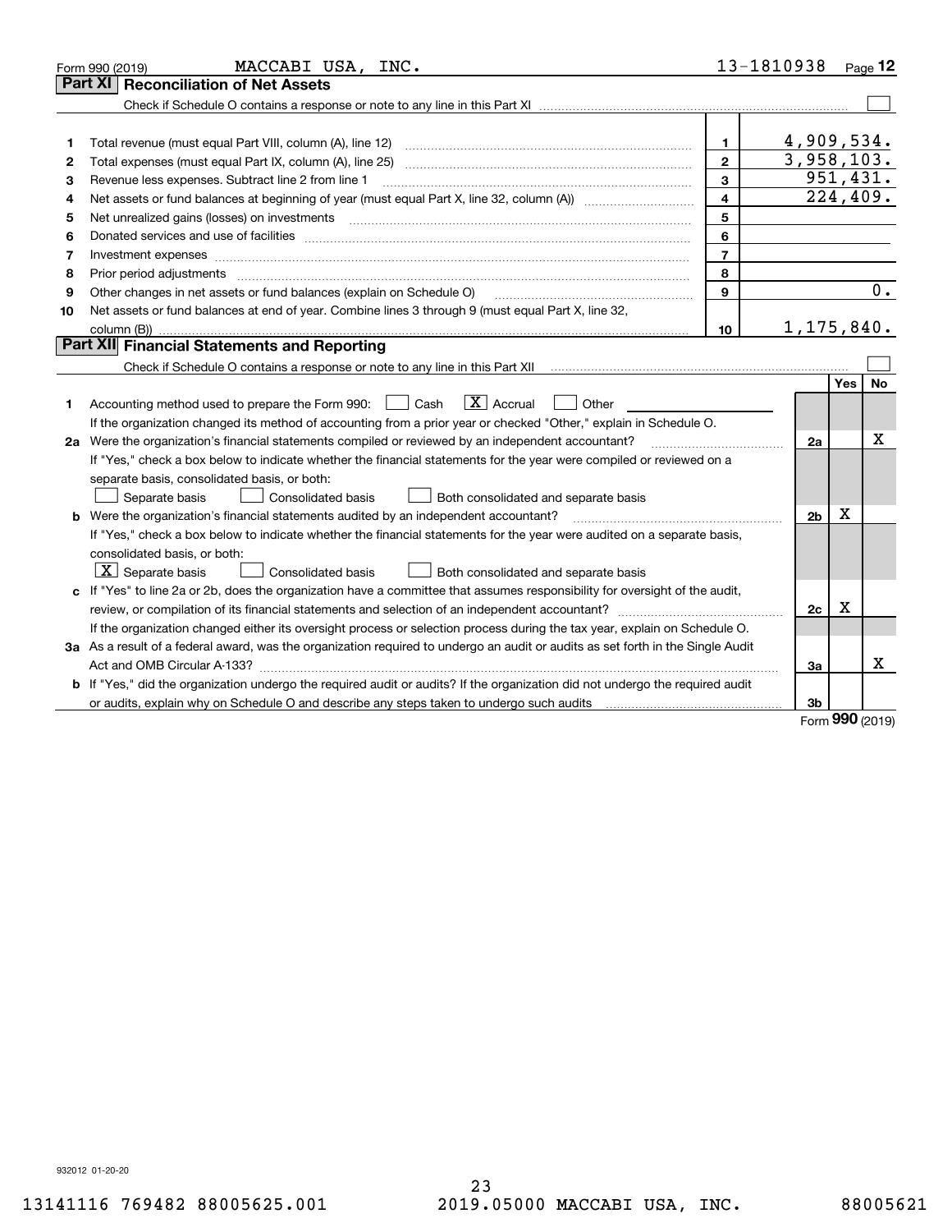Form 990 (2019) MACCABI USA, INC. 13-1810938 Page **12**

## Part XI Reconciliation of Net Assets

Check if Schedule O contains a response or note to any line in this Part XI ☐

| | | | |
|---|---|---|---|
| 1 | Total revenue (must equal Part VIII, column (A), line 12) | 1 | 4,909,534. |
| 2 | Total expenses (must equal Part IX, column (A), line 25) | 2 | 3,958,103. |
| 3 | Revenue less expenses. Subtract line 2 from line 1 | 3 | 951,431. |
| 4 | Net assets or fund balances at beginning of year (must equal Part X, line 32, column (A)) | 4 | 224,409. |
| 5 | Net unrealized gains (losses) on investments | 5 | |
| 6 | Donated services and use of facilities | 6 | |
| 7 | Investment expenses | 7 | |
| 8 | Prior period adjustments | 8 | |
| 9 | Other changes in net assets or fund balances (explain on Schedule O) | 9 | 0. |
| 10 | Net assets or fund balances at end of year. Combine lines 3 through 9 (must equal Part X, line 32, column (B)) | 10 | 1,175,840. |

## Part XII Financial Statements and Reporting

Check if Schedule O contains a response or note to any line in this Part XII ☐

| | | | Yes | No |
|---|---|---|---|---|
| 1 | Accounting method used to prepare the Form 990: ☐ Cash ☒ Accrual ☐ Other<br>If the organization changed its method of accounting from a prior year or checked "Other," explain in Schedule O. | | | |
| 2a | Were the organization's financial statements compiled or reviewed by an independent accountant?<br>If "Yes," check a box below to indicate whether the financial statements for the year were compiled or reviewed on a separate basis, consolidated basis, or both:<br>☐ Separate basis ☐ Consolidated basis ☐ Both consolidated and separate basis | 2a | | X |
| b | Were the organization's financial statements audited by an independent accountant?<br>If "Yes," check a box below to indicate whether the financial statements for the year were audited on a separate basis, consolidated basis, or both:<br>☒ Separate basis ☐ Consolidated basis ☐ Both consolidated and separate basis | 2b | X | |
| c | If "Yes" to line 2a or 2b, does the organization have a committee that assumes responsibility for oversight of the audit, review, or compilation of its financial statements and selection of an independent accountant?<br>If the organization changed either its oversight process or selection process during the tax year, explain on Schedule O. | 2c | X | |
| 3a | As a result of a federal award, was the organization required to undergo an audit or audits as set forth in the Single Audit Act and OMB Circular A-133? | 3a | | X |
| b | If "Yes," did the organization undergo the required audit or audits? If the organization did not undergo the required audit or audits, explain why on Schedule O and describe any steps taken to undergo such audits | 3b | | |

Form **990** (2019)

932012 01-20-20

13141116 769482 88005625.001 2019.05000 MACCABI USA, INC. 88005621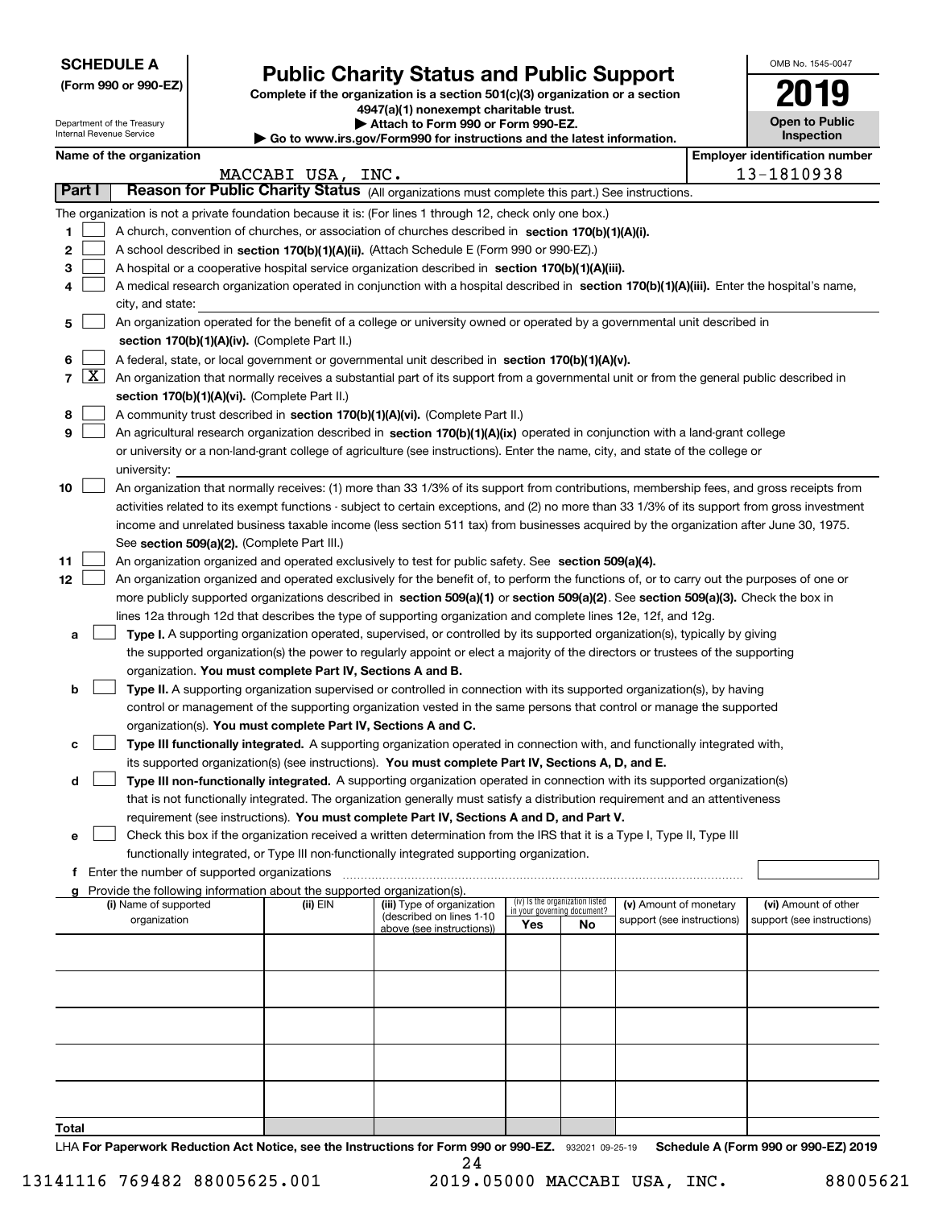**SCHEDULE A**
**(Form 990 or 990-EZ)**

Department of the Treasury
Internal Revenue Service

# Public Charity Status and Public Support

**Complete if the organization is a section 501(c)(3) organization or a section 4947(a)(1) nonexempt charitable trust.**
**▶ Attach to Form 990 or Form 990-EZ.**
**▶ Go to www.irs.gov/Form990 for instructions and the latest information.**

OMB No. 1545-0047

**2019**

**Open to Public Inspection**

**Name of the organization**: MACCABI USA, INC.

**Employer identification number**: 13-1810938

## Part I — Reason for Public Charity Status (All organizations must complete this part.) See instructions.

The organization is not a private foundation because it is: (For lines 1 through 12, check only one box.)

1. ☐ A church, convention of churches, or association of churches described in **section 170(b)(1)(A)(i).**
2. ☐ A school described in **section 170(b)(1)(A)(ii).** (Attach Schedule E (Form 990 or 990-EZ).)
3. ☐ A hospital or a cooperative hospital service organization described in **section 170(b)(1)(A)(iii).**
4. ☐ A medical research organization operated in conjunction with a hospital described in **section 170(b)(1)(A)(iii).** Enter the hospital's name, city, and state:
5. ☐ An organization operated for the benefit of a college or university owned or operated by a governmental unit described in **section 170(b)(1)(A)(iv).** (Complete Part II.)
6. ☐ A federal, state, or local government or governmental unit described in **section 170(b)(1)(A)(v).**
7. ☒ An organization that normally receives a substantial part of its support from a governmental unit or from the general public described in **section 170(b)(1)(A)(vi).** (Complete Part II.)
8. ☐ A community trust described in **section 170(b)(1)(A)(vi).** (Complete Part II.)
9. ☐ An agricultural research organization described in **section 170(b)(1)(A)(ix)** operated in conjunction with a land-grant college or university or a non-land-grant college of agriculture (see instructions). Enter the name, city, and state of the college or university:
10. ☐ An organization that normally receives: (1) more than 33 1/3% of its support from contributions, membership fees, and gross receipts from activities related to its exempt functions - subject to certain exceptions, and (2) no more than 33 1/3% of its support from gross investment income and unrelated business taxable income (less section 511 tax) from businesses acquired by the organization after June 30, 1975. See **section 509(a)(2).** (Complete Part III.)
11. ☐ An organization organized and operated exclusively to test for public safety. See **section 509(a)(4).**
12. ☐ An organization organized and operated exclusively for the benefit of, to perform the functions of, or to carry out the purposes of one or more publicly supported organizations described in **section 509(a)(1)** or **section 509(a)(2).** See **section 509(a)(3).** Check the box in lines 12a through 12d that describes the type of supporting organization and complete lines 12e, 12f, and 12g.
   - **a** ☐ **Type I.** A supporting organization operated, supervised, or controlled by its supported organization(s), typically by giving the supported organization(s) the power to regularly appoint or elect a majority of the directors or trustees of the supporting organization. **You must complete Part IV, Sections A and B.**
   - **b** ☐ **Type II.** A supporting organization supervised or controlled in connection with its supported organization(s), by having control or management of the supporting organization vested in the same persons that control or manage the supported organization(s). **You must complete Part IV, Sections A and C.**
   - **c** ☐ **Type III functionally integrated.** A supporting organization operated in connection with, and functionally integrated with, its supported organization(s) (see instructions). **You must complete Part IV, Sections A, D, and E.**
   - **d** ☐ **Type III non-functionally integrated.** A supporting organization operated in connection with its supported organization(s) that is not functionally integrated. The organization generally must satisfy a distribution requirement and an attentiveness requirement (see instructions). **You must complete Part IV, Sections A and D, and Part V.**
   - **e** ☐ Check this box if the organization received a written determination from the IRS that it is a Type I, Type II, Type III functionally integrated, or Type III non-functionally integrated supporting organization.
   - **f** Enter the number of supported organizations
   - **g** Provide the following information about the supported organization(s).

| (i) Name of supported organization | (ii) EIN | (iii) Type of organization (described on lines 1-10 above (see instructions)) | (iv) Is the organization listed in your governing document? Yes | No | (v) Amount of monetary support (see instructions) | (vi) Amount of other support (see instructions) |
|---|---|---|---|---|---|---|
| | | | | | | |
| | | | | | | |
| | | | | | | |
| | | | | | | |
| | | | | | | |
| **Total** | | | | | | |

LHA **For Paperwork Reduction Act Notice, see the Instructions for Form 990 or 990-EZ.** 932021 09-25-19 **Schedule A (Form 990 or 990-EZ) 2019**

13141116 769482 88005625.001 2019.05000 MACCABI USA, INC. 88005621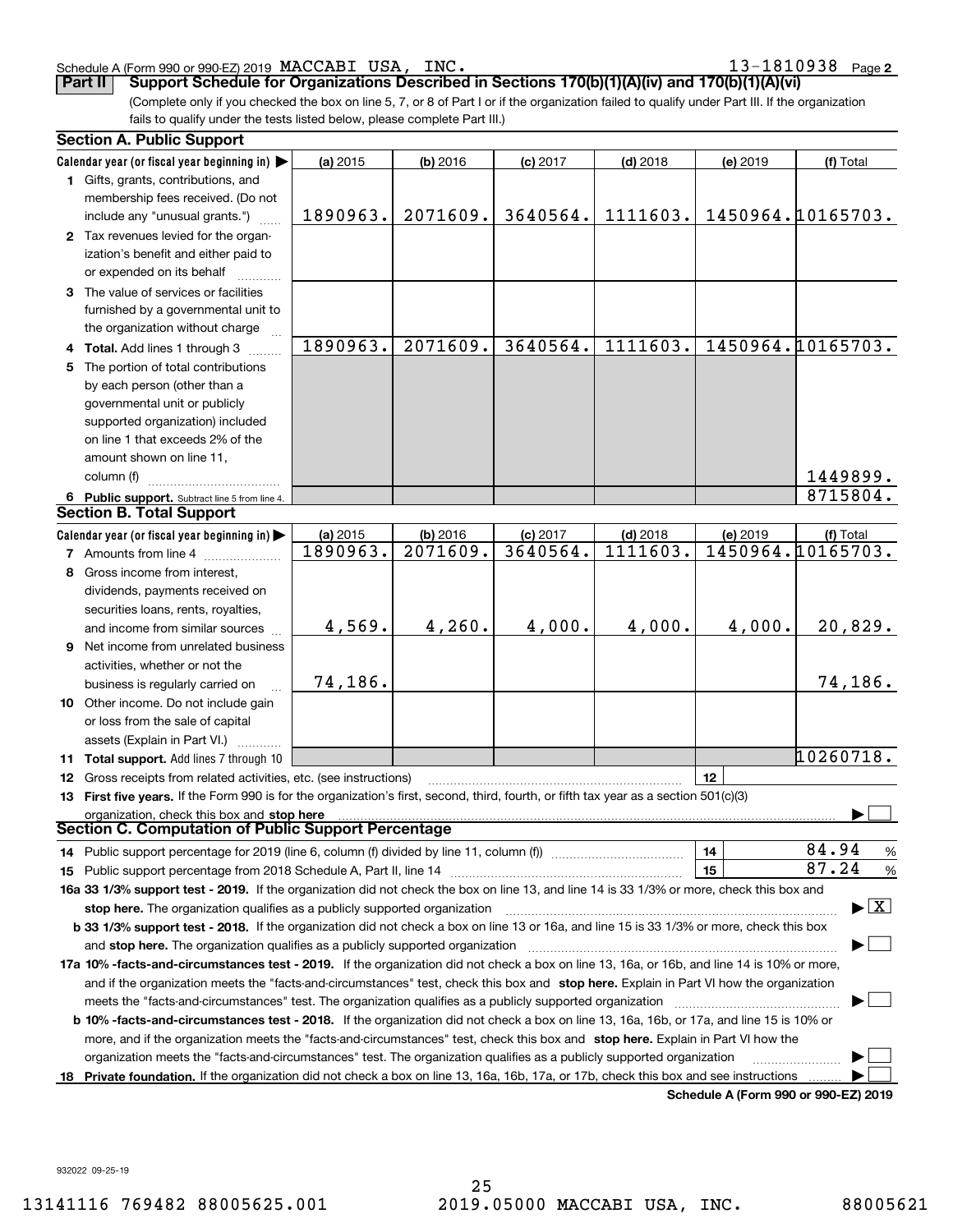Schedule A (Form 990 or 990-EZ) 2019 MACCABI USA, INC. 13-1810938 Page 2

**Part II** **Support Schedule for Organizations Described in Sections 170(b)(1)(A)(iv) and 170(b)(1)(A)(vi)**

(Complete only if you checked the box on line 5, 7, or 8 of Part I or if the organization failed to qualify under Part III. If the organization fails to qualify under the tests listed below, please complete Part III.)

**Section A. Public Support**

| Calendar year (or fiscal year beginning in) ▶ | (a) 2015 | (b) 2016 | (c) 2017 | (d) 2018 | (e) 2019 | (f) Total |
|---|---|---|---|---|---|---|
| **1** Gifts, grants, contributions, and membership fees received. (Do not include any "unusual grants.") | 1890963. | 2071609. | 3640564. | 1111603. | 1450964. | 10165703. |
| **2** Tax revenues levied for the organization's benefit and either paid to or expended on its behalf | | | | | | |
| **3** The value of services or facilities furnished by a governmental unit to the organization without charge | | | | | | |
| **4 Total.** Add lines 1 through 3 | 1890963. | 2071609. | 3640564. | 1111603. | 1450964. | 10165703. |
| **5** The portion of total contributions by each person (other than a governmental unit or publicly supported organization) included on line 1 that exceeds 2% of the amount shown on line 11, column (f) | | | | | | 1449899. |
| **6 Public support.** Subtract line 5 from line 4. | | | | | | 8715804. |

**Section B. Total Support**

| Calendar year (or fiscal year beginning in) ▶ | (a) 2015 | (b) 2016 | (c) 2017 | (d) 2018 | (e) 2019 | (f) Total |
|---|---|---|---|---|---|---|
| **7** Amounts from line 4 | 1890963. | 2071609. | 3640564. | 1111603. | 1450964. | 10165703. |
| **8** Gross income from interest, dividends, payments received on securities loans, rents, royalties, and income from similar sources | 4,569. | 4,260. | 4,000. | 4,000. | 4,000. | 20,829. |
| **9** Net income from unrelated business activities, whether or not the business is regularly carried on | 74,186. | | | | | 74,186. |
| **10** Other income. Do not include gain or loss from the sale of capital assets (Explain in Part VI.) | | | | | | |
| **11 Total support.** Add lines 7 through 10 | | | | | | 10260718. |

**12** Gross receipts from related activities, etc. (see instructions) | **12** |

**13 First five years.** If the Form 990 is for the organization's first, second, third, fourth, or fifth tax year as a section 501(c)(3) organization, check this box and **stop here** ▶ ☐

**Section C. Computation of Public Support Percentage**

**14** Public support percentage for 2019 (line 6, column (f) divided by line 11, column (f)) | **14** | 84.94 %

**15** Public support percentage from 2018 Schedule A, Part II, line 14 | **15** | 87.24 %

**16a 33 1/3% support test - 2019.** If the organization did not check the box on line 13, and line 14 is 33 1/3% or more, check this box and **stop here.** The organization qualifies as a publicly supported organization ▶ ☒

**b 33 1/3% support test - 2018.** If the organization did not check a box on line 13 or 16a, and line 15 is 33 1/3% or more, check this box and **stop here.** The organization qualifies as a publicly supported organization ▶ ☐

**17a 10% -facts-and-circumstances test - 2019.** If the organization did not check a box on line 13, 16a, or 16b, and line 14 is 10% or more, and if the organization meets the "facts-and-circumstances" test, check this box and **stop here.** Explain in Part VI how the organization meets the "facts-and-circumstances" test. The organization qualifies as a publicly supported organization ▶ ☐

**b 10% -facts-and-circumstances test - 2018.** If the organization did not check a box on line 13, 16a, 16b, or 17a, and line 15 is 10% or more, and if the organization meets the "facts-and-circumstances" test, check this box and **stop here.** Explain in Part VI how the organization meets the "facts-and-circumstances" test. The organization qualifies as a publicly supported organization ▶ ☐

**18 Private foundation.** If the organization did not check a box on line 13, 16a, 16b, 17a, or 17b, check this box and see instructions ▶ ☐

**Schedule A (Form 990 or 990-EZ) 2019**

932022 09-25-19

13141116 769482 88005625.001 2019.05000 MACCABI USA, INC. 88005621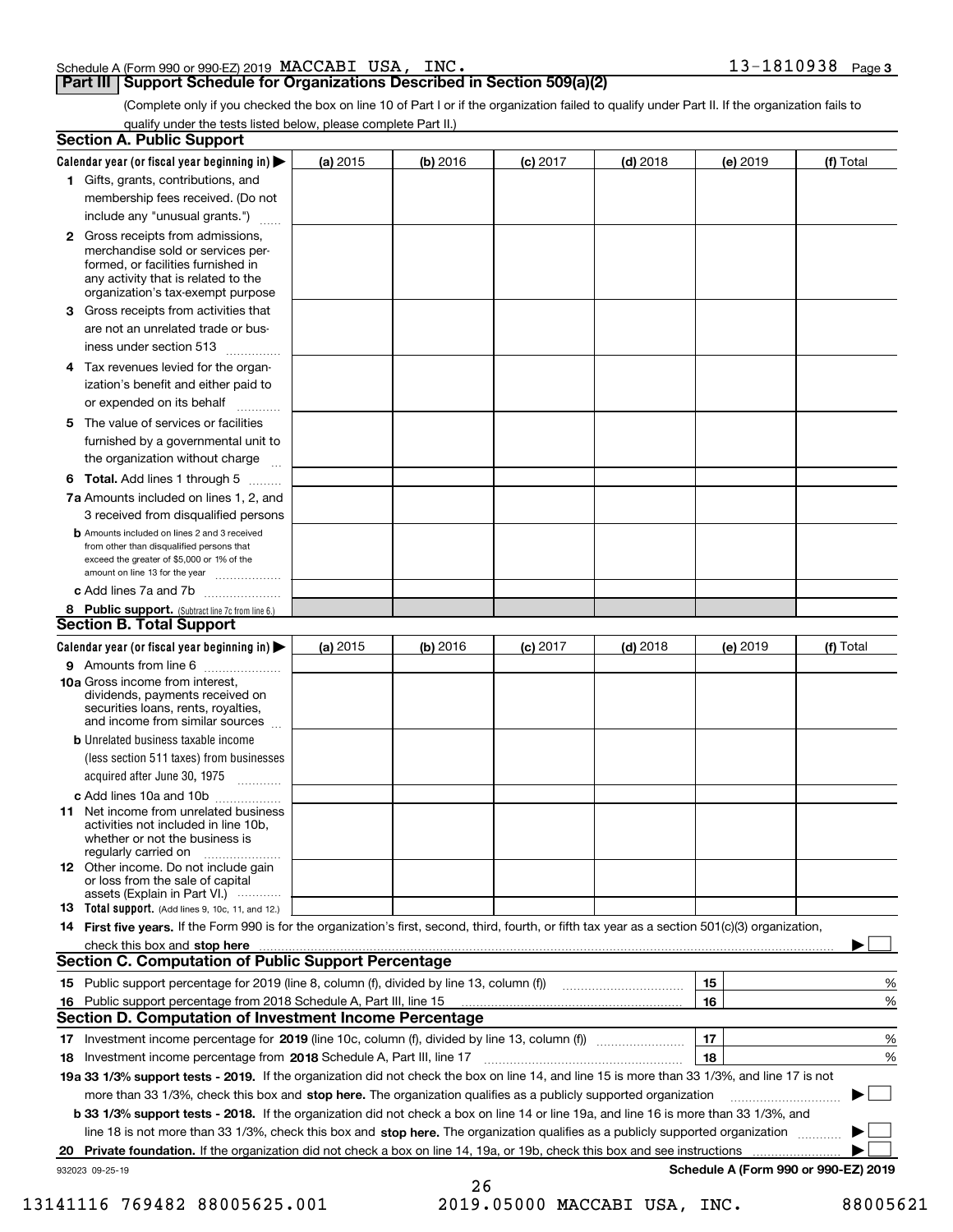Schedule A (Form 990 or 990-EZ) 2019 MACCABI USA, INC. 13-1810938 Page **3**

## Part III Support Schedule for Organizations Described in Section 509(a)(2)

(Complete only if you checked the box on line 10 of Part I or if the organization failed to qualify under Part II. If the organization fails to qualify under the tests listed below, please complete Part II.)

### Section A. Public Support

| Calendar year (or fiscal year beginning in) ▶ | (a) 2015 | (b) 2016 | (c) 2017 | (d) 2018 | (e) 2019 | (f) Total |
|---|---|---|---|---|---|---|
| **1** Gifts, grants, contributions, and membership fees received. (Do not include any "unusual grants.") | | | | | | |
| **2** Gross receipts from admissions, merchandise sold or services performed, or facilities furnished in any activity that is related to the organization's tax-exempt purpose | | | | | | |
| **3** Gross receipts from activities that are not an unrelated trade or business under section 513 | | | | | | |
| **4** Tax revenues levied for the organization's benefit and either paid to or expended on its behalf | | | | | | |
| **5** The value of services or facilities furnished by a governmental unit to the organization without charge | | | | | | |
| **6 Total.** Add lines 1 through 5 | | | | | | |
| **7a** Amounts included on lines 1, 2, and 3 received from disqualified persons | | | | | | |
| **b** Amounts included on lines 2 and 3 received from other than disqualified persons that exceed the greater of $5,000 or 1% of the amount on line 13 for the year | | | | | | |
| **c** Add lines 7a and 7b | | | | | | |
| **8 Public support.** (Subtract line 7c from line 6.) | | | | | | |

### Section B. Total Support

| Calendar year (or fiscal year beginning in) ▶ | (a) 2015 | (b) 2016 | (c) 2017 | (d) 2018 | (e) 2019 | (f) Total |
|---|---|---|---|---|---|---|
| **9** Amounts from line 6 | | | | | | |
| **10a** Gross income from interest, dividends, payments received on securities loans, rents, royalties, and income from similar sources | | | | | | |
| **b** Unrelated business taxable income (less section 511 taxes) from businesses acquired after June 30, 1975 | | | | | | |
| **c** Add lines 10a and 10b | | | | | | |
| **11** Net income from unrelated business activities not included in line 10b, whether or not the business is regularly carried on | | | | | | |
| **12** Other income. Do not include gain or loss from the sale of capital assets (Explain in Part VI.) | | | | | | |
| **13 Total support.** (Add lines 9, 10c, 11, and 12.) | | | | | | |

**14 First five years.** If the Form 990 is for the organization's first, second, third, fourth, or fifth tax year as a section 501(c)(3) organization, check this box and **stop here** ▶ ☐

### Section C. Computation of Public Support Percentage

| | | | |
|---|---|---|---|
| **15** | Public support percentage for 2019 (line 8, column (f), divided by line 13, column (f)) | 15 | % |
| **16** | Public support percentage from 2018 Schedule A, Part III, line 15 | 16 | % |

### Section D. Computation of Investment Income Percentage

| | | | |
|---|---|---|---|
| **17** | Investment income percentage for **2019** (line 10c, column (f), divided by line 13, column (f)) | 17 | % |
| **18** | Investment income percentage from **2018** Schedule A, Part III, line 17 | 18 | % |

**19a 33 1/3% support tests - 2019.** If the organization did not check the box on line 14, and line 15 is more than 33 1/3%, and line 17 is not more than 33 1/3%, check this box and **stop here.** The organization qualifies as a publicly supported organization ▶ ☐

**b 33 1/3% support tests - 2018.** If the organization did not check a box on line 14 or line 19a, and line 16 is more than 33 1/3%, and line 18 is not more than 33 1/3%, check this box and **stop here.** The organization qualifies as a publicly supported organization ▶ ☐

**20 Private foundation.** If the organization did not check a box on line 14, 19a, or 19b, check this box and see instructions ▶ ☐

932023 09-25-19 **Schedule A (Form 990 or 990-EZ) 2019**

13141116 769482 88005625.001 2019.05000 MACCABI USA, INC. 88005621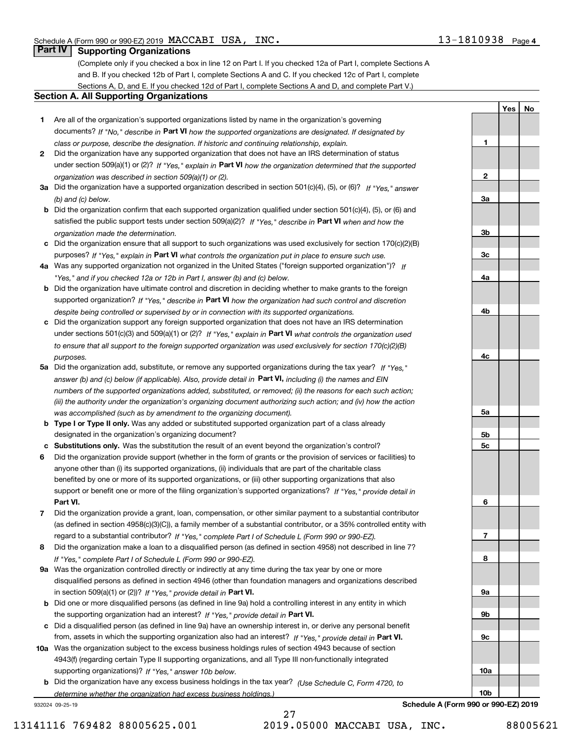Schedule A (Form 990 or 990-EZ) 2019 MACCABI USA, INC. 13-1810938 Page 4

## Part IV Supporting Organizations

(Complete only if you checked a box in line 12 on Part I. If you checked 12a of Part I, complete Sections A and B. If you checked 12b of Part I, complete Sections A and C. If you checked 12c of Part I, complete Sections A, D, and E. If you checked 12d of Part I, complete Sections A and D, and complete Part V.)

### Section A. All Supporting Organizations

| | | Line | Yes | No |
|---|---|---|---|---|
| 1 | Are all of the organization's supported organizations listed by name in the organization's governing documents? *If "No," describe in* **Part VI** *how the supported organizations are designated. If designated by class or purpose, describe the designation. If historic and continuing relationship, explain.* | 1 | | |
| 2 | Did the organization have any supported organization that does not have an IRS determination of status under section 509(a)(1) or (2)? *If "Yes," explain in* **Part VI** *how the organization determined that the supported organization was described in section 509(a)(1) or (2).* | 2 | | |
| 3a | Did the organization have a supported organization described in section 501(c)(4), (5), or (6)? *If "Yes," answer (b) and (c) below.* | 3a | | |
| b | Did the organization confirm that each supported organization qualified under section 501(c)(4), (5), or (6) and satisfied the public support tests under section 509(a)(2)? *If "Yes," describe in* **Part VI** *when and how the organization made the determination.* | 3b | | |
| c | Did the organization ensure that all support to such organizations was used exclusively for section 170(c)(2)(B) purposes? *If "Yes," explain in* **Part VI** *what controls the organization put in place to ensure such use.* | 3c | | |
| 4a | Was any supported organization not organized in the United States ("foreign supported organization")? *If "Yes," and if you checked 12a or 12b in Part I, answer (b) and (c) below.* | 4a | | |
| b | Did the organization have ultimate control and discretion in deciding whether to make grants to the foreign supported organization? *If "Yes," describe in* **Part VI** *how the organization had such control and discretion despite being controlled or supervised by or in connection with its supported organizations.* | 4b | | |
| c | Did the organization support any foreign supported organization that does not have an IRS determination under sections 501(c)(3) and 509(a)(1) or (2)? *If "Yes," explain in* **Part VI** *what controls the organization used to ensure that all support to the foreign supported organization was used exclusively for section 170(c)(2)(B) purposes.* | 4c | | |
| 5a | Did the organization add, substitute, or remove any supported organizations during the tax year? *If "Yes," answer (b) and (c) below (if applicable). Also, provide detail in* **Part VI,** *including (i) the names and EIN numbers of the supported organizations added, substituted, or removed; (ii) the reasons for each such action; (iii) the authority under the organization's organizing document authorizing such action; and (iv) how the action was accomplished (such as by amendment to the organizing document).* | 5a | | |
| b | **Type I or Type II only.** Was any added or substituted supported organization part of a class already designated in the organization's organizing document? | 5b | | |
| c | **Substitutions only.** Was the substitution the result of an event beyond the organization's control? | 5c | | |
| 6 | Did the organization provide support (whether in the form of grants or the provision of services or facilities) to anyone other than (i) its supported organizations, (ii) individuals that are part of the charitable class benefited by one or more of its supported organizations, or (iii) other supporting organizations that also support or benefit one or more of the filing organization's supported organizations? *If "Yes," provide detail in* **Part VI.** | 6 | | |
| 7 | Did the organization provide a grant, loan, compensation, or other similar payment to a substantial contributor (as defined in section 4958(c)(3)(C)), a family member of a substantial contributor, or a 35% controlled entity with regard to a substantial contributor? *If "Yes," complete Part I of Schedule L (Form 990 or 990-EZ).* | 7 | | |
| 8 | Did the organization make a loan to a disqualified person (as defined in section 4958) not described in line 7? *If "Yes," complete Part I of Schedule L (Form 990 or 990-EZ).* | 8 | | |
| 9a | Was the organization controlled directly or indirectly at any time during the tax year by one or more disqualified persons as defined in section 4946 (other than foundation managers and organizations described in section 509(a)(1) or (2))? *If "Yes," provide detail in* **Part VI.** | 9a | | |
| b | Did one or more disqualified persons (as defined in line 9a) hold a controlling interest in any entity in which the supporting organization had an interest? *If "Yes," provide detail in* **Part VI.** | 9b | | |
| c | Did a disqualified person (as defined in line 9a) have an ownership interest in, or derive any personal benefit from, assets in which the supporting organization also had an interest? *If "Yes," provide detail in* **Part VI.** | 9c | | |
| 10a | Was the organization subject to the excess business holdings rules of section 4943 because of section 4943(f) (regarding certain Type II supporting organizations, and all Type III non-functionally integrated supporting organizations)? *If "Yes," answer 10b below.* | 10a | | |
| b | Did the organization have any excess business holdings in the tax year? *(Use Schedule C, Form 4720, to determine whether the organization had excess business holdings.)* | 10b | | |

932024 09-25-19 **Schedule A (Form 990 or 990-EZ) 2019**

13141116 769482 88005625.001 2019.05000 MACCABI USA, INC. 88005621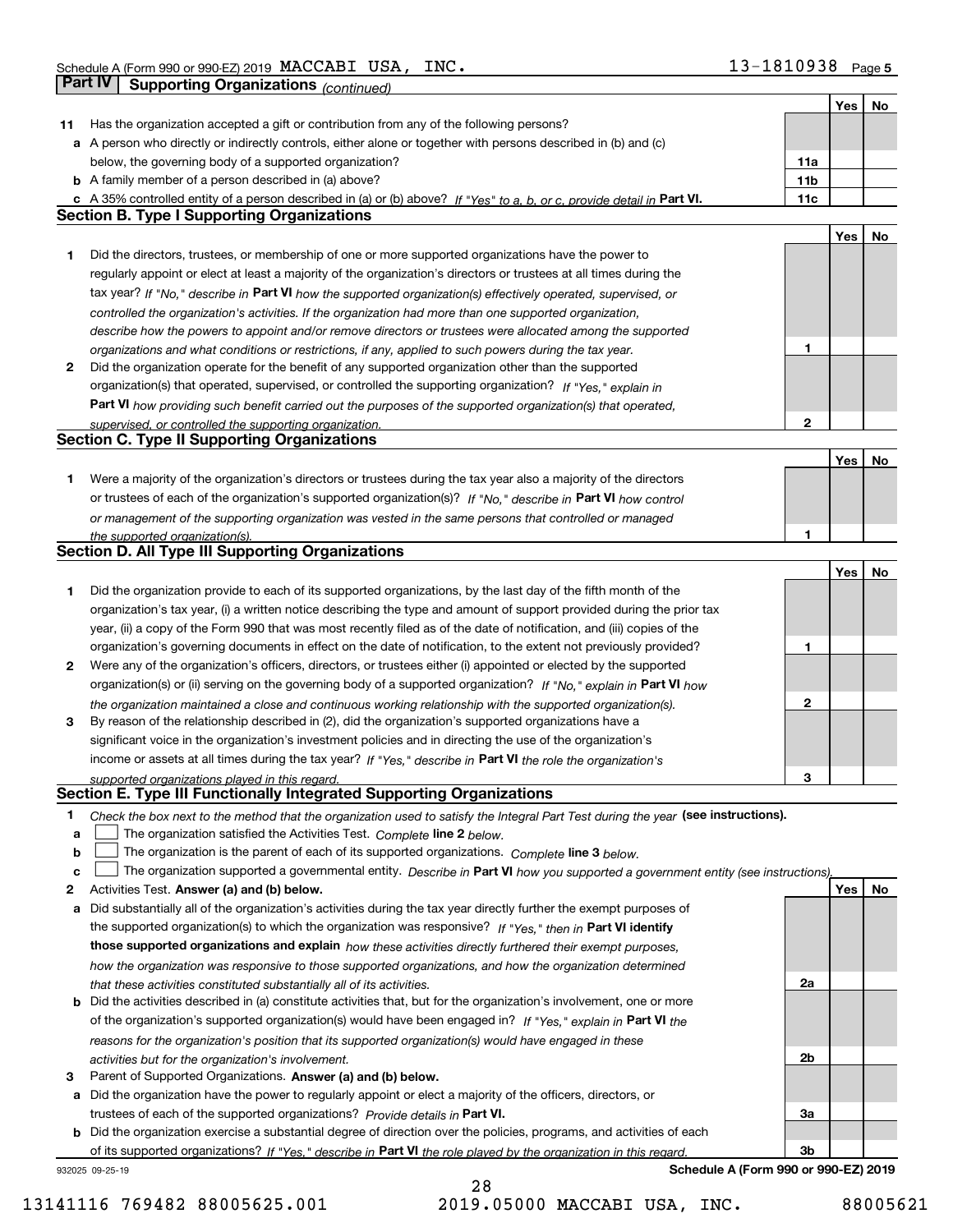Schedule A (Form 990 or 990-EZ) 2019 MACCABI USA, INC. 13-1810938 Page 5

## Part IV Supporting Organizations *(continued)*

| | | | Yes | No |
|---|---|---|---|---|
| **11** | Has the organization accepted a gift or contribution from any of the following persons? | | | |
| **a** | A person who directly or indirectly controls, either alone or together with persons described in (b) and (c) below, the governing body of a supported organization? | **11a** | | |
| **b** | A family member of a person described in (a) above? | **11b** | | |
| **c** | A 35% controlled entity of a person described in (a) or (b) above? *If "Yes" to a, b, or c, provide detail in* **Part VI.** | **11c** | | |

### Section B. Type I Supporting Organizations

| | | | Yes | No |
|---|---|---|---|---|
| **1** | Did the directors, trustees, or membership of one or more supported organizations have the power to regularly appoint or elect at least a majority of the organization's directors or trustees at all times during the tax year? *If "No," describe in* **Part VI** *how the supported organization(s) effectively operated, supervised, or controlled the organization's activities. If the organization had more than one supported organization, describe how the powers to appoint and/or remove directors or trustees were allocated among the supported organizations and what conditions or restrictions, if any, applied to such powers during the tax year.* | **1** | | |
| **2** | Did the organization operate for the benefit of any supported organization other than the supported organization(s) that operated, supervised, or controlled the supporting organization? *If "Yes," explain in* **Part VI** *how providing such benefit carried out the purposes of the supported organization(s) that operated, supervised, or controlled the supporting organization.* | **2** | | |

### Section C. Type II Supporting Organizations

| | | | Yes | No |
|---|---|---|---|---|
| **1** | Were a majority of the organization's directors or trustees during the tax year also a majority of the directors or trustees of each of the organization's supported organization(s)? *If "No," describe in* **Part VI** *how control or management of the supporting organization was vested in the same persons that controlled or managed the supported organization(s).* | **1** | | |

### Section D. All Type III Supporting Organizations

| | | | Yes | No |
|---|---|---|---|---|
| **1** | Did the organization provide to each of its supported organizations, by the last day of the fifth month of the organization's tax year, (i) a written notice describing the type and amount of support provided during the prior tax year, (ii) a copy of the Form 990 that was most recently filed as of the date of notification, and (iii) copies of the organization's governing documents in effect on the date of notification, to the extent not previously provided? | **1** | | |
| **2** | Were any of the organization's officers, directors, or trustees either (i) appointed or elected by the supported organization(s) or (ii) serving on the governing body of a supported organization? *If "No," explain in* **Part VI** *how the organization maintained a close and continuous working relationship with the supported organization(s).* | **2** | | |
| **3** | By reason of the relationship described in (2), did the organization's supported organizations have a significant voice in the organization's investment policies and in directing the use of the organization's income or assets at all times during the tax year? *If "Yes," describe in* **Part VI** *the role the organization's supported organizations played in this regard.* | **3** | | |

### Section E. Type III Functionally Integrated Supporting Organizations

**1** *Check the box next to the method that the organization used to satisfy the Integral Part Test during the year* **(see instructions).**

**a** ☐ The organization satisfied the Activities Test. *Complete* **line 2** *below.*

**b** ☐ The organization is the parent of each of its supported organizations. *Complete* **line 3** *below.*

**c** ☐ The organization supported a governmental entity. *Describe in* **Part VI** *how you supported a government entity (see instructions).*

| | | | Yes | No |
|---|---|---|---|---|
| **2** | Activities Test. **Answer (a) and (b) below.** | | | |
| **a** | Did substantially all of the organization's activities during the tax year directly further the exempt purposes of the supported organization(s) to which the organization was responsive? *If "Yes," then in* **Part VI identify those supported organizations and explain** *how these activities directly furthered their exempt purposes, how the organization was responsive to those supported organizations, and how the organization determined that these activities constituted substantially all of its activities.* | **2a** | | |
| **b** | Did the activities described in (a) constitute activities that, but for the organization's involvement, one or more of the organization's supported organization(s) would have been engaged in? *If "Yes," explain in* **Part VI** *the reasons for the organization's position that its supported organization(s) would have engaged in these activities but for the organization's involvement.* | **2b** | | |
| **3** | Parent of Supported Organizations. **Answer (a) and (b) below.** | | | |
| **a** | Did the organization have the power to regularly appoint or elect a majority of the officers, directors, or trustees of each of the supported organizations? *Provide details in* **Part VI.** | **3a** | | |
| **b** | Did the organization exercise a substantial degree of direction over the policies, programs, and activities of each of its supported organizations? *If "Yes," describe in* **Part VI** *the role played by the organization in this regard.* | **3b** | | |

932025 09-25-19 **Schedule A (Form 990 or 990-EZ) 2019**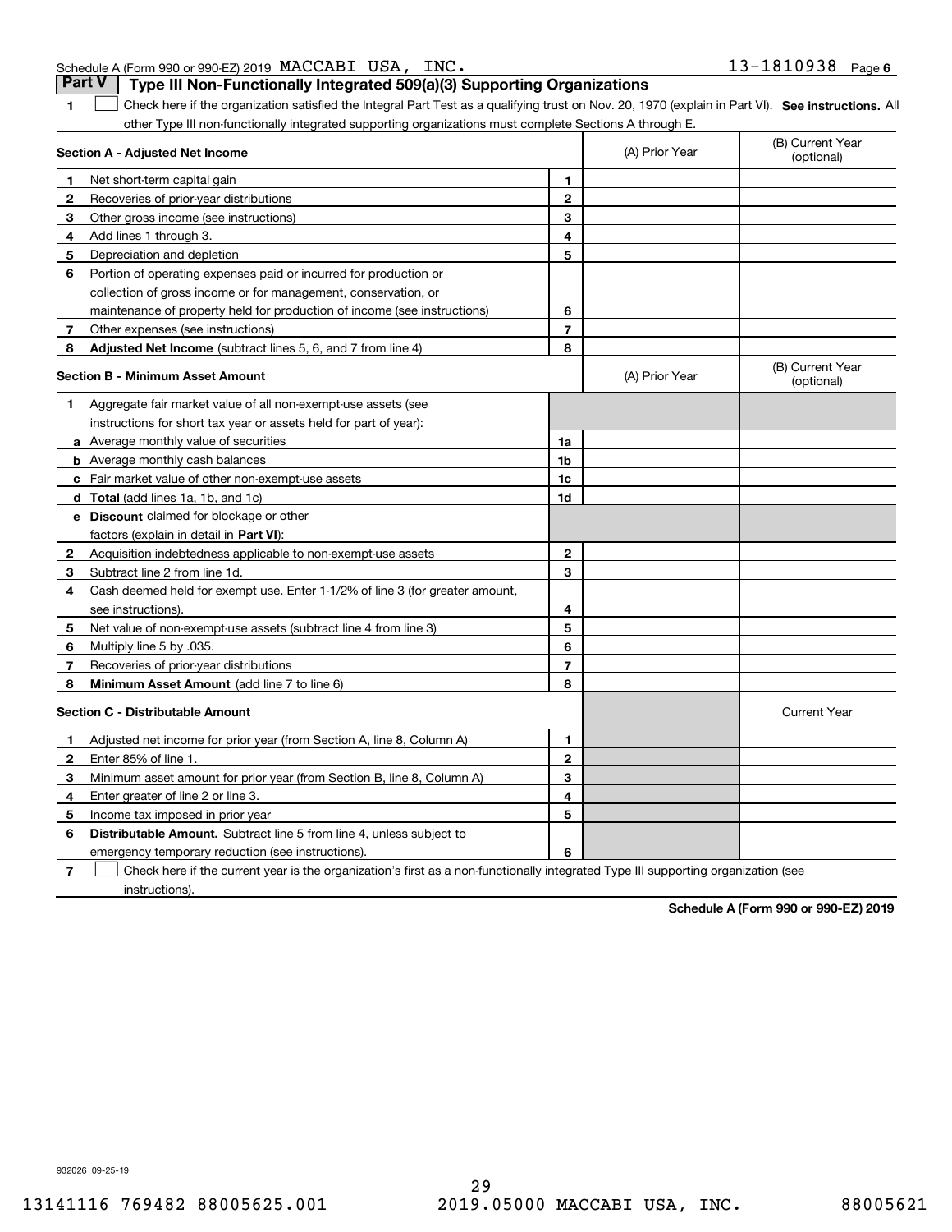Schedule A (Form 990 or 990-EZ) 2019 MACCABI USA, INC. 13-1810938 Page 6

## Part V Type III Non-Functionally Integrated 509(a)(3) Supporting Organizations

**1** ☐ Check here if the organization satisfied the Integral Part Test as a qualifying trust on Nov. 20, 1970 (explain in Part VI). **See instructions.** All other Type III non-functionally integrated supporting organizations must complete Sections A through E.

| **Section A - Adjusted Net Income** | | | (A) Prior Year | (B) Current Year (optional) |
|---|---|---|---|---|
| **1** | Net short-term capital gain | 1 | | |
| **2** | Recoveries of prior-year distributions | 2 | | |
| **3** | Other gross income (see instructions) | 3 | | |
| **4** | Add lines 1 through 3. | 4 | | |
| **5** | Depreciation and depletion | 5 | | |
| **6** | Portion of operating expenses paid or incurred for production or collection of gross income or for management, conservation, or maintenance of property held for production of income (see instructions) | 6 | | |
| **7** | Other expenses (see instructions) | 7 | | |
| **8** | **Adjusted Net Income** (subtract lines 5, 6, and 7 from line 4) | 8 | | |

| **Section B - Minimum Asset Amount** | | | (A) Prior Year | (B) Current Year (optional) |
|---|---|---|---|---|
| **1** | Aggregate fair market value of all non-exempt-use assets (see instructions for short tax year or assets held for part of year): | | | |
| **a** | Average monthly value of securities | 1a | | |
| **b** | Average monthly cash balances | 1b | | |
| **c** | Fair market value of other non-exempt-use assets | 1c | | |
| **d** | **Total** (add lines 1a, 1b, and 1c) | 1d | | |
| **e** | **Discount** claimed for blockage or other factors (explain in detail in **Part VI**): | | | |
| **2** | Acquisition indebtedness applicable to non-exempt-use assets | 2 | | |
| **3** | Subtract line 2 from line 1d. | 3 | | |
| **4** | Cash deemed held for exempt use. Enter 1-1/2% of line 3 (for greater amount, see instructions). | 4 | | |
| **5** | Net value of non-exempt-use assets (subtract line 4 from line 3) | 5 | | |
| **6** | Multiply line 5 by .035. | 6 | | |
| **7** | Recoveries of prior-year distributions | 7 | | |
| **8** | **Minimum Asset Amount** (add line 7 to line 6) | 8 | | |

| **Section C - Distributable Amount** | | | | Current Year |
|---|---|---|---|---|
| **1** | Adjusted net income for prior year (from Section A, line 8, Column A) | 1 | | |
| **2** | Enter 85% of line 1. | 2 | | |
| **3** | Minimum asset amount for prior year (from Section B, line 8, Column A) | 3 | | |
| **4** | Enter greater of line 2 or line 3. | 4 | | |
| **5** | Income tax imposed in prior year | 5 | | |
| **6** | **Distributable Amount.** Subtract line 5 from line 4, unless subject to emergency temporary reduction (see instructions). | 6 | | |

**7** ☐ Check here if the current year is the organization's first as a non-functionally integrated Type III supporting organization (see instructions).

**Schedule A (Form 990 or 990-EZ) 2019**

932026 09-25-19

13141116 769482 88005625.001 2019.05000 MACCABI USA, INC. 88005621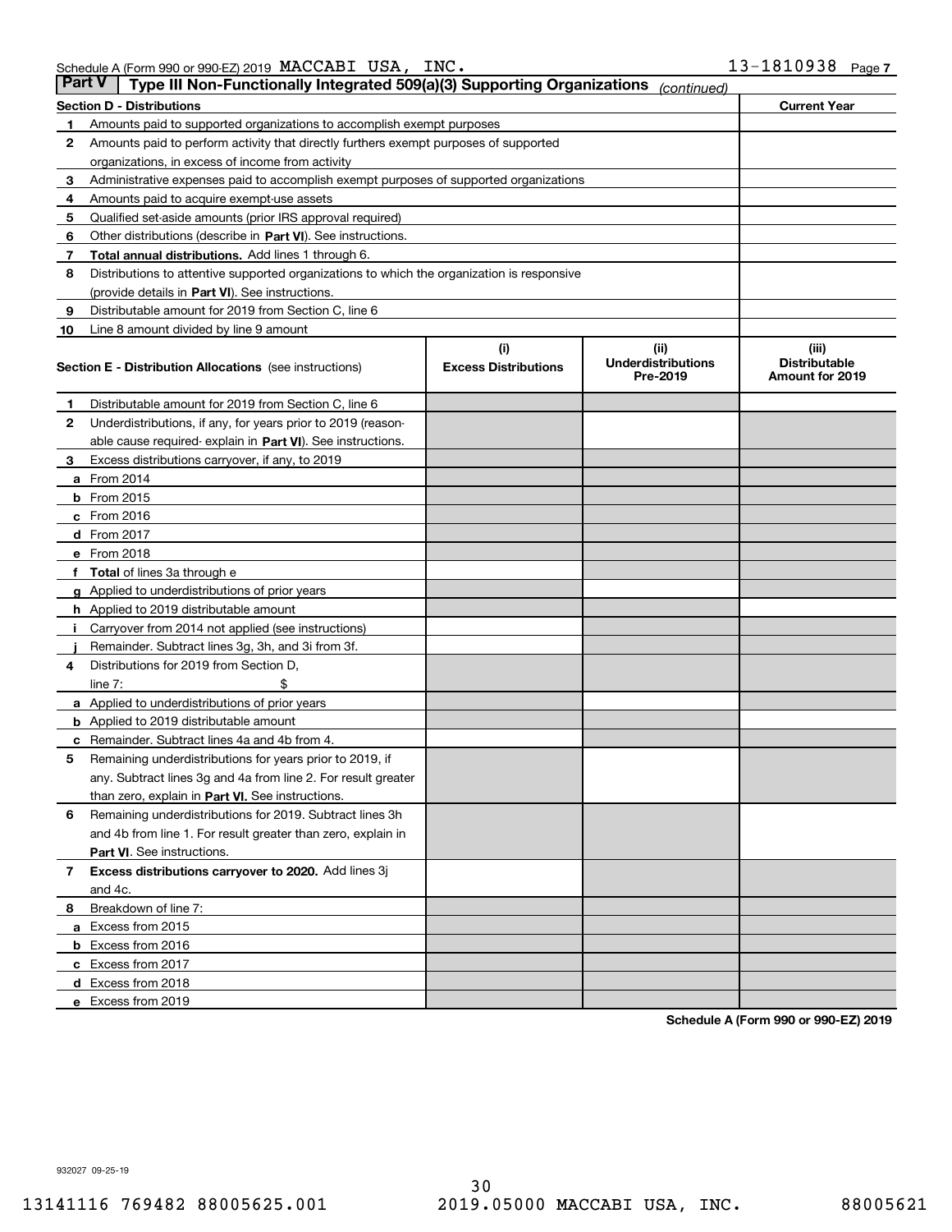Schedule A (Form 990 or 990-EZ) 2019 MACCABI USA, INC. 13-1810938 Page 7

## Part V Type III Non-Functionally Integrated 509(a)(3) Supporting Organizations *(continued)*

| Section D - Distributions | | Current Year |
|---|---|---|
| 1 | Amounts paid to supported organizations to accomplish exempt purposes | |
| 2 | Amounts paid to perform activity that directly furthers exempt purposes of supported organizations, in excess of income from activity | |
| 3 | Administrative expenses paid to accomplish exempt purposes of supported organizations | |
| 4 | Amounts paid to acquire exempt-use assets | |
| 5 | Qualified set-aside amounts (prior IRS approval required) | |
| 6 | Other distributions (describe in **Part VI**). See instructions. | |
| 7 | **Total annual distributions.** Add lines 1 through 6. | |
| 8 | Distributions to attentive supported organizations to which the organization is responsive (provide details in **Part VI**). See instructions. | |
| 9 | Distributable amount for 2019 from Section C, line 6 | |
| 10 | Line 8 amount divided by line 9 amount | |

| Section E - Distribution Allocations (see instructions) | | (i) Excess Distributions | (ii) Underdistributions Pre-2019 | (iii) Distributable Amount for 2019 |
|---|---|---|---|---|
| 1 | Distributable amount for 2019 from Section C, line 6 | | | |
| 2 | Underdistributions, if any, for years prior to 2019 (reasonable cause required- explain in **Part VI**). See instructions. | | | |
| 3 | Excess distributions carryover, if any, to 2019 | | | |
| a | From 2014 | | | |
| b | From 2015 | | | |
| c | From 2016 | | | |
| d | From 2017 | | | |
| e | From 2018 | | | |
| f | **Total** of lines 3a through e | | | |
| g | Applied to underdistributions of prior years | | | |
| h | Applied to 2019 distributable amount | | | |
| i | Carryover from 2014 not applied (see instructions) | | | |
| j | Remainder. Subtract lines 3g, 3h, and 3i from 3f. | | | |
| 4 | Distributions for 2019 from Section D, line 7: $ | | | |
| a | Applied to underdistributions of prior years | | | |
| b | Applied to 2019 distributable amount | | | |
| c | Remainder. Subtract lines 4a and 4b from 4. | | | |
| 5 | Remaining underdistributions for years prior to 2019, if any. Subtract lines 3g and 4a from line 2. For result greater than zero, explain in **Part VI.** See instructions. | | | |
| 6 | Remaining underdistributions for 2019. Subtract lines 3h and 4b from line 1. For result greater than zero, explain in **Part VI**. See instructions. | | | |
| 7 | **Excess distributions carryover to 2020.** Add lines 3j and 4c. | | | |
| 8 | Breakdown of line 7: | | | |
| a | Excess from 2015 | | | |
| b | Excess from 2016 | | | |
| c | Excess from 2017 | | | |
| d | Excess from 2018 | | | |
| e | Excess from 2019 | | | |

**Schedule A (Form 990 or 990-EZ) 2019**

932027 09-25-19

13141116 769482 88005625.001 2019.05000 MACCABI USA, INC. 88005621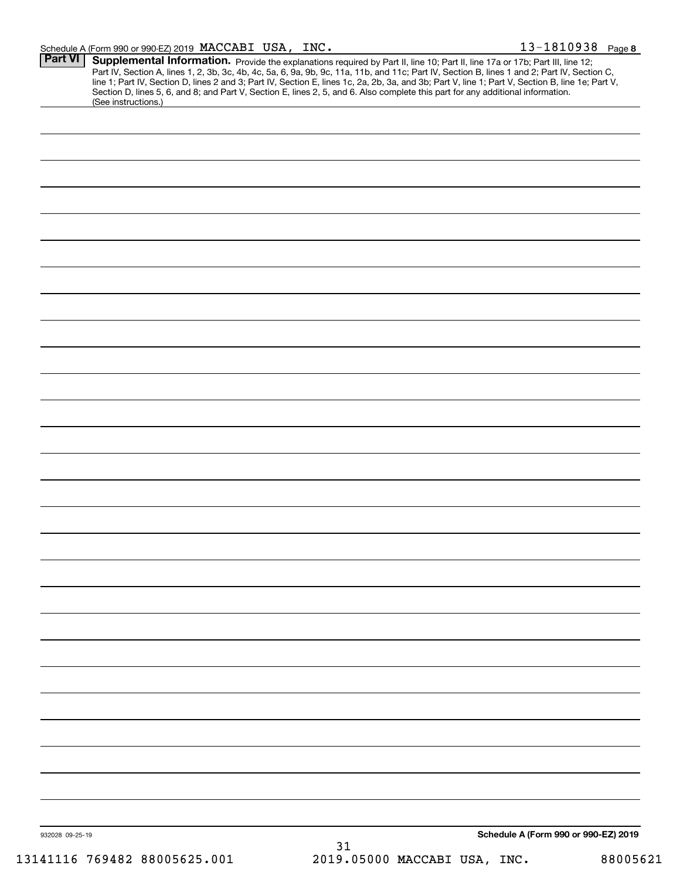Schedule A (Form 990 or 990-EZ) 2019 MACCABI USA, INC. 13-1810938 Page **8**

## Part VI Supplemental Information.

Provide the explanations required by Part II, line 10; Part II, line 17a or 17b; Part III, line 12; Part IV, Section A, lines 1, 2, 3b, 3c, 4b, 4c, 5a, 6, 9a, 9b, 9c, 11a, 11b, and 11c; Part IV, Section B, lines 1 and 2; Part IV, Section C, line 1; Part IV, Section D, lines 2 and 3; Part IV, Section E, lines 1c, 2a, 2b, 3a, and 3b; Part V, line 1; Part V, Section B, line 1e; Part V, Section D, lines 5, 6, and 8; and Part V, Section E, lines 2, 5, and 6. Also complete this part for any additional information. (See instructions.)

932028 09-25-19 **Schedule A (Form 990 or 990-EZ) 2019**

13141116 769482 88005625.001 2019.05000 MACCABI USA, INC. 88005621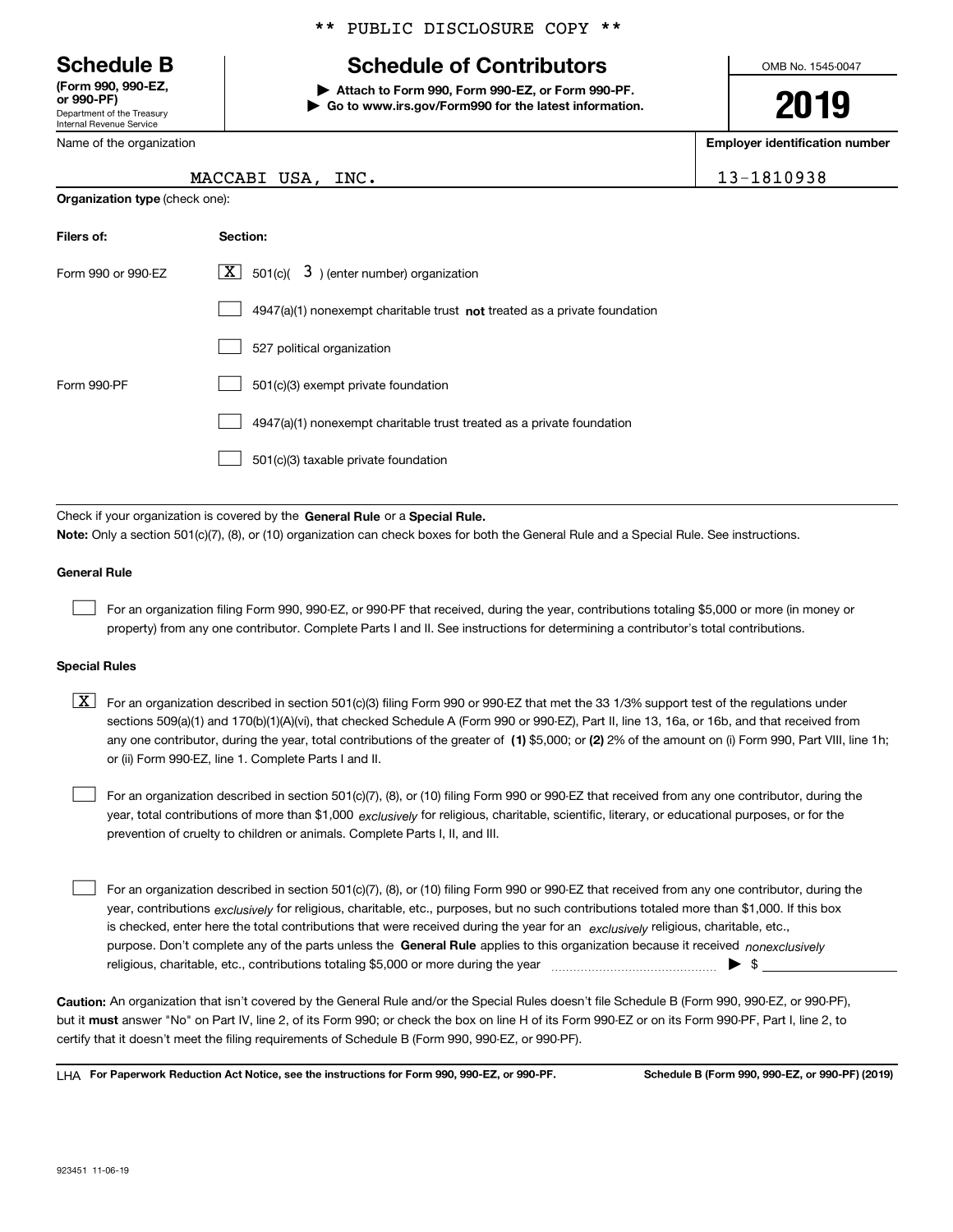** PUBLIC DISCLOSURE COPY **

# Schedule B

**(Form 990, 990-EZ, or 990-PF)**
Department of the Treasury
Internal Revenue Service

## Schedule of Contributors

▶ **Attach to Form 990, Form 990-EZ, or Form 990-PF.**
▶ **Go to www.irs.gov/Form990 for the latest information.**

OMB No. 1545-0047

**2019**

Name of the organization: MACCABI USA, INC.

**Employer identification number:** 13-1810938

**Organization type** (check one):

| **Filers of:** | **Section:** |
|---|---|
| Form 990 or 990-EZ | [X] 501(c)( 3 ) (enter number) organization |
| | [ ] 4947(a)(1) nonexempt charitable trust **not** treated as a private foundation |
| | [ ] 527 political organization |
| Form 990-PF | [ ] 501(c)(3) exempt private foundation |
| | [ ] 4947(a)(1) nonexempt charitable trust treated as a private foundation |
| | [ ] 501(c)(3) taxable private foundation |

Check if your organization is covered by the **General Rule** or a **Special Rule.**

**Note:** Only a section 501(c)(7), (8), or (10) organization can check boxes for both the General Rule and a Special Rule. See instructions.

**General Rule**

[ ] For an organization filing Form 990, 990-EZ, or 990-PF that received, during the year, contributions totaling $5,000 or more (in money or property) from any one contributor. Complete Parts I and II. See instructions for determining a contributor's total contributions.

**Special Rules**

[X] For an organization described in section 501(c)(3) filing Form 990 or 990-EZ that met the 33 1/3% support test of the regulations under sections 509(a)(1) and 170(b)(1)(A)(vi), that checked Schedule A (Form 990 or 990-EZ), Part II, line 13, 16a, or 16b, and that received from any one contributor, during the year, total contributions of the greater of **(1)** $5,000; or **(2)** 2% of the amount on (i) Form 990, Part VIII, line 1h; or (ii) Form 990-EZ, line 1. Complete Parts I and II.

[ ] For an organization described in section 501(c)(7), (8), or (10) filing Form 990 or 990-EZ that received from any one contributor, during the year, total contributions of more than $1,000 *exclusively* for religious, charitable, scientific, literary, or educational purposes, or for the prevention of cruelty to children or animals. Complete Parts I, II, and III.

[ ] For an organization described in section 501(c)(7), (8), or (10) filing Form 990 or 990-EZ that received from any one contributor, during the year, contributions *exclusively* for religious, charitable, etc., purposes, but no such contributions totaled more than $1,000. If this box is checked, enter here the total contributions that were received during the year for an *exclusively* religious, charitable, etc., purpose. Don't complete any of the parts unless the **General Rule** applies to this organization because it received *nonexclusively* religious, charitable, etc., contributions totaling $5,000 or more during the year ▶ $ ____________

**Caution:** An organization that isn't covered by the General Rule and/or the Special Rules doesn't file Schedule B (Form 990, 990-EZ, or 990-PF), but it **must** answer "No" on Part IV, line 2, of its Form 990; or check the box on line H of its Form 990-EZ or on its Form 990-PF, Part I, line 2, to certify that it doesn't meet the filing requirements of Schedule B (Form 990, 990-EZ, or 990-PF).

LHA **For Paperwork Reduction Act Notice, see the instructions for Form 990, 990-EZ, or 990-PF.** **Schedule B (Form 990, 990-EZ, or 990-PF) (2019)**

923451 11-06-19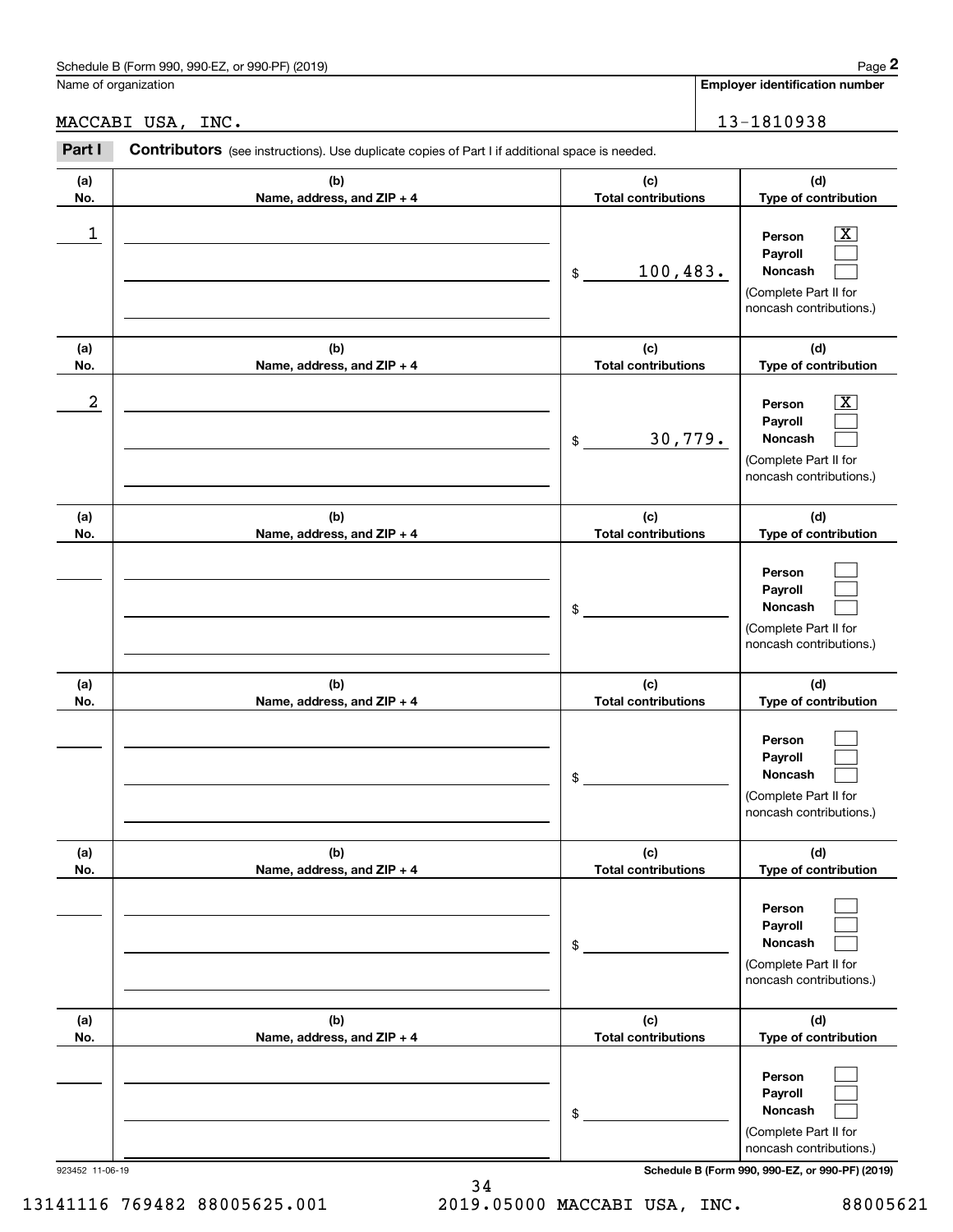Schedule B (Form 990, 990-EZ, or 990-PF) (2019)

Name of organization: MACCABI USA, INC.

Employer identification number: 13-1810938

## Part I Contributors

(see instructions). Use duplicate copies of Part I if additional space is needed.

| (a) No. | (b) Name, address, and ZIP + 4 | (c) Total contributions | (d) Type of contribution |
|---|---|---|---|
| 1 | | $ 100,483. | Person [X] Payroll [ ] Noncash [ ] (Complete Part II for noncash contributions.) |
| 2 | | $ 30,779. | Person [X] Payroll [ ] Noncash [ ] (Complete Part II for noncash contributions.) |
| | | $ | Person [ ] Payroll [ ] Noncash [ ] (Complete Part II for noncash contributions.) |
| | | $ | Person [ ] Payroll [ ] Noncash [ ] (Complete Part II for noncash contributions.) |
| | | $ | Person [ ] Payroll [ ] Noncash [ ] (Complete Part II for noncash contributions.) |
| | | $ | Person [ ] Payroll [ ] Noncash [ ] (Complete Part II for noncash contributions.) |

923452 11-06-19

13141116 769482 88005625.001 2019.05000 MACCABI USA, INC. 88005621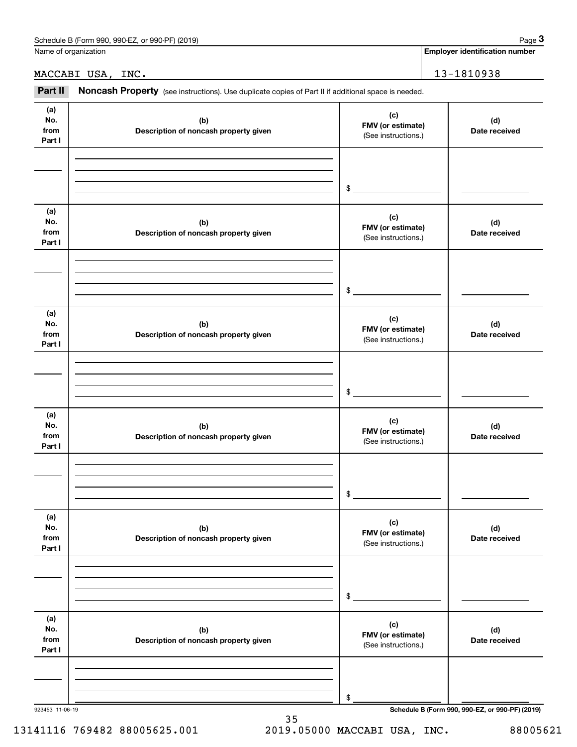Name of organization

MACCABI USA, INC.

**Employer identification number**

13-1810938

**Part II** **Noncash Property** (see instructions). Use duplicate copies of Part II if additional space is needed.

| (a) No. from Part I | (b) Description of noncash property given | (c) FMV (or estimate) (See instructions.) | (d) Date received |
|---|---|---|---|
| | | $ | |

| (a) No. from Part I | (b) Description of noncash property given | (c) FMV (or estimate) (See instructions.) | (d) Date received |
|---|---|---|---|
| | | $ | |

| (a) No. from Part I | (b) Description of noncash property given | (c) FMV (or estimate) (See instructions.) | (d) Date received |
|---|---|---|---|
| | | $ | |

| (a) No. from Part I | (b) Description of noncash property given | (c) FMV (or estimate) (See instructions.) | (d) Date received |
|---|---|---|---|
| | | $ | |

| (a) No. from Part I | (b) Description of noncash property given | (c) FMV (or estimate) (See instructions.) | (d) Date received |
|---|---|---|---|
| | | $ | |

| (a) No. from Part I | (b) Description of noncash property given | (c) FMV (or estimate) (See instructions.) | (d) Date received |
|---|---|---|---|
| | | $ | |

923453 11-06-19

**Schedule B (Form 990, 990-EZ, or 990-PF) (2019)**

13141116 769482 88005625.001 2019.05000 MACCABI USA, INC. 88005621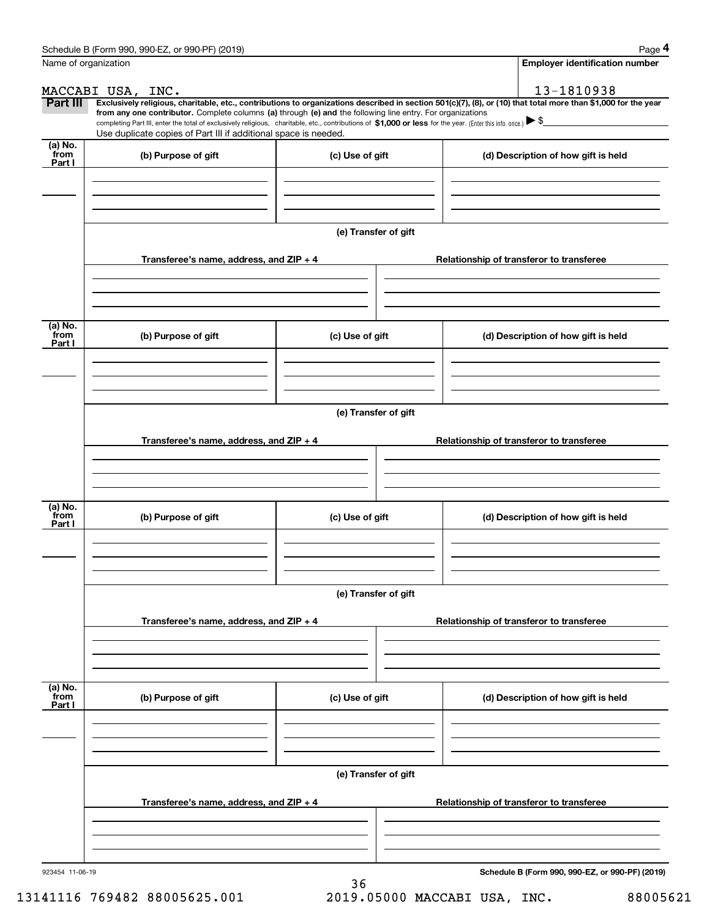Name of organization: MACCABI USA, INC.

Employer identification number: 13-1810938

**Part III** **Exclusively religious, charitable, etc., contributions to organizations described in section 501(c)(7), (8), or (10) that total more than $1,000 for the year from any one contributor.** Complete columns **(a)** through **(e)** and the following line entry. For organizations completing Part III, enter the total of exclusively religious, charitable, etc., contributions of **$1,000 or less** for the year. (Enter this info. once.) ▶ $

Use duplicate copies of Part III if additional space is needed.

| (a) No. from Part I | (b) Purpose of gift | (c) Use of gift | (d) Description of how gift is held |
|---|---|---|---|
| | | | |

(e) Transfer of gift

| Transferee's name, address, and ZIP + 4 | Relationship of transferor to transferee |
|---|---|
| | |

| (a) No. from Part I | (b) Purpose of gift | (c) Use of gift | (d) Description of how gift is held |
|---|---|---|---|
| | | | |

(e) Transfer of gift

| Transferee's name, address, and ZIP + 4 | Relationship of transferor to transferee |
|---|---|
| | |

| (a) No. from Part I | (b) Purpose of gift | (c) Use of gift | (d) Description of how gift is held |
|---|---|---|---|
| | | | |

(e) Transfer of gift

| Transferee's name, address, and ZIP + 4 | Relationship of transferor to transferee |
|---|---|
| | |

| (a) No. from Part I | (b) Purpose of gift | (c) Use of gift | (d) Description of how gift is held |
|---|---|---|---|
| | | | |

(e) Transfer of gift

| Transferee's name, address, and ZIP + 4 | Relationship of transferor to transferee |
|---|---|
| | |

923454 11-06-19

**Schedule B (Form 990, 990-EZ, or 990-PF) (2019)**

13141116 769482 88005625.001 2019.05000 MACCABI USA, INC. 88005621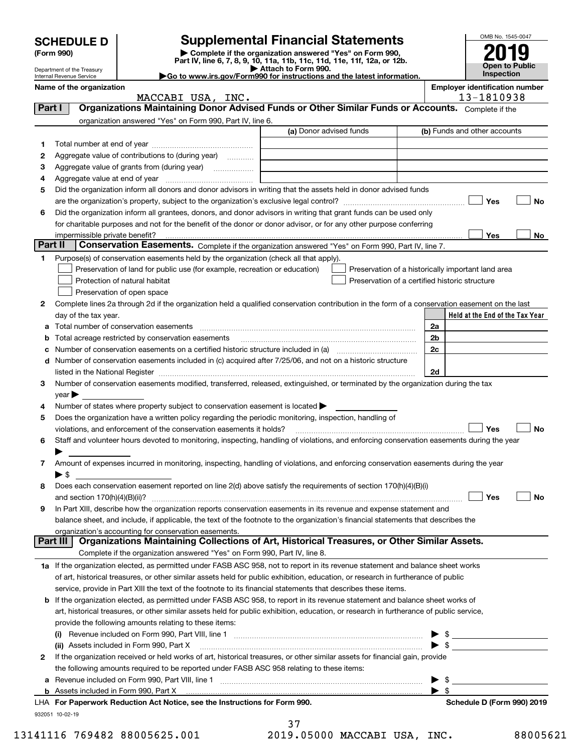# SCHEDULE D (Form 990)

Department of the Treasury
Internal Revenue Service

# Supplemental Financial Statements

▶ Complete if the organization answered "Yes" on Form 990, Part IV, line 6, 7, 8, 9, 10, 11a, 11b, 11c, 11d, 11e, 11f, 12a, or 12b.
▶ Attach to Form 990.
▶Go to www.irs.gov/Form990 for instructions and the latest information.

OMB No. 1545-0047

**2019**

**Open to Public Inspection**

**Name of the organization**
MACCABI USA, INC.

**Employer identification number**
13-1810938

## Part I Organizations Maintaining Donor Advised Funds or Other Similar Funds or Accounts.
Complete if the organization answered "Yes" on Form 990, Part IV, line 6.

| | | (a) Donor advised funds | (b) Funds and other accounts |
|---|---|---|---|
| 1 | Total number at end of year | | |
| 2 | Aggregate value of contributions to (during year) | | |
| 3 | Aggregate value of grants from (during year) | | |
| 4 | Aggregate value at end of year | | |

5 Did the organization inform all donors and donor advisors in writing that the assets held in donor advised funds are the organization's property, subject to the organization's exclusive legal control? ☐ Yes ☐ No

6 Did the organization inform all grantees, donors, and donor advisors in writing that grant funds can be used only for charitable purposes and not for the benefit of the donor or donor advisor, or for any other purpose conferring impermissible private benefit? ☐ Yes ☐ No

## Part II Conservation Easements.
Complete if the organization answered "Yes" on Form 990, Part IV, line 7.

1 Purpose(s) of conservation easements held by the organization (check all that apply).

☐ Preservation of land for public use (for example, recreation or education)
☐ Protection of natural habitat
☐ Preservation of open space
☐ Preservation of a historically important land area
☐ Preservation of a certified historic structure

2 Complete lines 2a through 2d if the organization held a qualified conservation contribution in the form of a conservation easement on the last day of the tax year.

| | | | Held at the End of the Tax Year |
|---|---|---|---|
| a | Total number of conservation easements | 2a | |
| b | Total acreage restricted by conservation easements | 2b | |
| c | Number of conservation easements on a certified historic structure included in (a) | 2c | |
| d | Number of conservation easements included in (c) acquired after 7/25/06, and not on a historic structure listed in the National Register | 2d | |

3 Number of conservation easements modified, transferred, released, extinguished, or terminated by the organization during the tax year ▶

4 Number of states where property subject to conservation easement is located ▶

5 Does the organization have a written policy regarding the periodic monitoring, inspection, handling of violations, and enforcement of the conservation easements it holds? ☐ Yes ☐ No

6 Staff and volunteer hours devoted to monitoring, inspecting, handling of violations, and enforcing conservation easements during the year ▶

7 Amount of expenses incurred in monitoring, inspecting, handling of violations, and enforcing conservation easements during the year ▶ $

8 Does each conservation easement reported on line 2(d) above satisfy the requirements of section 170(h)(4)(B)(i) and section 170(h)(4)(B)(ii)? ☐ Yes ☐ No

9 In Part XIII, describe how the organization reports conservation easements in its revenue and expense statement and balance sheet, and include, if applicable, the text of the footnote to the organization's financial statements that describes the organization's accounting for conservation easements.

## Part III Organizations Maintaining Collections of Art, Historical Treasures, or Other Similar Assets.
Complete if the organization answered "Yes" on Form 990, Part IV, line 8.

1a If the organization elected, as permitted under FASB ASC 958, not to report in its revenue statement and balance sheet works of art, historical treasures, or other similar assets held for public exhibition, education, or research in furtherance of public service, provide in Part XIII the text of the footnote to its financial statements that describes these items.

b If the organization elected, as permitted under FASB ASC 958, to report in its revenue statement and balance sheet works of art, historical treasures, or other similar assets held for public exhibition, education, or research in furtherance of public service, provide the following amounts relating to these items:

(i) Revenue included on Form 990, Part VIII, line 1 ▶ $

(ii) Assets included in Form 990, Part X ▶ $

2 If the organization received or held works of art, historical treasures, or other similar assets for financial gain, provide the following amounts required to be reported under FASB ASC 958 relating to these items:

a Revenue included on Form 990, Part VIII, line 1 ▶ $

b Assets included in Form 990, Part X ▶ $

**LHA For Paperwork Reduction Act Notice, see the Instructions for Form 990.** **Schedule D (Form 990) 2019**

932051 10-02-19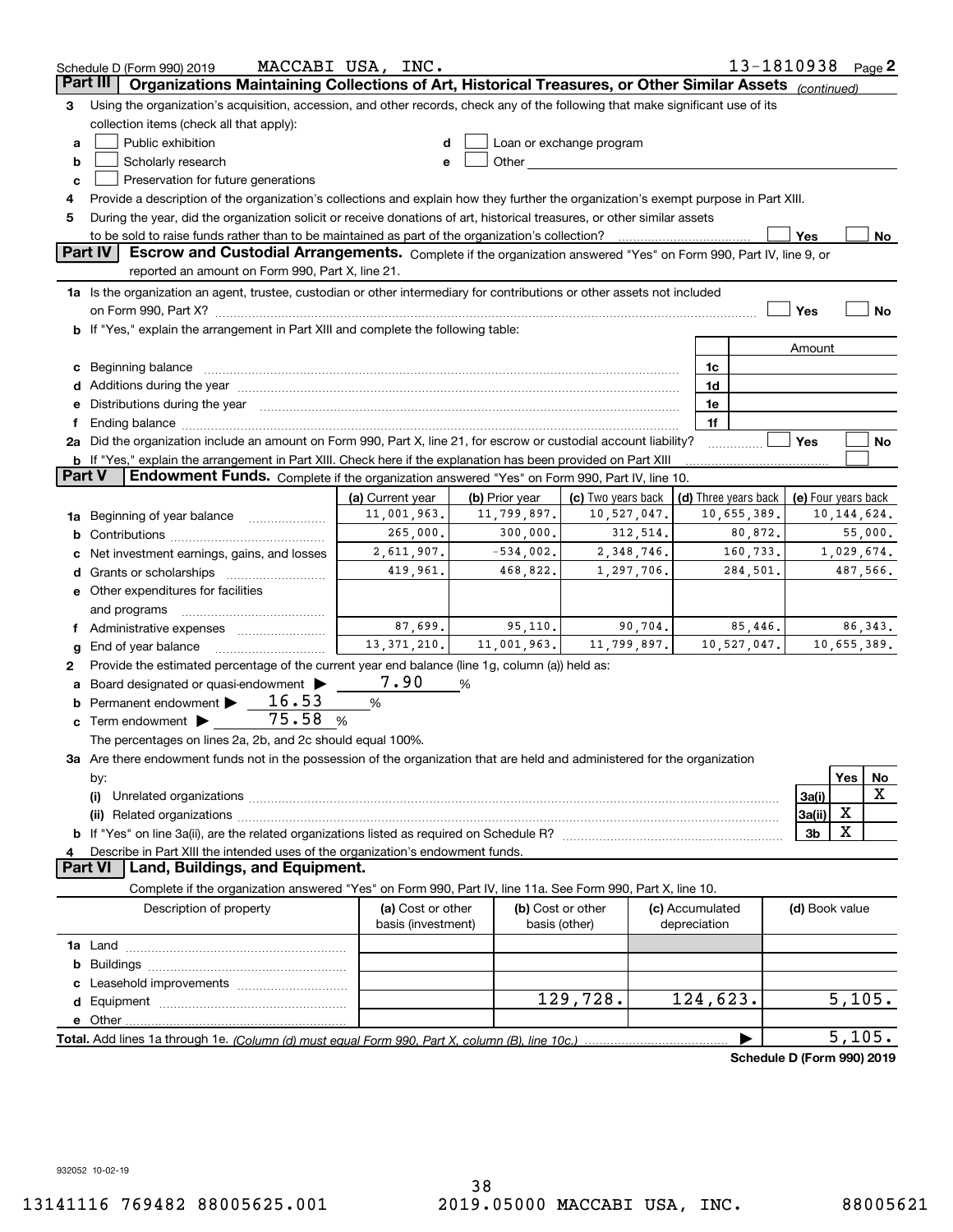Schedule D (Form 990) 2019 MACCABI USA, INC. 13-1810938 Page 2

## Part III Organizations Maintaining Collections of Art, Historical Treasures, or Other Similar Assets *(continued)*

3 Using the organization's acquisition, accession, and other records, check any of the following that make significant use of its collection items (check all that apply):

- a ☐ Public exhibition
- b ☐ Scholarly research
- c ☐ Preservation for future generations
- d ☐ Loan or exchange program
- e ☐ Other

4 Provide a description of the organization's collections and explain how they further the organization's exempt purpose in Part XIII.

5 During the year, did the organization solicit or receive donations of art, historical treasures, or other similar assets to be sold to raise funds rather than to be maintained as part of the organization's collection? ☐ Yes ☐ No

## Part IV Escrow and Custodial Arrangements.

Complete if the organization answered "Yes" on Form 990, Part IV, line 9, or reported an amount on Form 990, Part X, line 21.

1a Is the organization an agent, trustee, custodian or other intermediary for contributions or other assets not included on Form 990, Part X? ☐ Yes ☐ No

b If "Yes," explain the arrangement in Part XIII and complete the following table:

| | | Amount |
|---|---|---|
| c Beginning balance | 1c | |
| d Additions during the year | 1d | |
| e Distributions during the year | 1e | |
| f Ending balance | 1f | |

2a Did the organization include an amount on Form 990, Part X, line 21, for escrow or custodial account liability? ☐ Yes ☐ No

b If "Yes," explain the arrangement in Part XIII. Check here if the explanation has been provided on Part XIII ☐

## Part V Endowment Funds.

Complete if the organization answered "Yes" on Form 990, Part IV, line 10.

| | (a) Current year | (b) Prior year | (c) Two years back | (d) Three years back | (e) Four years back |
|---|---|---|---|---|---|
| 1a Beginning of year balance | 11,001,963. | 11,799,897. | 10,527,047. | 10,655,389. | 10,144,624. |
| b Contributions | 265,000. | 300,000. | 312,514. | 80,872. | 55,000. |
| c Net investment earnings, gains, and losses | 2,611,907. | -534,002. | 2,348,746. | 160,733. | 1,029,674. |
| d Grants or scholarships | 419,961. | 468,822. | 1,297,706. | 284,501. | 487,566. |
| e Other expenditures for facilities and programs | | | | | |
| f Administrative expenses | 87,699. | 95,110. | 90,704. | 85,446. | 86,343. |
| g End of year balance | 13,371,210. | 11,001,963. | 11,799,897. | 10,527,047. | 10,655,389. |

2 Provide the estimated percentage of the current year end balance (line 1g, column (a)) held as:

- a Board designated or quasi-endowment ▶ 7.90 %
- b Permanent endowment ▶ 16.53 %
- c Term endowment ▶ 75.58 %

The percentages on lines 2a, 2b, and 2c should equal 100%.

3a Are there endowment funds not in the possession of the organization that are held and administered for the organization by:

| | | Yes | No |
|---|---|---|---|
| (i) Unrelated organizations | 3a(i) | | X |
| (ii) Related organizations | 3a(ii) | X | |
| b If "Yes" on line 3a(ii), are the related organizations listed as required on Schedule R? | 3b | X | |

4 Describe in Part XIII the intended uses of the organization's endowment funds.

## Part VI Land, Buildings, and Equipment.

Complete if the organization answered "Yes" on Form 990, Part IV, line 11a. See Form 990, Part X, line 10.

| Description of property | (a) Cost or other basis (investment) | (b) Cost or other basis (other) | (c) Accumulated depreciation | (d) Book value |
|---|---|---|---|---|
| 1a Land | | | | |
| b Buildings | | | | |
| c Leasehold improvements | | | | |
| d Equipment | | 129,728. | 124,623. | 5,105. |
| e Other | | | | |
| **Total.** Add lines 1a through 1e. *(Column (d) must equal Form 990, Part X, column (B), line 10c.)* | | | ▶ | 5,105. |

**Schedule D (Form 990) 2019**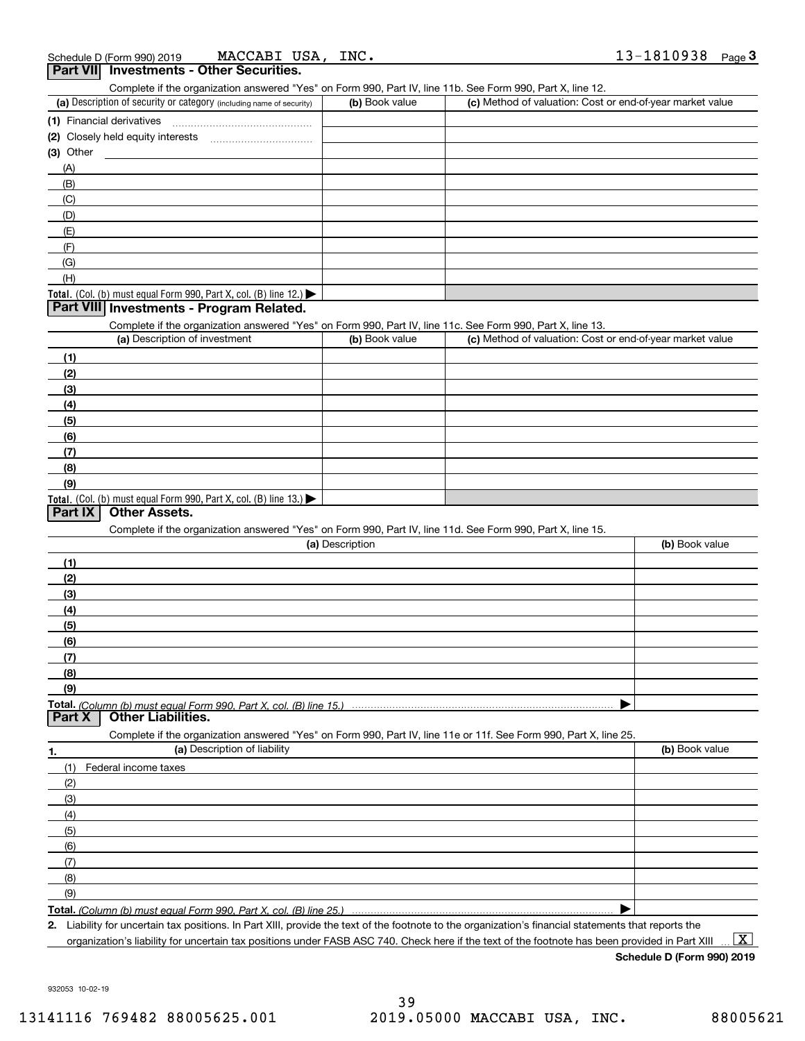Schedule D (Form 990) 2019 MACCABI USA, INC. 13-1810938 Page **3**

## Part VII Investments - Other Securities.

Complete if the organization answered "Yes" on Form 990, Part IV, line 11b. See Form 990, Part X, line 12.

| (a) Description of security or category (including name of security) | (b) Book value | (c) Method of valuation: Cost or end-of-year market value |
|---|---|---|
| (1) Financial derivatives | | |
| (2) Closely held equity interests | | |
| (3) Other | | |
| (A) | | |
| (B) | | |
| (C) | | |
| (D) | | |
| (E) | | |
| (F) | | |
| (G) | | |
| (H) | | |
| **Total.** (Col. (b) must equal Form 990, Part X, col. (B) line 12.) ▶ | | |

## Part VIII Investments - Program Related.

Complete if the organization answered "Yes" on Form 990, Part IV, line 11c. See Form 990, Part X, line 13.

| (a) Description of investment | (b) Book value | (c) Method of valuation: Cost or end-of-year market value |
|---|---|---|
| (1) | | |
| (2) | | |
| (3) | | |
| (4) | | |
| (5) | | |
| (6) | | |
| (7) | | |
| (8) | | |
| (9) | | |
| **Total.** (Col. (b) must equal Form 990, Part X, col. (B) line 13.) ▶ | | |

## Part IX Other Assets.

Complete if the organization answered "Yes" on Form 990, Part IV, line 11d. See Form 990, Part X, line 15.

| (a) Description | (b) Book value |
|---|---|
| (1) | |
| (2) | |
| (3) | |
| (4) | |
| (5) | |
| (6) | |
| (7) | |
| (8) | |
| (9) | |
| **Total.** *(Column (b) must equal Form 990, Part X, col. (B) line 15.)* ▶ | |

## Part X Other Liabilities.

Complete if the organization answered "Yes" on Form 990, Part IV, line 11e or 11f. See Form 990, Part X, line 25.

| 1. (a) Description of liability | (b) Book value |
|---|---|
| (1) Federal income taxes | |
| (2) | |
| (3) | |
| (4) | |
| (5) | |
| (6) | |
| (7) | |
| (8) | |
| (9) | |
| **Total.** *(Column (b) must equal Form 990, Part X, col. (B) line 25.)* ▶ | |

**2.** Liability for uncertain tax positions. In Part XIII, provide the text of the footnote to the organization's financial statements that reports the organization's liability for uncertain tax positions under FASB ASC 740. Check here if the text of the footnote has been provided in Part XIII ... [X]

**Schedule D (Form 990) 2019**

932053 10-02-19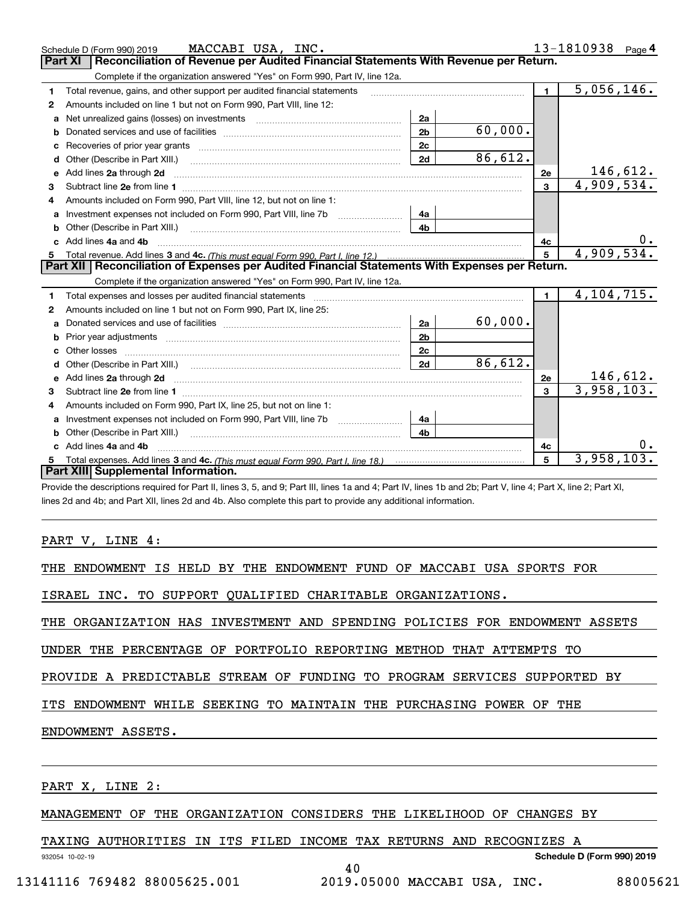Schedule D (Form 990) 2019 MACCABI USA, INC. 13-1810938 Page 4

## Part XI Reconciliation of Revenue per Audited Financial Statements With Revenue per Return.

Complete if the organization answered "Yes" on Form 990, Part IV, line 12a.

| | | | | | |
|---|---|---|---|---|---|
| 1 | Total revenue, gains, and other support per audited financial statements | | | 1 | 5,056,146. |
| 2 | Amounts included on line 1 but not on Form 990, Part VIII, line 12: | | | | |
| a | Net unrealized gains (losses) on investments | 2a | | | |
| b | Donated services and use of facilities | 2b | 60,000. | | |
| c | Recoveries of prior year grants | 2c | | | |
| d | Other (Describe in Part XIII.) | 2d | 86,612. | | |
| e | Add lines 2a through 2d | | | 2e | 146,612. |
| 3 | Subtract line 2e from line 1 | | | 3 | 4,909,534. |
| 4 | Amounts included on Form 990, Part VIII, line 12, but not on line 1: | | | | |
| a | Investment expenses not included on Form 990, Part VIII, line 7b | 4a | | | |
| b | Other (Describe in Part XIII.) | 4b | | | |
| c | Add lines 4a and 4b | | | 4c | 0. |
| 5 | Total revenue. Add lines 3 and 4c. *(This must equal Form 990, Part I, line 12.)* | | | 5 | 4,909,534. |

## Part XII Reconciliation of Expenses per Audited Financial Statements With Expenses per Return.

Complete if the organization answered "Yes" on Form 990, Part IV, line 12a.

| | | | | | |
|---|---|---|---|---|---|
| 1 | Total expenses and losses per audited financial statements | | | 1 | 4,104,715. |
| 2 | Amounts included on line 1 but not on Form 990, Part IX, line 25: | | | | |
| a | Donated services and use of facilities | 2a | 60,000. | | |
| b | Prior year adjustments | 2b | | | |
| c | Other losses | 2c | | | |
| d | Other (Describe in Part XIII.) | 2d | 86,612. | | |
| e | Add lines 2a through 2d | | | 2e | 146,612. |
| 3 | Subtract line 2e from line 1 | | | 3 | 3,958,103. |
| 4 | Amounts included on Form 990, Part IX, line 25, but not on line 1: | | | | |
| a | Investment expenses not included on Form 990, Part VIII, line 7b | 4a | | | |
| b | Other (Describe in Part XIII.) | 4b | | | |
| c | Add lines 4a and 4b | | | 4c | 0. |
| 5 | Total expenses. Add lines 3 and 4c. *(This must equal Form 990, Part I, line 18.)* | | | 5 | 3,958,103. |

## Part XIII Supplemental Information.

Provide the descriptions required for Part II, lines 3, 5, and 9; Part III, lines 1a and 4; Part IV, lines 1b and 2b; Part V, line 4; Part X, line 2; Part XI, lines 2d and 4b; and Part XII, lines 2d and 4b. Also complete this part to provide any additional information.

PART V, LINE 4:

THE ENDOWMENT IS HELD BY THE ENDOWMENT FUND OF MACCABI USA SPORTS FOR ISRAEL INC. TO SUPPORT QUALIFIED CHARITABLE ORGANIZATIONS.

THE ORGANIZATION HAS INVESTMENT AND SPENDING POLICIES FOR ENDOWMENT ASSETS UNDER THE PERCENTAGE OF PORTFOLIO REPORTING METHOD THAT ATTEMPTS TO PROVIDE A PREDICTABLE STREAM OF FUNDING TO PROGRAM SERVICES SUPPORTED BY ITS ENDOWMENT WHILE SEEKING TO MAINTAIN THE PURCHASING POWER OF THE ENDOWMENT ASSETS.

PART X, LINE 2:

MANAGEMENT OF THE ORGANIZATION CONSIDERS THE LIKELIHOOD OF CHANGES BY TAXING AUTHORITIES IN ITS FILED INCOME TAX RETURNS AND RECOGNIZES A

932054 10-02-19 Schedule D (Form 990) 2019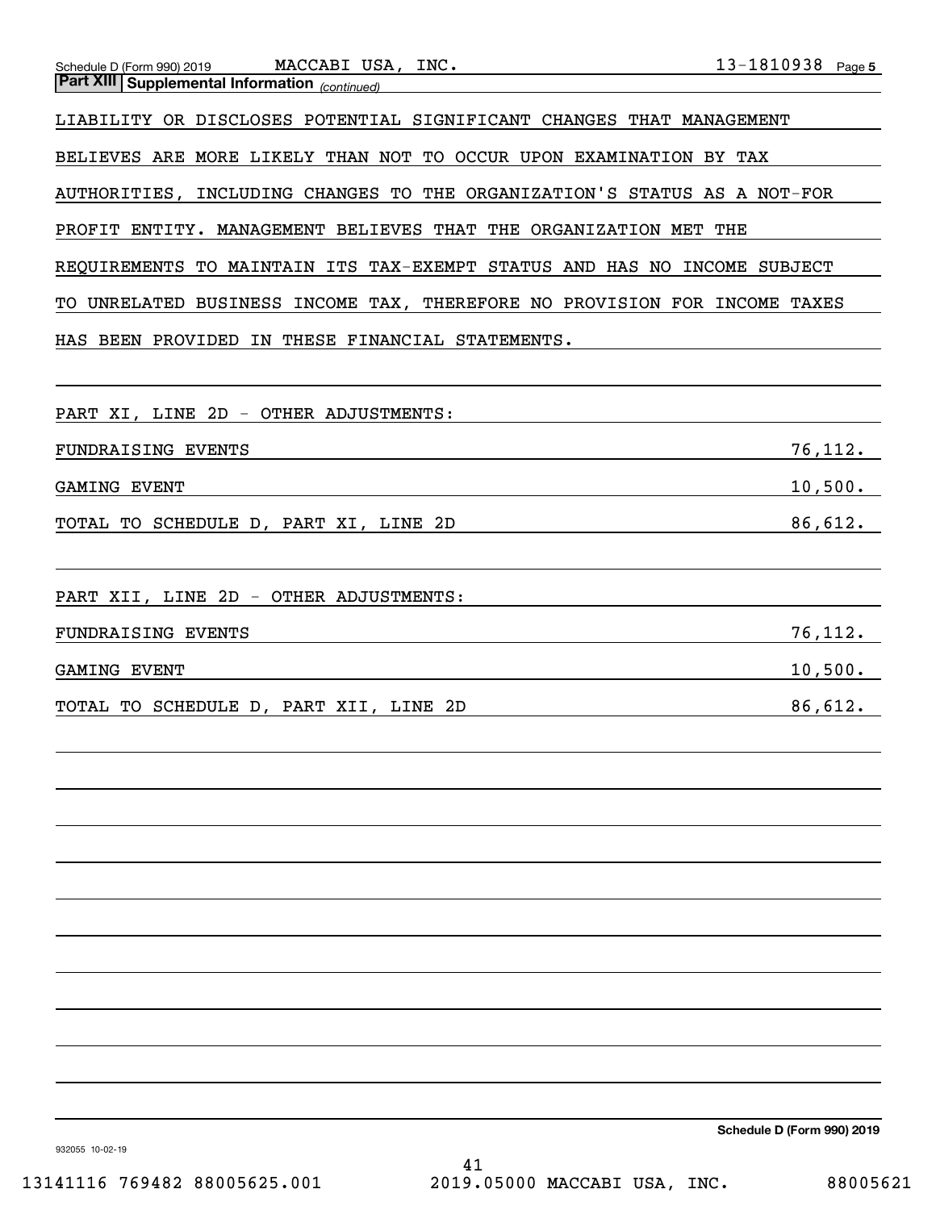**Part XIII | Supplemental Information** *(continued)*

LIABILITY OR DISCLOSES POTENTIAL SIGNIFICANT CHANGES THAT MANAGEMENT BELIEVES ARE MORE LIKELY THAN NOT TO OCCUR UPON EXAMINATION BY TAX AUTHORITIES, INCLUDING CHANGES TO THE ORGANIZATION'S STATUS AS A NOT-FOR PROFIT ENTITY. MANAGEMENT BELIEVES THAT THE ORGANIZATION MET THE REQUIREMENTS TO MAINTAIN ITS TAX-EXEMPT STATUS AND HAS NO INCOME SUBJECT TO UNRELATED BUSINESS INCOME TAX, THEREFORE NO PROVISION FOR INCOME TAXES HAS BEEN PROVIDED IN THESE FINANCIAL STATEMENTS.

PART XI, LINE 2D - OTHER ADJUSTMENTS:

| | |
|---|---|
| FUNDRAISING EVENTS | 76,112. |
| GAMING EVENT | 10,500. |
| TOTAL TO SCHEDULE D, PART XI, LINE 2D | 86,612. |

PART XII, LINE 2D - OTHER ADJUSTMENTS:

| | |
|---|---|
| FUNDRAISING EVENTS | 76,112. |
| GAMING EVENT | 10,500. |
| TOTAL TO SCHEDULE D, PART XII, LINE 2D | 86,612. |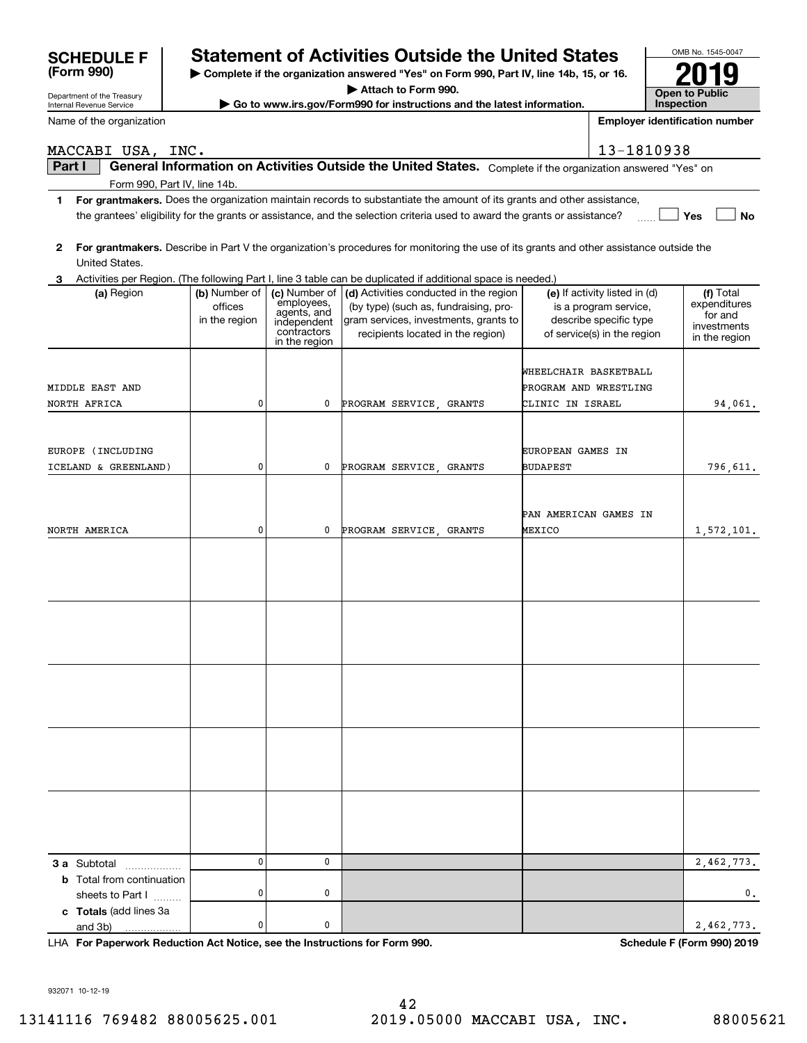**SCHEDULE F (Form 990)**

Department of the Treasury
Internal Revenue Service

# Statement of Activities Outside the United States

▶ Complete if the organization answered "Yes" on Form 990, Part IV, line 14b, 15, or 16.
▶ Attach to Form 990.
▶ Go to www.irs.gov/Form990 for instructions and the latest information.

OMB No. 1545-0047

**2019**

**Open to Public Inspection**

Name of the organization: MACCABI USA, INC.

Employer identification number: 13-1810938

**Part I — General Information on Activities Outside the United States.** Complete if the organization answered "Yes" on Form 990, Part IV, line 14b.

1 **For grantmakers.** Does the organization maintain records to substantiate the amount of its grants and other assistance, the grantees' eligibility for the grants or assistance, and the selection criteria used to award the grants or assistance? ☐ Yes ☐ No

2 **For grantmakers.** Describe in Part V the organization's procedures for monitoring the use of its grants and other assistance outside the United States.

3 Activities per Region. (The following Part I, line 3 table can be duplicated if additional space is needed.)

| (a) Region | (b) Number of offices in the region | (c) Number of employees, agents, and independent contractors in the region | (d) Activities conducted in the region (by type) (such as, fundraising, program services, investments, grants to recipients located in the region) | (e) If activity listed in (d) is a program service, describe specific type of service(s) in the region | (f) Total expenditures for and investments in the region |
|---|---|---|---|---|---|
| MIDDLE EAST AND NORTH AFRICA | 0 | 0 | PROGRAM SERVICE, GRANTS | WHEELCHAIR BASKETBALL PROGRAM AND WRESTLING CLINIC IN ISRAEL | 94,061. |
| EUROPE (INCLUDING ICELAND & GREENLAND) | 0 | 0 | PROGRAM SERVICE, GRANTS | EUROPEAN GAMES IN BUDAPEST | 796,611. |
| NORTH AMERICA | 0 | 0 | PROGRAM SERVICE, GRANTS | PAN AMERICAN GAMES IN MEXICO | 1,572,101. |
| | | | | | |
| | | | | | |
| | | | | | |
| | | | | | |
| | | | | | |
| **3 a** Subtotal | 0 | 0 | | | 2,462,773. |
| **b** Total from continuation sheets to Part I | 0 | 0 | | | 0. |
| **c Totals** (add lines 3a and 3b) | 0 | 0 | | | 2,462,773. |

LHA **For Paperwork Reduction Act Notice, see the Instructions for Form 990.** **Schedule F (Form 990) 2019**

932071 10-12-19

13141116 769482 88005625.001 2019.05000 MACCABI USA, INC. 88005621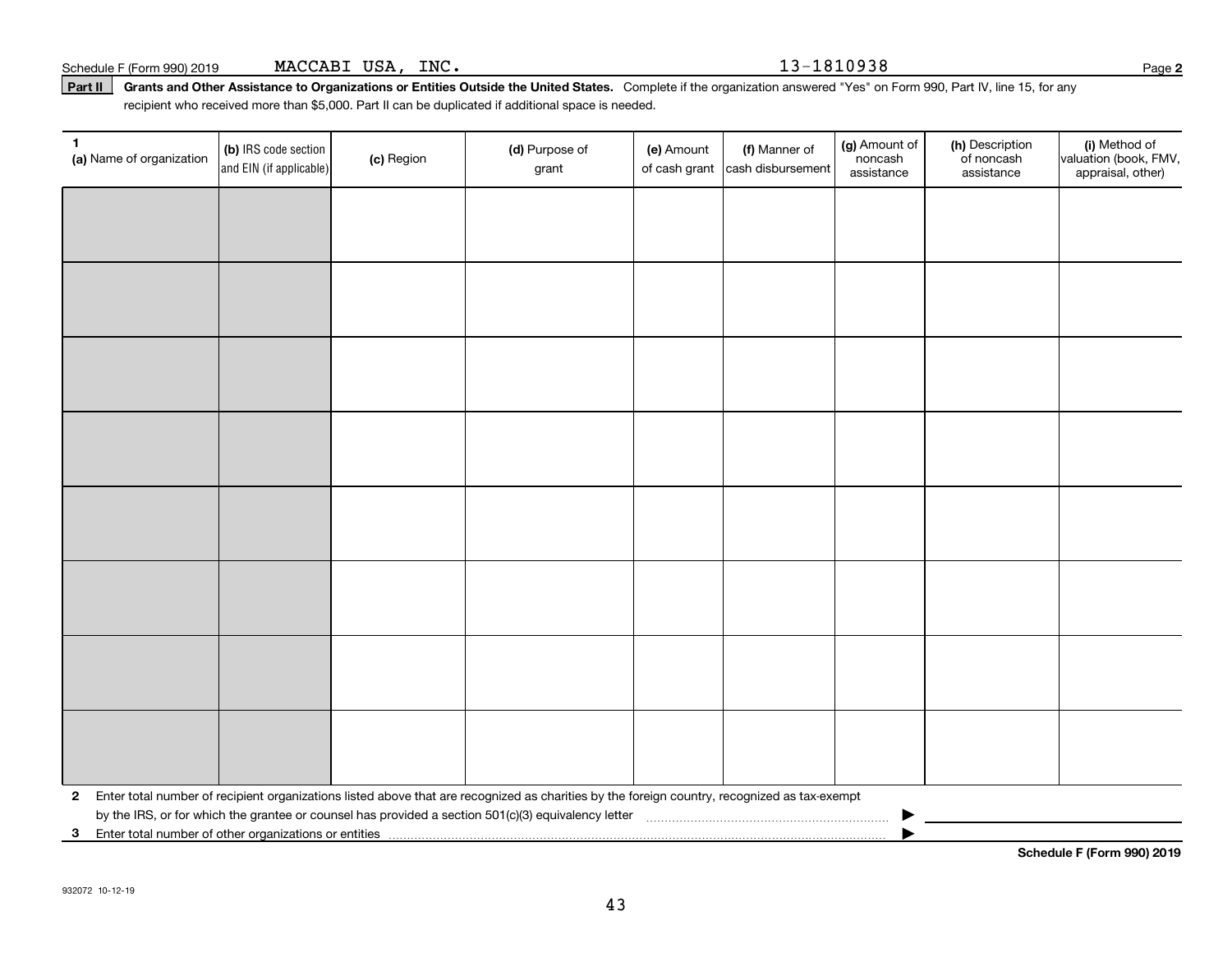Schedule F (Form 990) 2019 MACCABI USA, INC. 13-1810938 Page **2**

**Part II** **Grants and Other Assistance to Organizations or Entities Outside the United States.** Complete if the organization answered "Yes" on Form 990, Part IV, line 15, for any recipient who received more than $5,000. Part II can be duplicated if additional space is needed.

| **1** **(a)** Name of organization | **(b)** IRS code section and EIN (if applicable) | **(c)** Region | **(d)** Purpose of grant | **(e)** Amount of cash grant | **(f)** Manner of cash disbursement | **(g)** Amount of noncash assistance | **(h)** Description of noncash assistance | **(i)** Method of valuation (book, FMV, appraisal, other) |
|---|---|---|---|---|---|---|---|---|
| | | | | | | | | |
| | | | | | | | | |
| | | | | | | | | |
| | | | | | | | | |
| | | | | | | | | |
| | | | | | | | | |
| | | | | | | | | |
| | | | | | | | | |

**2** Enter total number of recipient organizations listed above that are recognized as charities by the foreign country, recognized as tax-exempt by the IRS, or for which the grantee or counsel has provided a section 501(c)(3) equivalency letter ▶

**3** Enter total number of other organizations or entities ▶

**Schedule F (Form 990) 2019**

932072 10-12-19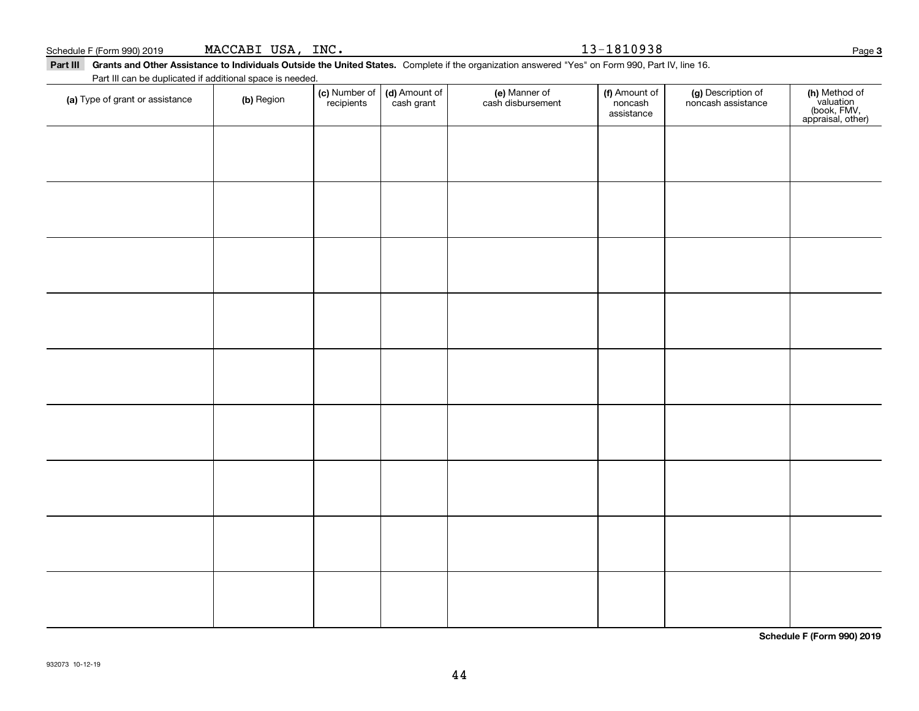Schedule F (Form 990) 2019 MACCABI USA, INC. 13-1810938

**Part III Grants and Other Assistance to Individuals Outside the United States.** Complete if the organization answered "Yes" on Form 990, Part IV, line 16.

Part III can be duplicated if additional space is needed.

| (a) Type of grant or assistance | (b) Region | (c) Number of recipients | (d) Amount of cash grant | (e) Manner of cash disbursement | (f) Amount of noncash assistance | (g) Description of noncash assistance | (h) Method of valuation (book, FMV, appraisal, other) |
|---|---|---|---|---|---|---|---|
| | | | | | | | |
| | | | | | | | |
| | | | | | | | |
| | | | | | | | |
| | | | | | | | |
| | | | | | | | |
| | | | | | | | |
| | | | | | | | |
| | | | | | | | |

**Schedule F (Form 990) 2019**

932073 10-12-19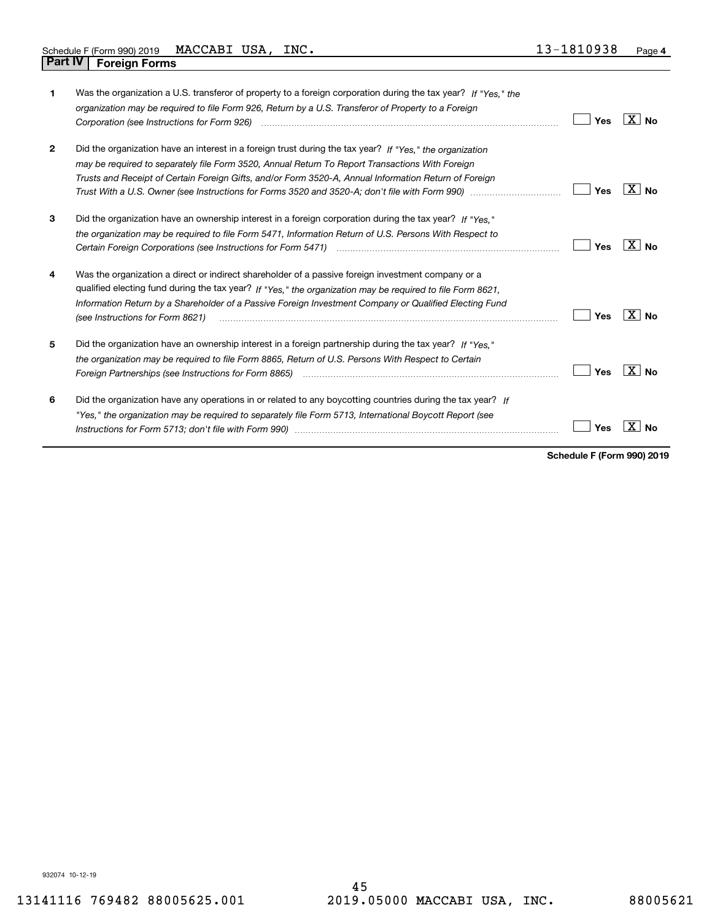Schedule F (Form 990) 2019 MACCABI USA, INC. 13-1810938 Page 4

## Part IV Foreign Forms

| | | Yes | No |
|---|---|---|---|
| **1** | Was the organization a U.S. transferor of property to a foreign corporation during the tax year? *If "Yes," the organization may be required to file Form 926, Return by a U.S. Transferor of Property to a Foreign Corporation (see Instructions for Form 926)* | | X |
| **2** | Did the organization have an interest in a foreign trust during the tax year? *If "Yes," the organization may be required to separately file Form 3520, Annual Return To Report Transactions With Foreign Trusts and Receipt of Certain Foreign Gifts, and/or Form 3520-A, Annual Information Return of Foreign Trust With a U.S. Owner (see Instructions for Forms 3520 and 3520-A; don't file with Form 990)* | | X |
| **3** | Did the organization have an ownership interest in a foreign corporation during the tax year? *If "Yes," the organization may be required to file Form 5471, Information Return of U.S. Persons With Respect to Certain Foreign Corporations (see Instructions for Form 5471)* | | X |
| **4** | Was the organization a direct or indirect shareholder of a passive foreign investment company or a qualified electing fund during the tax year? *If "Yes," the organization may be required to file Form 8621, Information Return by a Shareholder of a Passive Foreign Investment Company or Qualified Electing Fund (see Instructions for Form 8621)* | | X |
| **5** | Did the organization have an ownership interest in a foreign partnership during the tax year? *If "Yes," the organization may be required to file Form 8865, Return of U.S. Persons With Respect to Certain Foreign Partnerships (see Instructions for Form 8865)* | | X |
| **6** | Did the organization have any operations in or related to any boycotting countries during the tax year? *If "Yes," the organization may be required to separately file Form 5713, International Boycott Report (see Instructions for Form 5713; don't file with Form 990)* | | X |

**Schedule F (Form 990) 2019**

932074 10-12-19

13141116 769482 88005625.001 2019.05000 MACCABI USA, INC. 88005621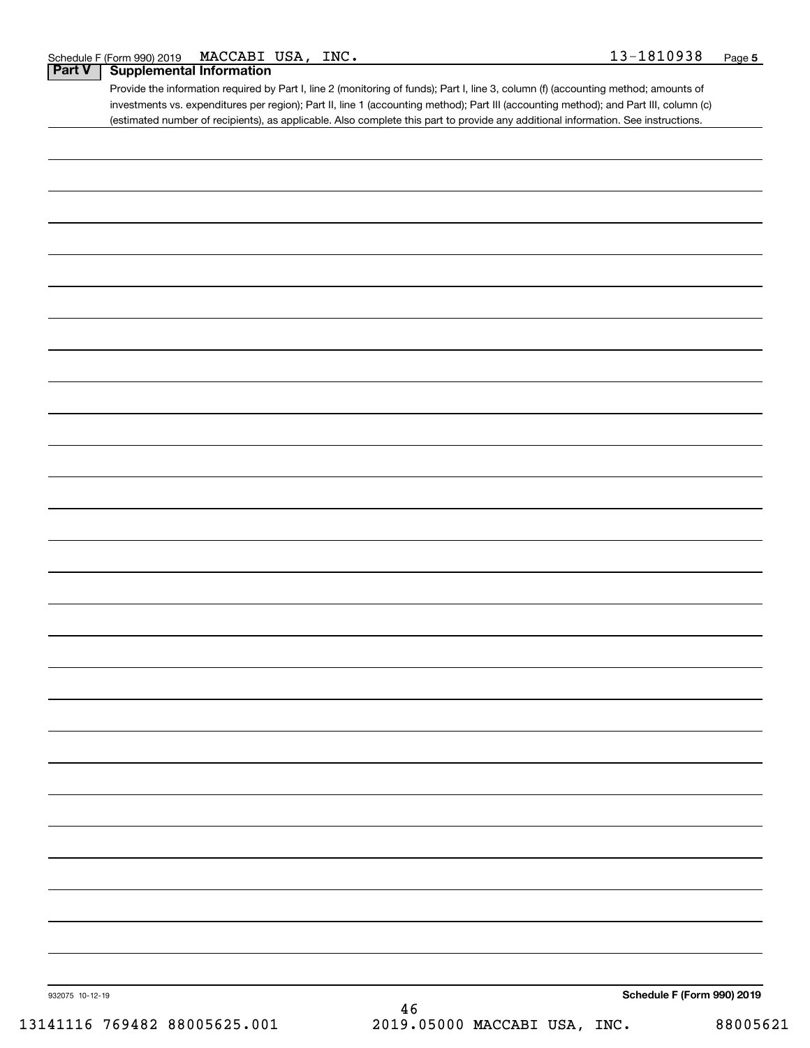Schedule F (Form 990) 2019 MACCABI USA, INC. 13-1810938 Page 5

## Part V Supplemental Information

Provide the information required by Part I, line 2 (monitoring of funds); Part I, line 3, column (f) (accounting method; amounts of investments vs. expenditures per region); Part II, line 1 (accounting method); Part III (accounting method); and Part III, column (c) (estimated number of recipients), as applicable. Also complete this part to provide any additional information. See instructions.

932075 10-12-19

Schedule F (Form 990) 2019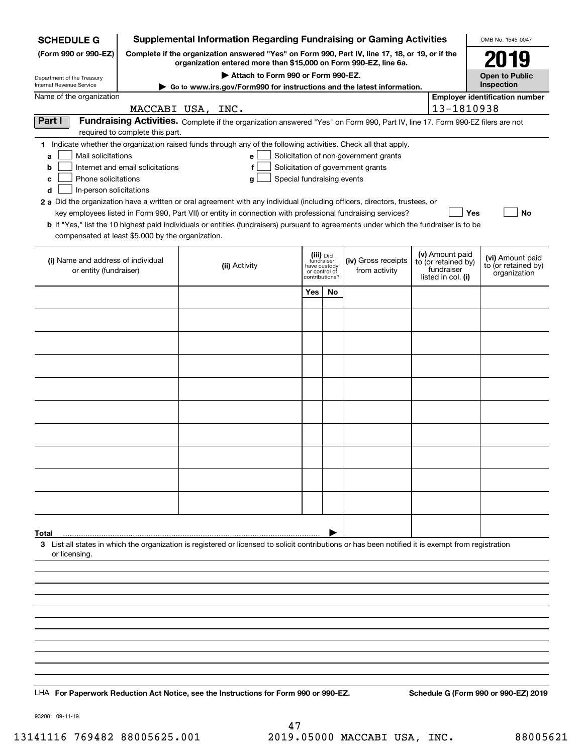**SCHEDULE G (Form 990 or 990-EZ)**

Department of the Treasury
Internal Revenue Service

# Supplemental Information Regarding Fundraising or Gaming Activities

**Complete if the organization answered "Yes" on Form 990, Part IV, line 17, 18, or 19, or if the organization entered more than $15,000 on Form 990-EZ, line 6a.**

**▶ Attach to Form 990 or Form 990-EZ.**

**▶ Go to www.irs.gov/Form990 for instructions and the latest information.**

OMB No. 1545-0047

**2019**

**Open to Public Inspection**

Name of the organization: MACCABI USA, INC.

Employer identification number: 13-1810938

**Part I Fundraising Activities.** Complete if the organization answered "Yes" on Form 990, Part IV, line 17. Form 990-EZ filers are not required to complete this part.

**1** Indicate whether the organization raised funds through any of the following activities. Check all that apply.

- **a** ☐ Mail solicitations
- **b** ☐ Internet and email solicitations
- **c** ☐ Phone solicitations
- **d** ☐ In-person solicitations
- **e** ☐ Solicitation of non-government grants
- **f** ☐ Solicitation of government grants
- **g** ☐ Special fundraising events

**2 a** Did the organization have a written or oral agreement with any individual (including officers, directors, trustees, or key employees listed in Form 990, Part VII) or entity in connection with professional fundraising services? ☐ **Yes** ☐ **No**

**b** If "Yes," list the 10 highest paid individuals or entities (fundraisers) pursuant to agreements under which the fundraiser is to be compensated at least $5,000 by the organization.

| (i) Name and address of individual or entity (fundraiser) | (ii) Activity | (iii) Did fundraiser have custody or control of contributions? | | (iv) Gross receipts from activity | (v) Amount paid to (or retained by) fundraiser listed in col. (i) | (vi) Amount paid to (or retained by) organization |
|---|---|---|---|---|---|---|
| | | Yes | No | | | |
| | | | | | | |
| | | | | | | |
| | | | | | | |
| | | | | | | |
| | | | | | | |
| | | | | | | |
| | | | | | | |
| | | | | | | |
| | | | | | | |
| | | | | | | |
| **Total** | | | ▶ | | | |

**3** List all states in which the organization is registered or licensed to solicit contributions or has been notified it is exempt from registration or licensing.

LHA **For Paperwork Reduction Act Notice, see the Instructions for Form 990 or 990-EZ.** **Schedule G (Form 990 or 990-EZ) 2019**

932081 09-11-19

13141116 769482 88005625.001 2019.05000 MACCABI USA, INC. 88005621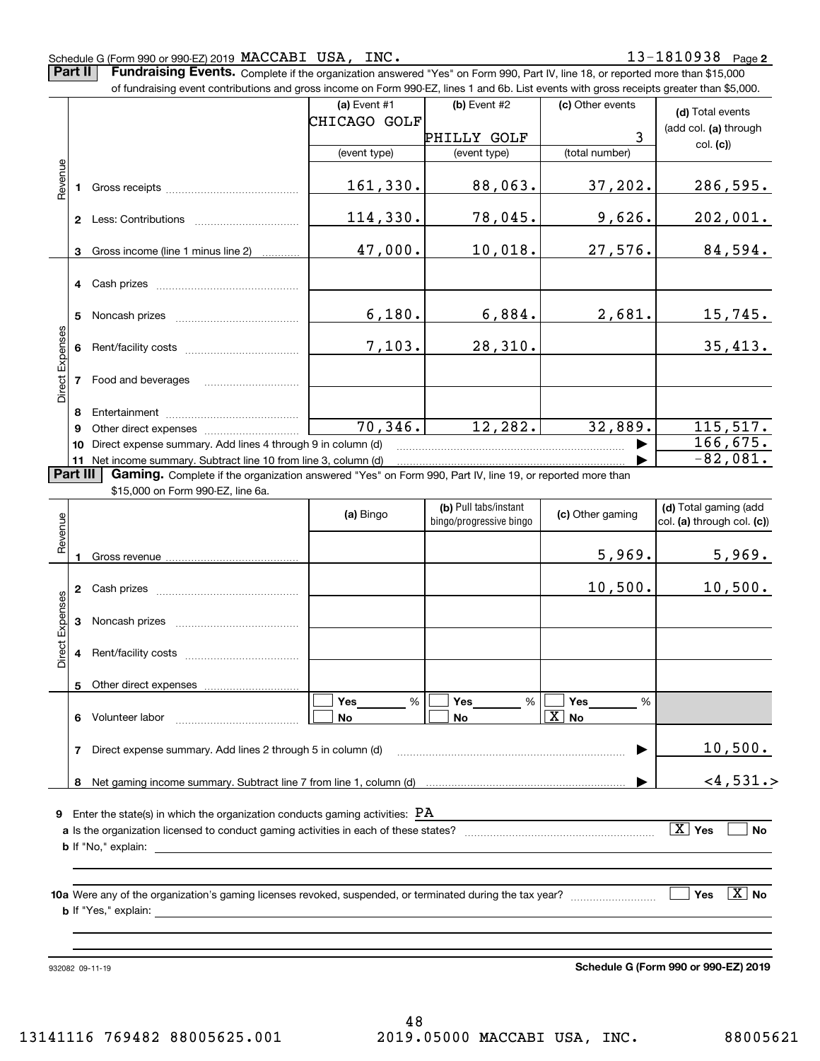Schedule G (Form 990 or 990-EZ) 2019 MACCABI USA, INC. 13-1810938 Page **2**

**Part II** **Fundraising Events.** Complete if the organization answered "Yes" on Form 990, Part IV, line 18, or reported more than $15,000 of fundraising event contributions and gross income on Form 990-EZ, lines 1 and 6b. List events with gross receipts greater than $5,000.

| | | (a) Event #1 CHICAGO GOLF (event type) | (b) Event #2 PHILLY GOLF (event type) | (c) Other events 3 (total number) | (d) Total events (add col. (a) through col. (c)) |
|---|---|---|---|---|---|
| Revenue | 1 Gross receipts | 161,330. | 88,063. | 37,202. | 286,595. |
| | 2 Less: Contributions | 114,330. | 78,045. | 9,626. | 202,001. |
| | 3 Gross income (line 1 minus line 2) | 47,000. | 10,018. | 27,576. | 84,594. |
| Direct Expenses | 4 Cash prizes | | | | |
| | 5 Noncash prizes | 6,180. | 6,884. | 2,681. | 15,745. |
| | 6 Rent/facility costs | 7,103. | 28,310. | | 35,413. |
| | 7 Food and beverages | | | | |
| | 8 Entertainment | | | | |
| | 9 Other direct expenses | 70,346. | 12,282. | 32,889. | 115,517. |
| | 10 Direct expense summary. Add lines 4 through 9 in column (d) | | | ▶ | 166,675. |
| | 11 Net income summary. Subtract line 10 from line 3, column (d) | | | ▶ | -82,081. |

**Part III** **Gaming.** Complete if the organization answered "Yes" on Form 990, Part IV, line 19, or reported more than $15,000 on Form 990-EZ, line 6a.

| | | (a) Bingo | (b) Pull tabs/instant bingo/progressive bingo | (c) Other gaming | (d) Total gaming (add col. (a) through col. (c)) |
|---|---|---|---|---|---|
| Revenue | 1 Gross revenue | | | 5,969. | 5,969. |
| Direct Expenses | 2 Cash prizes | | | 10,500. | 10,500. |
| | 3 Noncash prizes | | | | |
| | 4 Rent/facility costs | | | | |
| | 5 Other direct expenses | | | | |
| | 6 Volunteer labor | ☐ Yes ____ % ☐ No | ☐ Yes ____ % ☐ No | ☐ Yes ____ % ☒ No | |
| | 7 Direct expense summary. Add lines 2 through 5 in column (d) | | | ▶ | 10,500. |
| | 8 Net gaming income summary. Subtract line 7 from line 1, column (d) | | | ▶ | <4,531.> |

**9** Enter the state(s) in which the organization conducts gaming activities: PA

**a** Is the organization licensed to conduct gaming activities in each of these states? ☒ Yes ☐ No

**b** If "No," explain:

**10a** Were any of the organization's gaming licenses revoked, suspended, or terminated during the tax year? ☐ Yes ☒ No

**b** If "Yes," explain:

932082 09-11-19 **Schedule G (Form 990 or 990-EZ) 2019**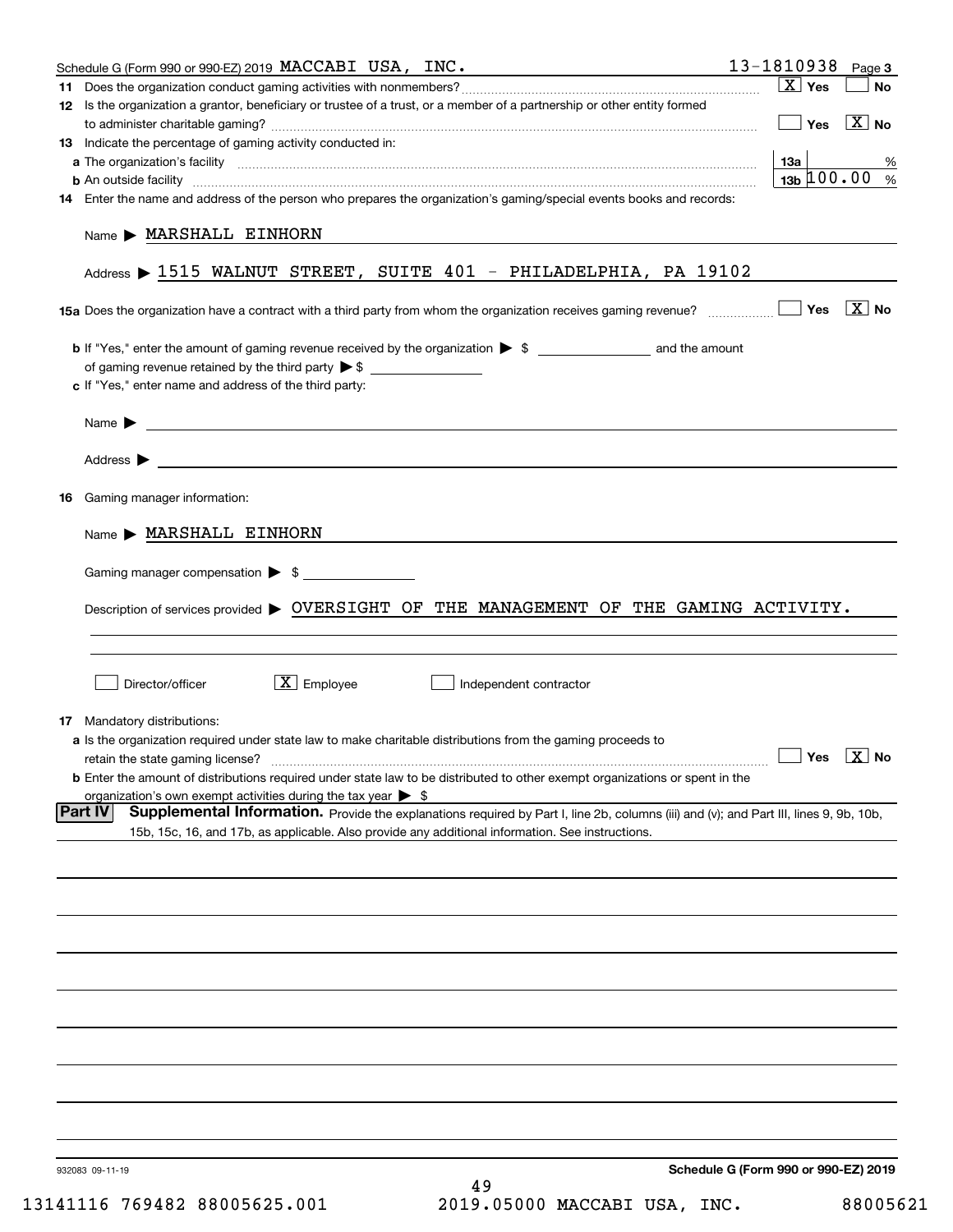Schedule G (Form 990 or 990-EZ) 2019 MACCABI USA, INC. 13-1810938 Page **3**

**11** Does the organization conduct gaming activities with nonmembers? [X] Yes [ ] No

**12** Is the organization a grantor, beneficiary or trustee of a trust, or a member of a partnership or other entity formed to administer charitable gaming? [ ] Yes [X] No

**13** Indicate the percentage of gaming activity conducted in:

**a** The organization's facility **13a** %

**b** An outside facility **13b** 100.00 %

**14** Enter the name and address of the person who prepares the organization's gaming/special events books and records:

Name ▶ MARSHALL EINHORN

Address ▶ 1515 WALNUT STREET, SUITE 401 - PHILADELPHIA, PA 19102

**15a** Does the organization have a contract with a third party from whom the organization receives gaming revenue? [ ] Yes [X] No

**b** If "Yes," enter the amount of gaming revenue received by the organization ▶ $ \_\_\_\_\_\_\_\_ and the amount of gaming revenue retained by the third party ▶ $ \_\_\_\_\_\_\_\_

**c** If "Yes," enter name and address of the third party:

Name ▶

Address ▶

**16** Gaming manager information:

Name ▶ MARSHALL EINHORN

Gaming manager compensation ▶ $

Description of services provided ▶ OVERSIGHT OF THE MANAGEMENT OF THE GAMING ACTIVITY.

[ ] Director/officer [X] Employee [ ] Independent contractor

**17** Mandatory distributions:

**a** Is the organization required under state law to make charitable distributions from the gaming proceeds to retain the state gaming license? [ ] Yes [X] No

**b** Enter the amount of distributions required under state law to be distributed to other exempt organizations or spent in the organization's own exempt activities during the tax year ▶ $

**Part IV** **Supplemental Information.** Provide the explanations required by Part I, line 2b, columns (iii) and (v); and Part III, lines 9, 9b, 10b, 15b, 15c, 16, and 17b, as applicable. Also provide any additional information. See instructions.

932083 09-11-19 **Schedule G (Form 990 or 990-EZ) 2019**

13141116 769482 88005625.001 2019.05000 MACCABI USA, INC. 88005621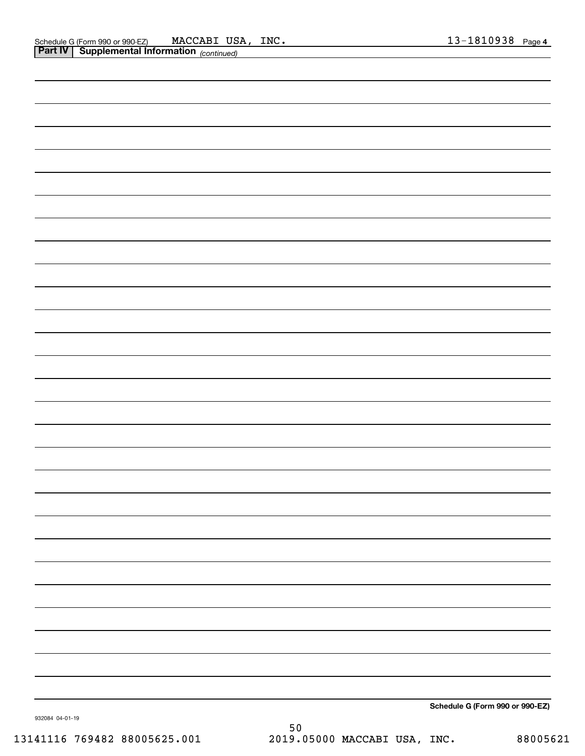Schedule G (Form 990 or 990-EZ) MACCABI USA, INC. 13-1810938 Page 4

**Part IV | Supplemental Information** *(continued)*

**Schedule G (Form 990 or 990-EZ)**

932084 04-01-19

13141116 769482 88005625.001 2019.05000 MACCABI USA, INC. 88005621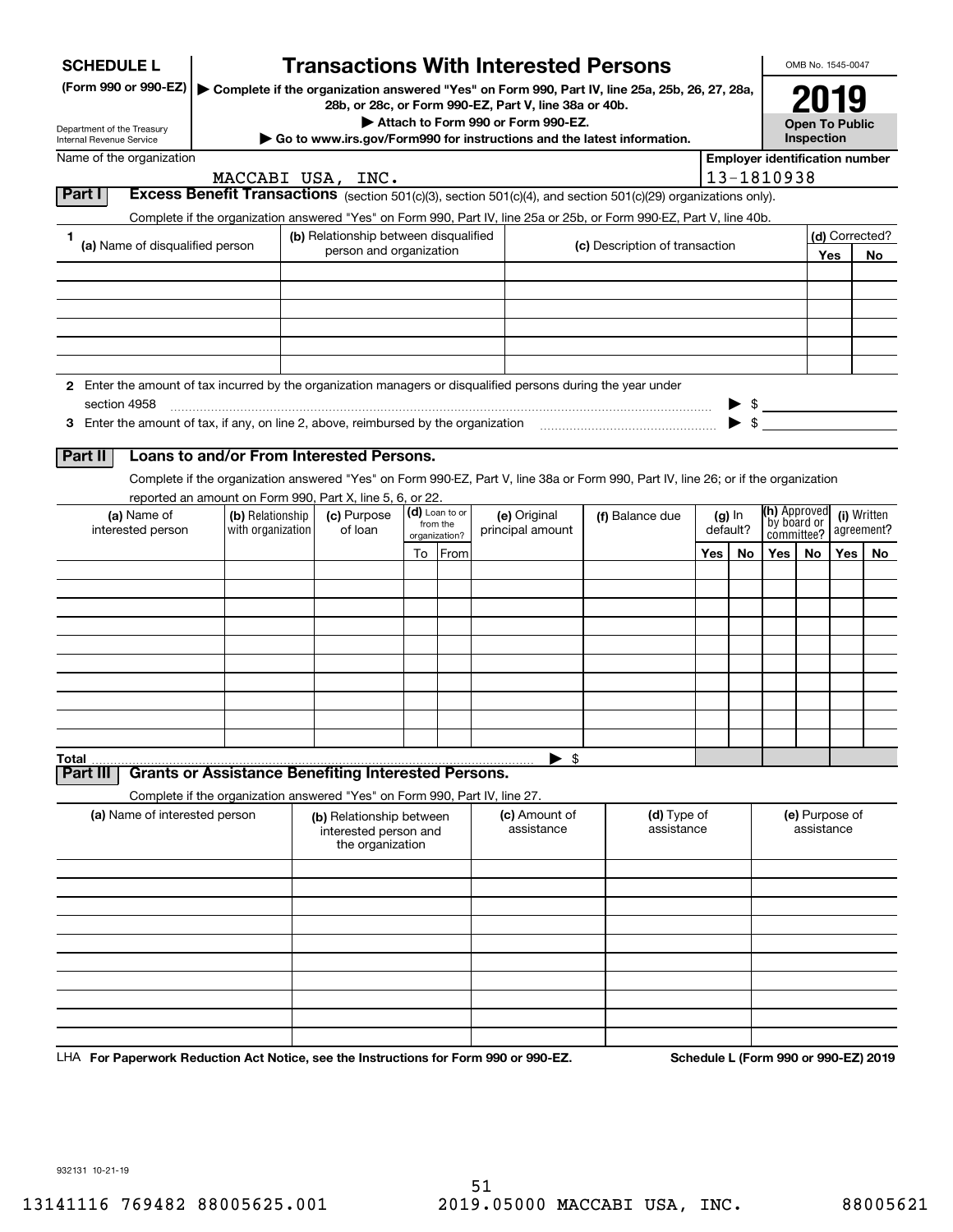**SCHEDULE L**
**(Form 990 or 990-EZ)**

Department of the Treasury
Internal Revenue Service

# Transactions With Interested Persons

▶ **Complete if the organization answered "Yes" on Form 990, Part IV, line 25a, 25b, 26, 27, 28a, 28b, or 28c, or Form 990-EZ, Part V, line 38a or 40b.**
▶ **Attach to Form 990 or Form 990-EZ.**
▶ **Go to www.irs.gov/Form990 for instructions and the latest information.**

OMB No. 1545-0047

**2019**

**Open To Public Inspection**

Name of the organization: MACCABI USA, INC.

**Employer identification number**: 13-1810938

## Part I Excess Benefit Transactions (section 501(c)(3), section 501(c)(4), and section 501(c)(29) organizations only).

Complete if the organization answered "Yes" on Form 990, Part IV, line 25a or 25b, or Form 990-EZ, Part V, line 40b.

| 1 (a) Name of disqualified person | (b) Relationship between disqualified person and organization | (c) Description of transaction | (d) Corrected? Yes | No |
|---|---|---|---|---|
| | | | | |
| | | | | |
| | | | | |
| | | | | |
| | | | | |
| | | | | |

**2** Enter the amount of tax incurred by the organization managers or disqualified persons during the year under section 4958 ▶ $

**3** Enter the amount of tax, if any, on line 2, above, reimbursed by the organization ▶ $

## Part II Loans to and/or From Interested Persons.

Complete if the organization answered "Yes" on Form 990-EZ, Part V, line 38a or Form 990, Part IV, line 26; or if the organization reported an amount on Form 990, Part X, line 5, 6, or 22.

| (a) Name of interested person | (b) Relationship with organization | (c) Purpose of loan | (d) Loan to or from the organization? To | From | (e) Original principal amount | (f) Balance due | (g) In default? Yes | No | (h) Approved by board or committee? Yes | No | (i) Written agreement? Yes | No |
|---|---|---|---|---|---|---|---|---|---|---|---|---|
| | | | | | | | | | | | | |
| | | | | | | | | | | | | |
| | | | | | | | | | | | | |
| | | | | | | | | | | | | |
| | | | | | | | | | | | | |
| | | | | | | | | | | | | |
| | | | | | | | | | | | | |
| | | | | | | | | | | | | |
| | | | | | | | | | | | | |
| | | | | | | | | | | | | |
| **Total** | | | | | ▶ $ | | | | | | | |

## Part III Grants or Assistance Benefiting Interested Persons.

Complete if the organization answered "Yes" on Form 990, Part IV, line 27.

| (a) Name of interested person | (b) Relationship between interested person and the organization | (c) Amount of assistance | (d) Type of assistance | (e) Purpose of assistance |
|---|---|---|---|---|
| | | | | |
| | | | | |
| | | | | |
| | | | | |
| | | | | |
| | | | | |
| | | | | |
| | | | | |
| | | | | |

LHA **For Paperwork Reduction Act Notice, see the Instructions for Form 990 or 990-EZ.** **Schedule L (Form 990 or 990-EZ) 2019**

932131 10-21-19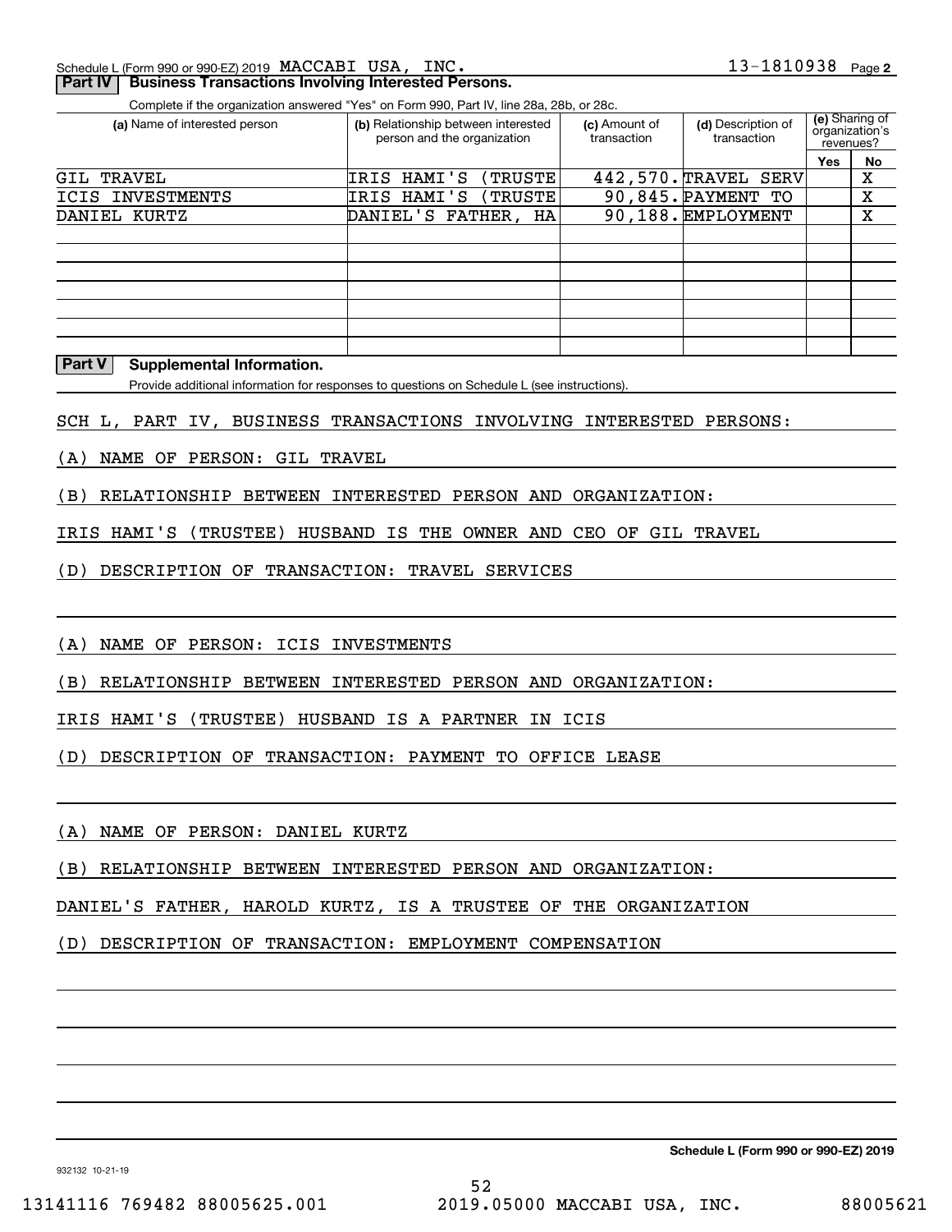Schedule L (Form 990 or 990-EZ) 2019 MACCABI USA, INC. 13-1810938 Page 2

**Part IV | Business Transactions Involving Interested Persons.**

Complete if the organization answered "Yes" on Form 990, Part IV, line 28a, 28b, or 28c.

| (a) Name of interested person | (b) Relationship between interested person and the organization | (c) Amount of transaction | (d) Description of transaction | (e) Sharing of organization's revenues? | |
|---|---|---|---|---|---|
| | | | | Yes | No |
| GIL TRAVEL | IRIS HAMI'S (TRUSTE | 442,570. | TRAVEL SERV | | X |
| ICIS INVESTMENTS | IRIS HAMI'S (TRUSTE | 90,845. | PAYMENT TO | | X |
| DANIEL KURTZ | DANIEL'S FATHER, HA | 90,188. | EMPLOYMENT | | X |

**Part V | Supplemental Information.**

Provide additional information for responses to questions on Schedule L (see instructions).

SCH L, PART IV, BUSINESS TRANSACTIONS INVOLVING INTERESTED PERSONS:

(A) NAME OF PERSON: GIL TRAVEL

(B) RELATIONSHIP BETWEEN INTERESTED PERSON AND ORGANIZATION:

IRIS HAMI'S (TRUSTEE) HUSBAND IS THE OWNER AND CEO OF GIL TRAVEL

(D) DESCRIPTION OF TRANSACTION: TRAVEL SERVICES

(A) NAME OF PERSON: ICIS INVESTMENTS

(B) RELATIONSHIP BETWEEN INTERESTED PERSON AND ORGANIZATION:

IRIS HAMI'S (TRUSTEE) HUSBAND IS A PARTNER IN ICIS

(D) DESCRIPTION OF TRANSACTION: PAYMENT TO OFFICE LEASE

(A) NAME OF PERSON: DANIEL KURTZ

(B) RELATIONSHIP BETWEEN INTERESTED PERSON AND ORGANIZATION:

DANIEL'S FATHER, HAROLD KURTZ, IS A TRUSTEE OF THE ORGANIZATION

(D) DESCRIPTION OF TRANSACTION: EMPLOYMENT COMPENSATION

**Schedule L (Form 990 or 990-EZ) 2019**

932132 10-21-19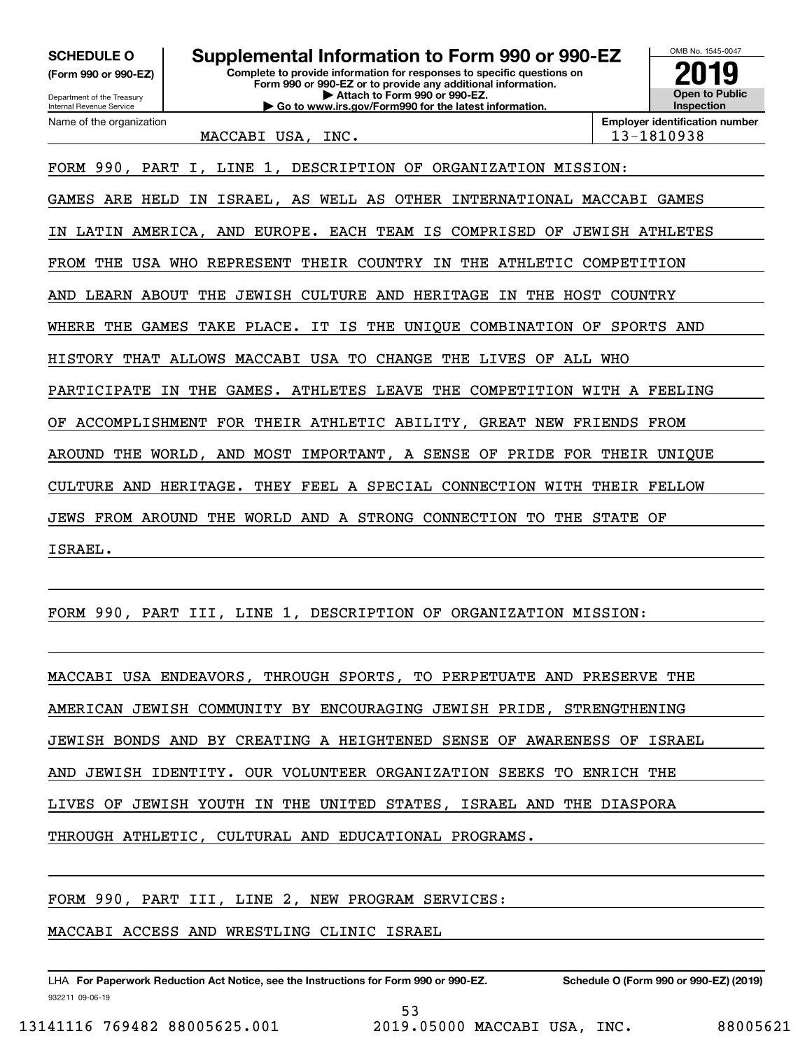**SCHEDULE O**
**(Form 990 or 990-EZ)**

Department of the Treasury
Internal Revenue Service

# Supplemental Information to Form 990 or 990-EZ

**Complete to provide information for responses to specific questions on Form 990 or 990-EZ or to provide any additional information.**
**▶ Attach to Form 990 or 990-EZ.**
**▶ Go to www.irs.gov/Form990 for the latest information.**

OMB No. 1545-0047
**2019**
**Open to Public Inspection**

| Name of the organization | Employer identification number |
|---|---|
| MACCABI USA, INC. | 13-1810938 |

FORM 990, PART I, LINE 1, DESCRIPTION OF ORGANIZATION MISSION:

GAMES ARE HELD IN ISRAEL, AS WELL AS OTHER INTERNATIONAL MACCABI GAMES IN LATIN AMERICA, AND EUROPE. EACH TEAM IS COMPRISED OF JEWISH ATHLETES FROM THE USA WHO REPRESENT THEIR COUNTRY IN THE ATHLETIC COMPETITION AND LEARN ABOUT THE JEWISH CULTURE AND HERITAGE IN THE HOST COUNTRY WHERE THE GAMES TAKE PLACE. IT IS THE UNIQUE COMBINATION OF SPORTS AND HISTORY THAT ALLOWS MACCABI USA TO CHANGE THE LIVES OF ALL WHO PARTICIPATE IN THE GAMES. ATHLETES LEAVE THE COMPETITION WITH A FEELING OF ACCOMPLISHMENT FOR THEIR ATHLETIC ABILITY, GREAT NEW FRIENDS FROM AROUND THE WORLD, AND MOST IMPORTANT, A SENSE OF PRIDE FOR THEIR UNIQUE CULTURE AND HERITAGE. THEY FEEL A SPECIAL CONNECTION WITH THEIR FELLOW JEWS FROM AROUND THE WORLD AND A STRONG CONNECTION TO THE STATE OF ISRAEL.

FORM 990, PART III, LINE 1, DESCRIPTION OF ORGANIZATION MISSION:

MACCABI USA ENDEAVORS, THROUGH SPORTS, TO PERPETUATE AND PRESERVE THE AMERICAN JEWISH COMMUNITY BY ENCOURAGING JEWISH PRIDE, STRENGTHENING JEWISH BONDS AND BY CREATING A HEIGHTENED SENSE OF AWARENESS OF ISRAEL AND JEWISH IDENTITY. OUR VOLUNTEER ORGANIZATION SEEKS TO ENRICH THE LIVES OF JEWISH YOUTH IN THE UNITED STATES, ISRAEL AND THE DIASPORA THROUGH ATHLETIC, CULTURAL AND EDUCATIONAL PROGRAMS.

FORM 990, PART III, LINE 2, NEW PROGRAM SERVICES:

MACCABI ACCESS AND WRESTLING CLINIC ISRAEL

LHA **For Paperwork Reduction Act Notice, see the Instructions for Form 990 or 990-EZ.** **Schedule O (Form 990 or 990-EZ) (2019)**
932211 09-06-19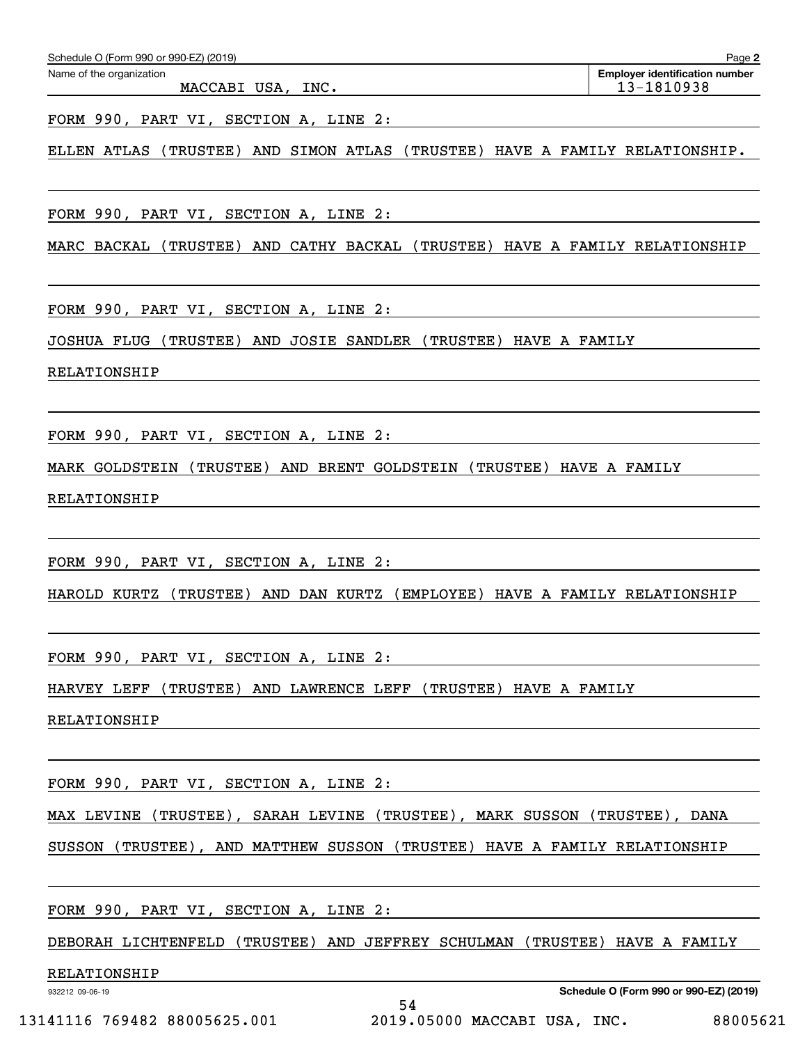Schedule O (Form 990 or 990-EZ) (2019)

Name of the organization: MACCABI USA, INC.

Employer identification number: 13-1810938

FORM 990, PART VI, SECTION A, LINE 2:

ELLEN ATLAS (TRUSTEE) AND SIMON ATLAS (TRUSTEE) HAVE A FAMILY RELATIONSHIP.

FORM 990, PART VI, SECTION A, LINE 2:

MARC BACKAL (TRUSTEE) AND CATHY BACKAL (TRUSTEE) HAVE A FAMILY RELATIONSHIP

FORM 990, PART VI, SECTION A, LINE 2:

JOSHUA FLUG (TRUSTEE) AND JOSIE SANDLER (TRUSTEE) HAVE A FAMILY RELATIONSHIP

FORM 990, PART VI, SECTION A, LINE 2:

MARK GOLDSTEIN (TRUSTEE) AND BRENT GOLDSTEIN (TRUSTEE) HAVE A FAMILY RELATIONSHIP

FORM 990, PART VI, SECTION A, LINE 2:

HAROLD KURTZ (TRUSTEE) AND DAN KURTZ (EMPLOYEE) HAVE A FAMILY RELATIONSHIP

FORM 990, PART VI, SECTION A, LINE 2:

HARVEY LEFF (TRUSTEE) AND LAWRENCE LEFF (TRUSTEE) HAVE A FAMILY RELATIONSHIP

FORM 990, PART VI, SECTION A, LINE 2:

MAX LEVINE (TRUSTEE), SARAH LEVINE (TRUSTEE), MARK SUSSON (TRUSTEE), DANA SUSSON (TRUSTEE), AND MATTHEW SUSSON (TRUSTEE) HAVE A FAMILY RELATIONSHIP

FORM 990, PART VI, SECTION A, LINE 2:

DEBORAH LICHTENFELD (TRUSTEE) AND JEFFREY SCHULMAN (TRUSTEE) HAVE A FAMILY RELATIONSHIP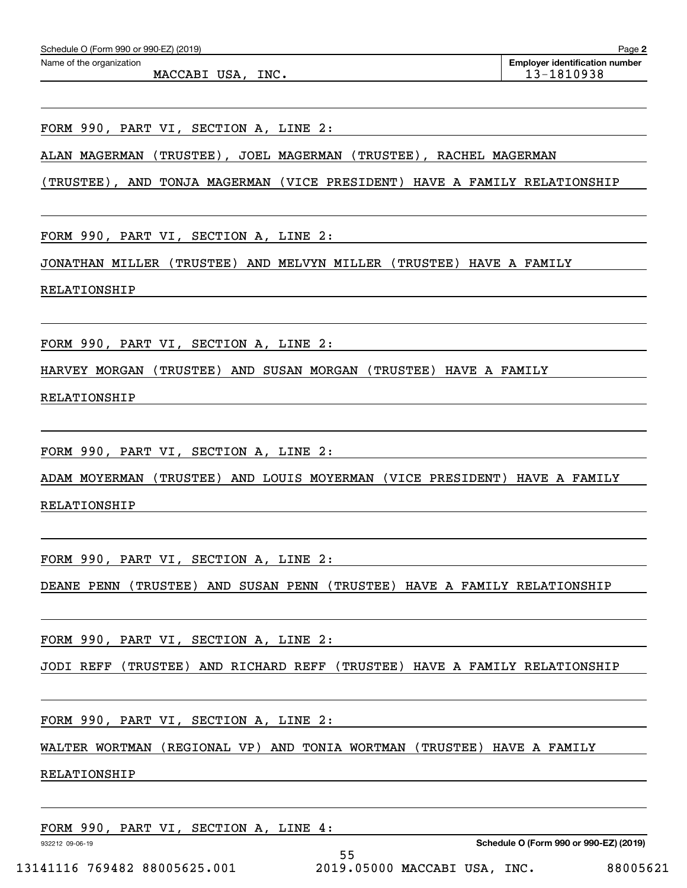Schedule O (Form 990 or 990-EZ) (2019) Page **2**

Name of the organization: MACCABI USA, INC.

**Employer identification number**: 13-1810938

FORM 990, PART VI, SECTION A, LINE 2:

ALAN MAGERMAN (TRUSTEE), JOEL MAGERMAN (TRUSTEE), RACHEL MAGERMAN (TRUSTEE), AND TONJA MAGERMAN (VICE PRESIDENT) HAVE A FAMILY RELATIONSHIP

FORM 990, PART VI, SECTION A, LINE 2:

JONATHAN MILLER (TRUSTEE) AND MELVYN MILLER (TRUSTEE) HAVE A FAMILY RELATIONSHIP

FORM 990, PART VI, SECTION A, LINE 2:

HARVEY MORGAN (TRUSTEE) AND SUSAN MORGAN (TRUSTEE) HAVE A FAMILY RELATIONSHIP

FORM 990, PART VI, SECTION A, LINE 2:

ADAM MOYERMAN (TRUSTEE) AND LOUIS MOYERMAN (VICE PRESIDENT) HAVE A FAMILY RELATIONSHIP

FORM 990, PART VI, SECTION A, LINE 2:

DEANE PENN (TRUSTEE) AND SUSAN PENN (TRUSTEE) HAVE A FAMILY RELATIONSHIP

FORM 990, PART VI, SECTION A, LINE 2:

JODI REFF (TRUSTEE) AND RICHARD REFF (TRUSTEE) HAVE A FAMILY RELATIONSHIP

FORM 990, PART VI, SECTION A, LINE 2:

WALTER WORTMAN (REGIONAL VP) AND TONIA WORTMAN (TRUSTEE) HAVE A FAMILY RELATIONSHIP

FORM 990, PART VI, SECTION A, LINE 4:

932212 09-06-19 **Schedule O (Form 990 or 990-EZ) (2019)**

13141116 769482 88005625.001 2019.05000 MACCABI USA, INC. 88005621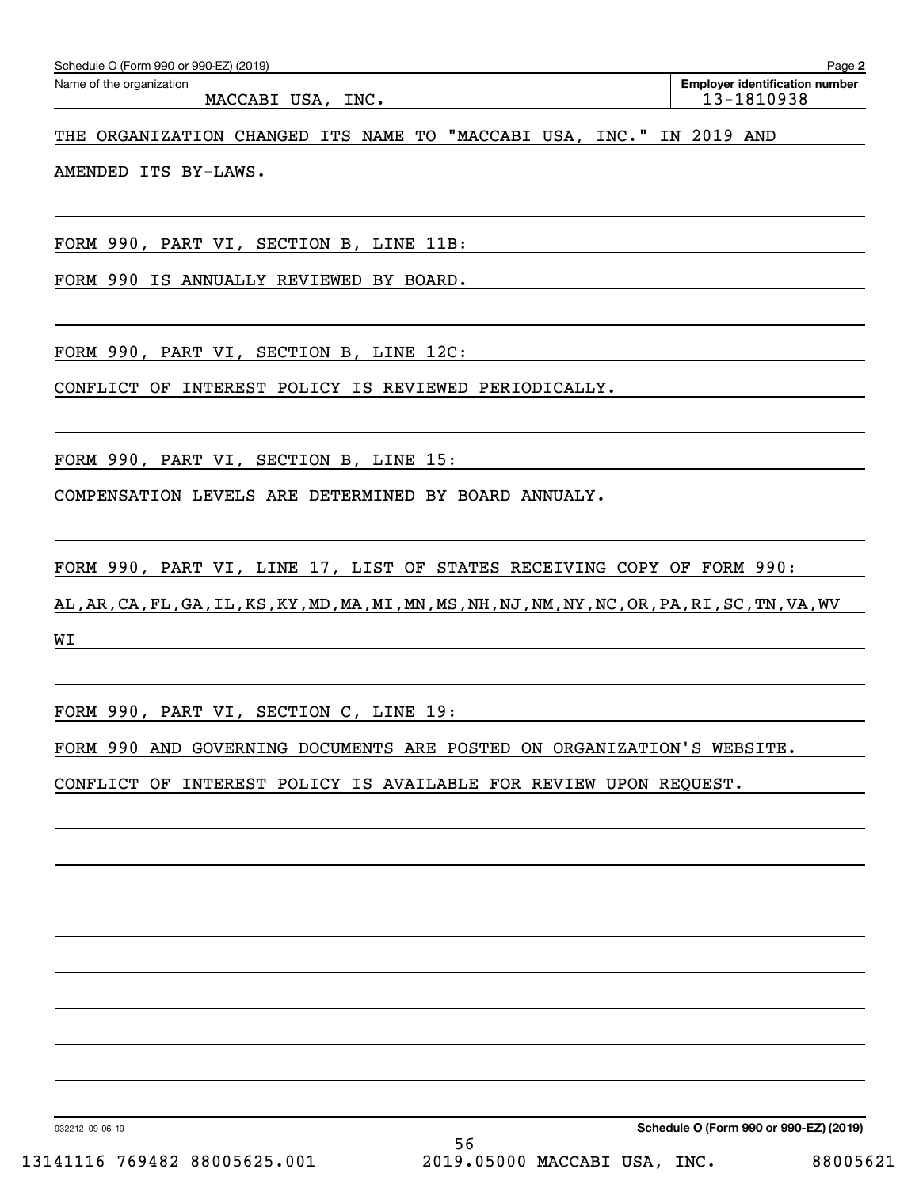Schedule O (Form 990 or 990-EZ) (2019) Page **2**

Name of the organization: MACCABI USA, INC.

**Employer identification number:** 13-1810938

THE ORGANIZATION CHANGED ITS NAME TO "MACCABI USA, INC." IN 2019 AND AMENDED ITS BY-LAWS.

FORM 990, PART VI, SECTION B, LINE 11B:

FORM 990 IS ANNUALLY REVIEWED BY BOARD.

FORM 990, PART VI, SECTION B, LINE 12C:

CONFLICT OF INTEREST POLICY IS REVIEWED PERIODICALLY.

FORM 990, PART VI, SECTION B, LINE 15:

COMPENSATION LEVELS ARE DETERMINED BY BOARD ANNUALY.

FORM 990, PART VI, LINE 17, LIST OF STATES RECEIVING COPY OF FORM 990:

AL,AR,CA,FL,GA,IL,KS,KY,MD,MA,MI,MN,MS,NH,NJ,NM,NY,NC,OR,PA,RI,SC,TN,VA,WV WI

FORM 990, PART VI, SECTION C, LINE 19:

FORM 990 AND GOVERNING DOCUMENTS ARE POSTED ON ORGANIZATION'S WEBSITE.

CONFLICT OF INTEREST POLICY IS AVAILABLE FOR REVIEW UPON REQUEST.

932212 09-06-19 **Schedule O (Form 990 or 990-EZ) (2019)**

13141116 769482 88005625.001 2019.05000 MACCABI USA, INC. 88005621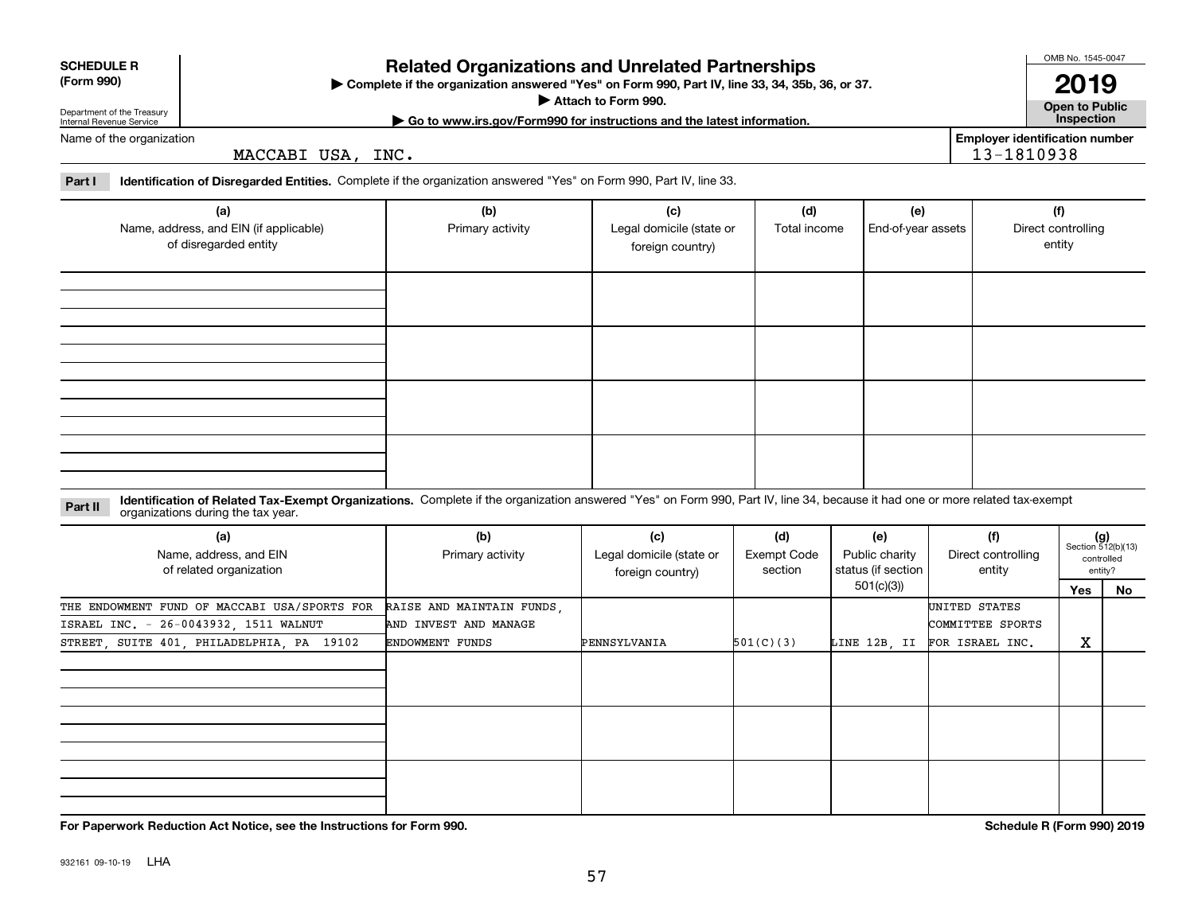**SCHEDULE R (Form 990)**

Department of the Treasury
Internal Revenue Service

# Related Organizations and Unrelated Partnerships

▶ Complete if the organization answered "Yes" on Form 990, Part IV, line 33, 34, 35b, 36, or 37.
▶ Attach to Form 990.
▶ Go to www.irs.gov/Form990 for instructions and the latest information.

OMB No. 1545-0047

**2019**

**Open to Public Inspection**

Name of the organization: MACCABI USA, INC.

Employer identification number: 13-1810938

**Part I** **Identification of Disregarded Entities.** Complete if the organization answered "Yes" on Form 990, Part IV, line 33.

| (a) Name, address, and EIN (if applicable) of disregarded entity | (b) Primary activity | (c) Legal domicile (state or foreign country) | (d) Total income | (e) End-of-year assets | (f) Direct controlling entity |
|---|---|---|---|---|---|
| | | | | | |
| | | | | | |
| | | | | | |
| | | | | | |

**Part II** **Identification of Related Tax-Exempt Organizations.** Complete if the organization answered "Yes" on Form 990, Part IV, line 34, because it had one or more related tax-exempt organizations during the tax year.

| (a) Name, address, and EIN of related organization | (b) Primary activity | (c) Legal domicile (state or foreign country) | (d) Exempt Code section | (e) Public charity status (if section 501(c)(3)) | (f) Direct controlling entity | (g) Section 512(b)(13) controlled entity? Yes | No |
|---|---|---|---|---|---|---|---|
| THE ENDOWMENT FUND OF MACCABI USA/SPORTS FOR ISRAEL INC. - 26-0043932, 1511 WALNUT STREET, SUITE 401, PHILADELPHIA, PA 19102 | RAISE AND MAINTAIN FUNDS, AND INVEST AND MANAGE ENDOWMENT FUNDS | PENNSYLVANIA | 501(C)(3) | LINE 12B, II | UNITED STATES COMMITTEE SPORTS FOR ISRAEL INC. | X | |
| | | | | | | | |
| | | | | | | | |
| | | | | | | | |

**For Paperwork Reduction Act Notice, see the Instructions for Form 990.** **Schedule R (Form 990) 2019**

932161 09-10-19 LHA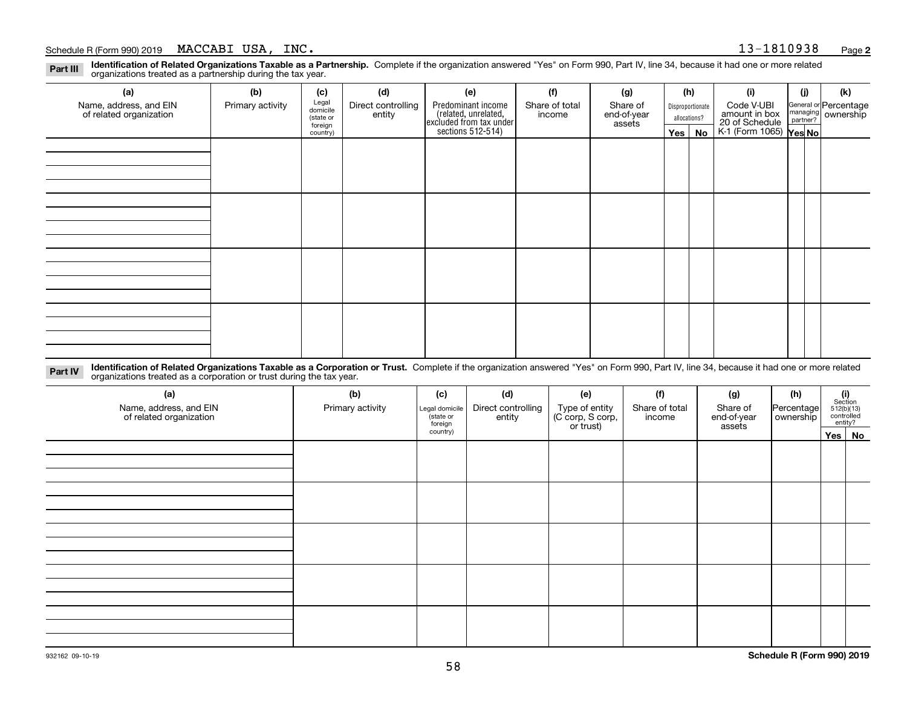Schedule R (Form 990) 2019 MACCABI USA, INC. 13-1810938 Page **2**

## Part III Identification of Related Organizations Taxable as a Partnership.

Complete if the organization answered "Yes" on Form 990, Part IV, line 34, because it had one or more related organizations treated as a partnership during the tax year.

| (a) Name, address, and EIN of related organization | (b) Primary activity | (c) Legal domicile (state or foreign country) | (d) Direct controlling entity | (e) Predominant income (related, unrelated, excluded from tax under sections 512-514) | (f) Share of total income | (g) Share of end-of-year assets | (h) Disproportionate allocations? Yes | (h) No | (i) Code V-UBI amount in box 20 of Schedule K-1 (Form 1065) | (j) General or managing partner? Yes | (j) No | (k) Percentage ownership |
|---|---|---|---|---|---|---|---|---|---|---|---|---|
| | | | | | | | | | | | | |
| | | | | | | | | | | | | |
| | | | | | | | | | | | | |
| | | | | | | | | | | | | |

## Part IV Identification of Related Organizations Taxable as a Corporation or Trust.

Complete if the organization answered "Yes" on Form 990, Part IV, line 34, because it had one or more related organizations treated as a corporation or trust during the tax year.

| (a) Name, address, and EIN of related organization | (b) Primary activity | (c) Legal domicile (state or foreign country) | (d) Direct controlling entity | (e) Type of entity (C corp, S corp, or trust) | (f) Share of total income | (g) Share of end-of-year assets | (h) Percentage ownership | (i) Section 512(b)(13) controlled entity? Yes | (i) No |
|---|---|---|---|---|---|---|---|---|---|
| | | | | | | | | | |
| | | | | | | | | | |
| | | | | | | | | | |
| | | | | | | | | | |
| | | | | | | | | | |

932162 09-10-19

**Schedule R (Form 990) 2019**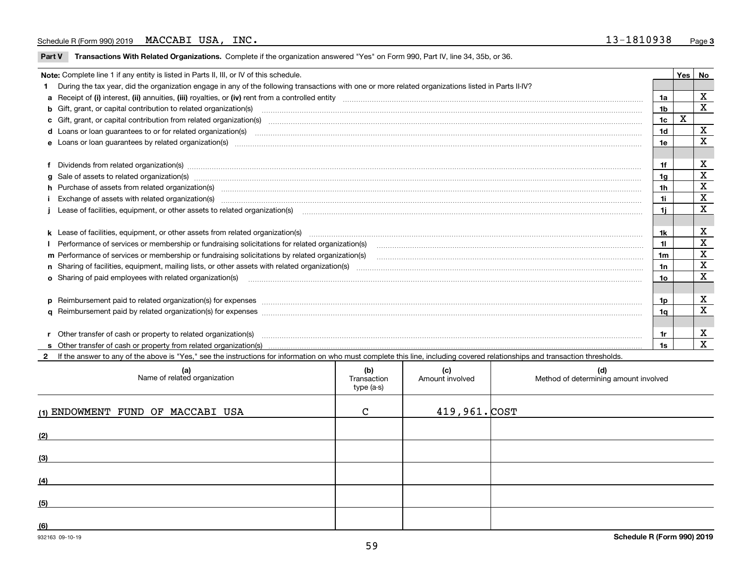Schedule R (Form 990) 2019 MACCABI USA, INC. 13-1810938 Page 3

**Part V Transactions With Related Organizations.** Complete if the organization answered "Yes" on Form 990, Part IV, line 34, 35b, or 36.

| Note: Complete line 1 if any entity is listed in Parts II, III, or IV of this schedule. | | Yes | No |
|---|---|---|---|
| **1** During the tax year, did the organization engage in any of the following transactions with one or more related organizations listed in Parts II-IV? | | | |
| **a** Receipt of **(i)** interest, **(ii)** annuities, **(iii)** royalties, or **(iv)** rent from a controlled entity | 1a | | X |
| **b** Gift, grant, or capital contribution to related organization(s) | 1b | | X |
| **c** Gift, grant, or capital contribution from related organization(s) | 1c | X | |
| **d** Loans or loan guarantees to or for related organization(s) | 1d | | X |
| **e** Loans or loan guarantees by related organization(s) | 1e | | X |
| **f** Dividends from related organization(s) | 1f | | X |
| **g** Sale of assets to related organization(s) | 1g | | X |
| **h** Purchase of assets from related organization(s) | 1h | | X |
| **i** Exchange of assets with related organization(s) | 1i | | X |
| **j** Lease of facilities, equipment, or other assets to related organization(s) | 1j | | X |
| **k** Lease of facilities, equipment, or other assets from related organization(s) | 1k | | X |
| **l** Performance of services or membership or fundraising solicitations for related organization(s) | 1l | | X |
| **m** Performance of services or membership or fundraising solicitations by related organization(s) | 1m | | X |
| **n** Sharing of facilities, equipment, mailing lists, or other assets with related organization(s) | 1n | | X |
| **o** Sharing of paid employees with related organization(s) | 1o | | X |
| **p** Reimbursement paid to related organization(s) for expenses | 1p | | X |
| **q** Reimbursement paid by related organization(s) for expenses | 1q | | X |
| **r** Other transfer of cash or property to related organization(s) | 1r | | X |
| **s** Other transfer of cash or property from related organization(s) | 1s | | X |

**2** If the answer to any of the above is "Yes," see the instructions for information on who must complete this line, including covered relationships and transaction thresholds.

| (a) Name of related organization | (b) Transaction type (a-s) | (c) Amount involved | (d) Method of determining amount involved |
|---|---|---|---|
| (1) ENDOWMENT FUND OF MACCABI USA | C | 419,961. | COST |
| (2) | | | |
| (3) | | | |
| (4) | | | |
| (5) | | | |
| (6) | | | |

932163 09-10-19 **Schedule R (Form 990) 2019**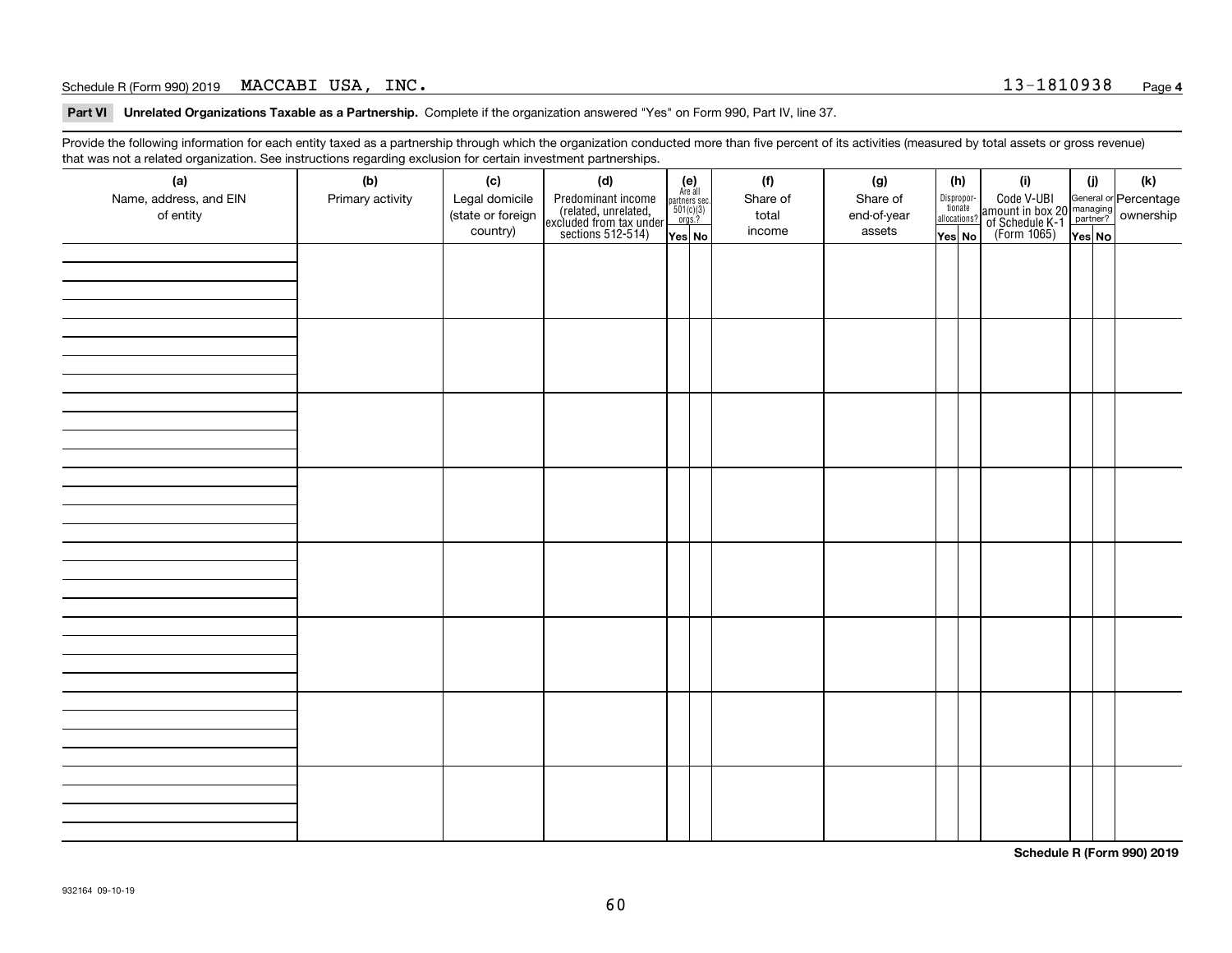Schedule R (Form 990) 2019 MACCABI USA, INC. 13-1810938 Page 4

**Part VI Unrelated Organizations Taxable as a Partnership.** Complete if the organization answered "Yes" on Form 990, Part IV, line 37.

Provide the following information for each entity taxed as a partnership through which the organization conducted more than five percent of its activities (measured by total assets or gross revenue) that was not a related organization. See instructions regarding exclusion for certain investment partnerships.

| (a) Name, address, and EIN of entity | (b) Primary activity | (c) Legal domicile (state or foreign country) | (d) Predominant income (related, unrelated, excluded from tax under sections 512-514) | (e) Are all partners sec. 501(c)(3) orgs.? Yes | No | (f) Share of total income | (g) Share of end-of-year assets | (h) Disproportionate allocations? Yes | No | (i) Code V-UBI amount in box 20 of Schedule K-1 (Form 1065) | (j) General or managing partner? Yes | No | (k) Percentage ownership |
|---|---|---|---|---|---|---|---|---|---|---|---|---|---|
| | | | | | | | | | | | | | |
| | | | | | | | | | | | | | |
| | | | | | | | | | | | | | |
| | | | | | | | | | | | | | |
| | | | | | | | | | | | | | |
| | | | | | | | | | | | | | |
| | | | | | | | | | | | | | |
| | | | | | | | | | | | | | |

**Schedule R (Form 990) 2019**

932164 09-10-19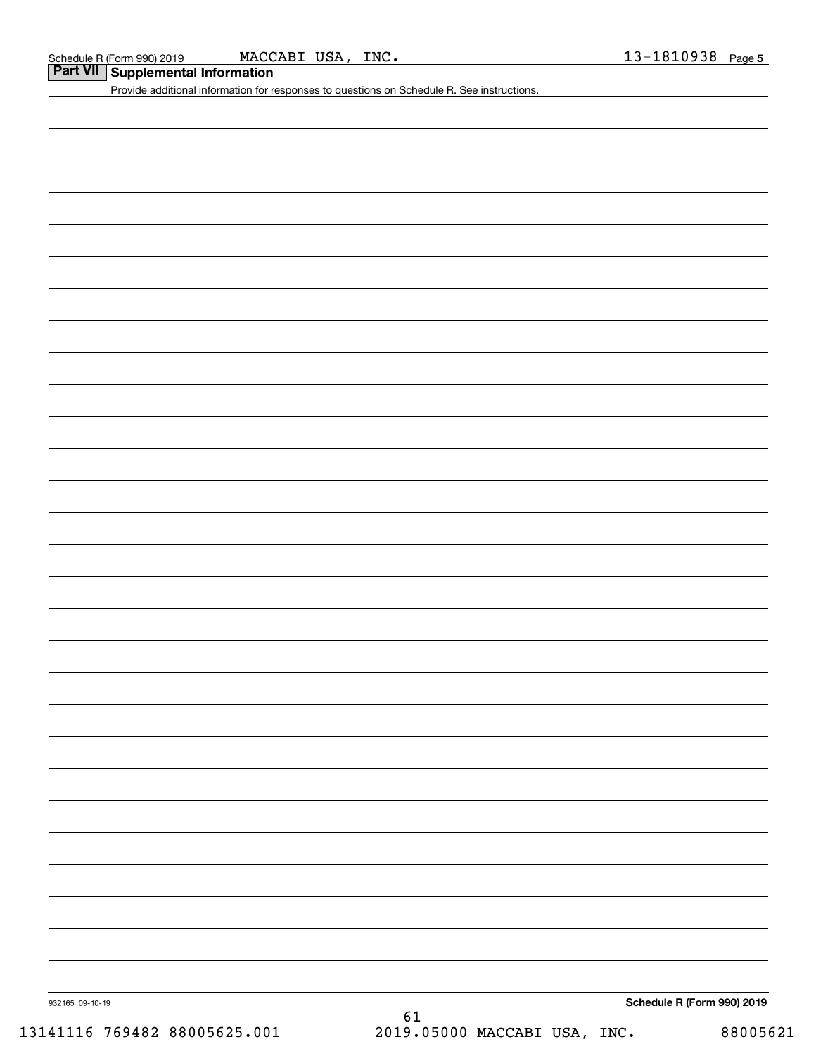Schedule R (Form 990) 2019 MACCABI USA, INC. 13-1810938 Page 5

## Part VII Supplemental Information

Provide additional information for responses to questions on Schedule R. See instructions.

932165 09-10-19

**Schedule R (Form 990) 2019**

13141116 769482 88005625.001 2019.05000 MACCABI USA, INC. 88005621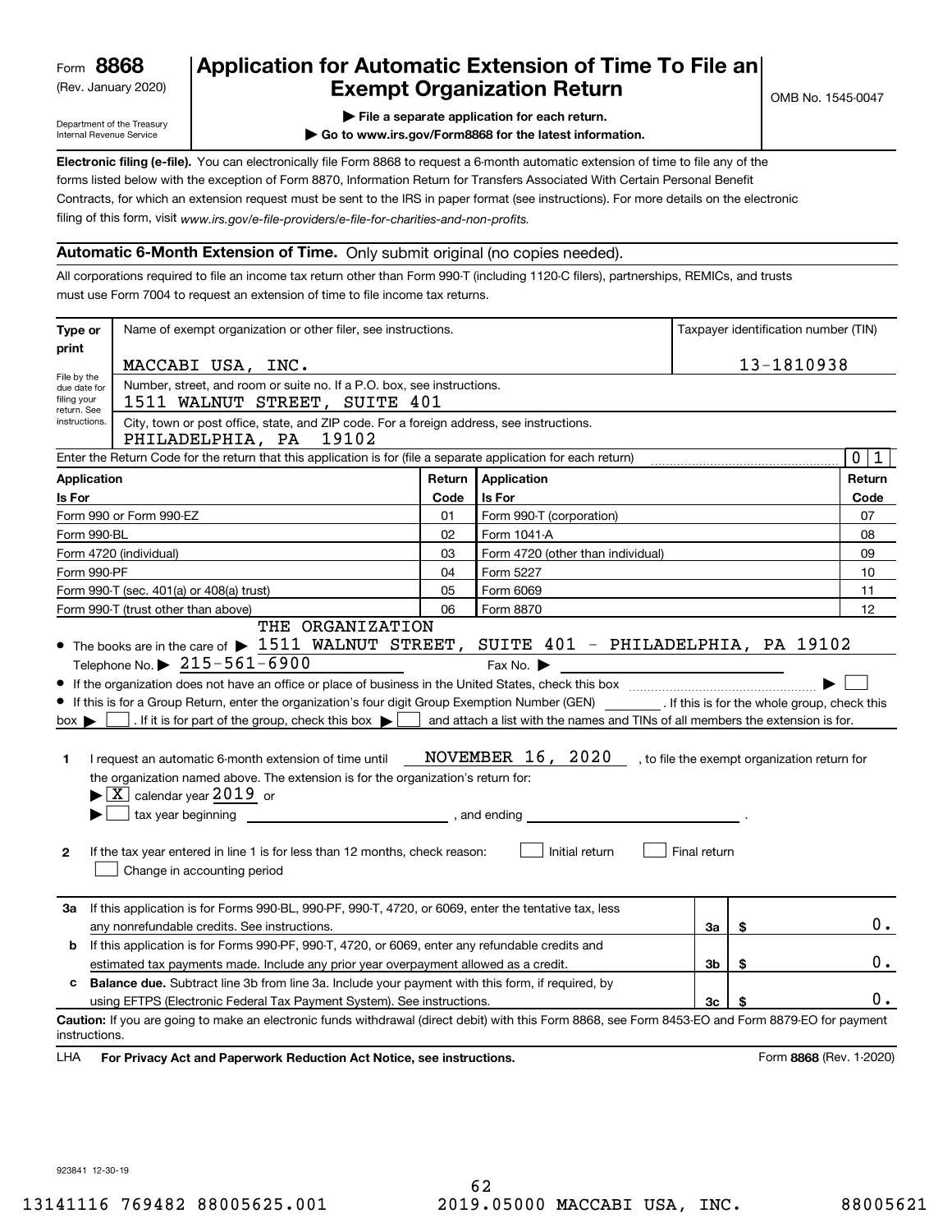Form **8868** (Rev. January 2020)

Department of the Treasury
Internal Revenue Service

# Application for Automatic Extension of Time To File an Exempt Organization Return

OMB No. 1545-0047

▶ File a separate application for each return.

▶ Go to www.irs.gov/Form8868 for the latest information.

**Electronic filing (e-file).** You can electronically file Form 8868 to request a 6-month automatic extension of time to file any of the forms listed below with the exception of Form 8870, Information Return for Transfers Associated With Certain Personal Benefit Contracts, for which an extension request must be sent to the IRS in paper format (see instructions). For more details on the electronic filing of this form, visit *www.irs.gov/e-file-providers/e-file-for-charities-and-non-profits.*

## Automatic 6-Month Extension of Time. Only submit original (no copies needed).

All corporations required to file an income tax return other than Form 990-T (including 1120-C filers), partnerships, REMICs, and trusts must use Form 7004 to request an extension of time to file income tax returns.

| Type or print | Name of exempt organization or other filer, see instructions. | Taxpayer identification number (TIN) |
|---|---|---|
| File by the due date for filing your return. See instructions. | MACCABI USA, INC. | 13-1810938 |
| | Number, street, and room or suite no. If a P.O. box, see instructions. 1511 WALNUT STREET, SUITE 401 | |
| | City, town or post office, state, and ZIP code. For a foreign address, see instructions. PHILADELPHIA, PA 19102 | |

Enter the Return Code for the return that this application is for (file a separate application for each return) ....... 0 1

| Application Is For | Return Code | Application Is For | Return Code |
|---|---|---|---|
| Form 990 or Form 990-EZ | 01 | Form 990-T (corporation) | 07 |
| Form 990-BL | 02 | Form 1041-A | 08 |
| Form 4720 (individual) | 03 | Form 4720 (other than individual) | 09 |
| Form 990-PF | 04 | Form 5227 | 10 |
| Form 990-T (sec. 401(a) or 408(a) trust) | 05 | Form 6069 | 11 |
| Form 990-T (trust other than above) | 06 | Form 8870 | 12 |

- The books are in the care of ▶ THE ORGANIZATION 1511 WALNUT STREET, SUITE 401 - PHILADELPHIA, PA 19102
  Telephone No. ▶ 215-561-6900    Fax No. ▶
- If the organization does not have an office or place of business in the United States, check this box ....... ▶ ☐
- If this is for a Group Return, enter the organization's four digit Group Exemption Number (GEN) ______ . If this is for the whole group, check this box ▶ ☐ . If it is for part of the group, check this box ▶ ☐ and attach a list with the names and TINs of all members the extension is for.

**1** I request an automatic 6-month extension of time until NOVEMBER 16, 2020 , to file the exempt organization return for the organization named above. The extension is for the organization's return for:
▶ ☒ calendar year 2019 or
▶ ☐ tax year beginning ______________ , and ending ______________ .

**2** If the tax year entered in line 1 is for less than 12 months, check reason: ☐ Initial return ☐ Final return
☐ Change in accounting period

| | | | |
|---|---|---|---|
| **3a** | If this application is for Forms 990-BL, 990-PF, 990-T, 4720, or 6069, enter the tentative tax, less any nonrefundable credits. See instructions. | 3a | $ 0. |
| **b** | If this application is for Forms 990-PF, 990-T, 4720, or 6069, enter any refundable credits and estimated tax payments made. Include any prior year overpayment allowed as a credit. | 3b | $ 0. |
| **c** | **Balance due.** Subtract line 3b from line 3a. Include your payment with this form, if required, by using EFTPS (Electronic Federal Tax Payment System). See instructions. | 3c | $ 0. |

**Caution:** If you are going to make an electronic funds withdrawal (direct debit) with this Form 8868, see Form 8453-EO and Form 8879-EO for payment instructions.

LHA **For Privacy Act and Paperwork Reduction Act Notice, see instructions.** Form **8868** (Rev. 1-2020)

923841 12-30-19

13141116 769482 88005625.001 2019.05000 MACCABI USA, INC. 88005621